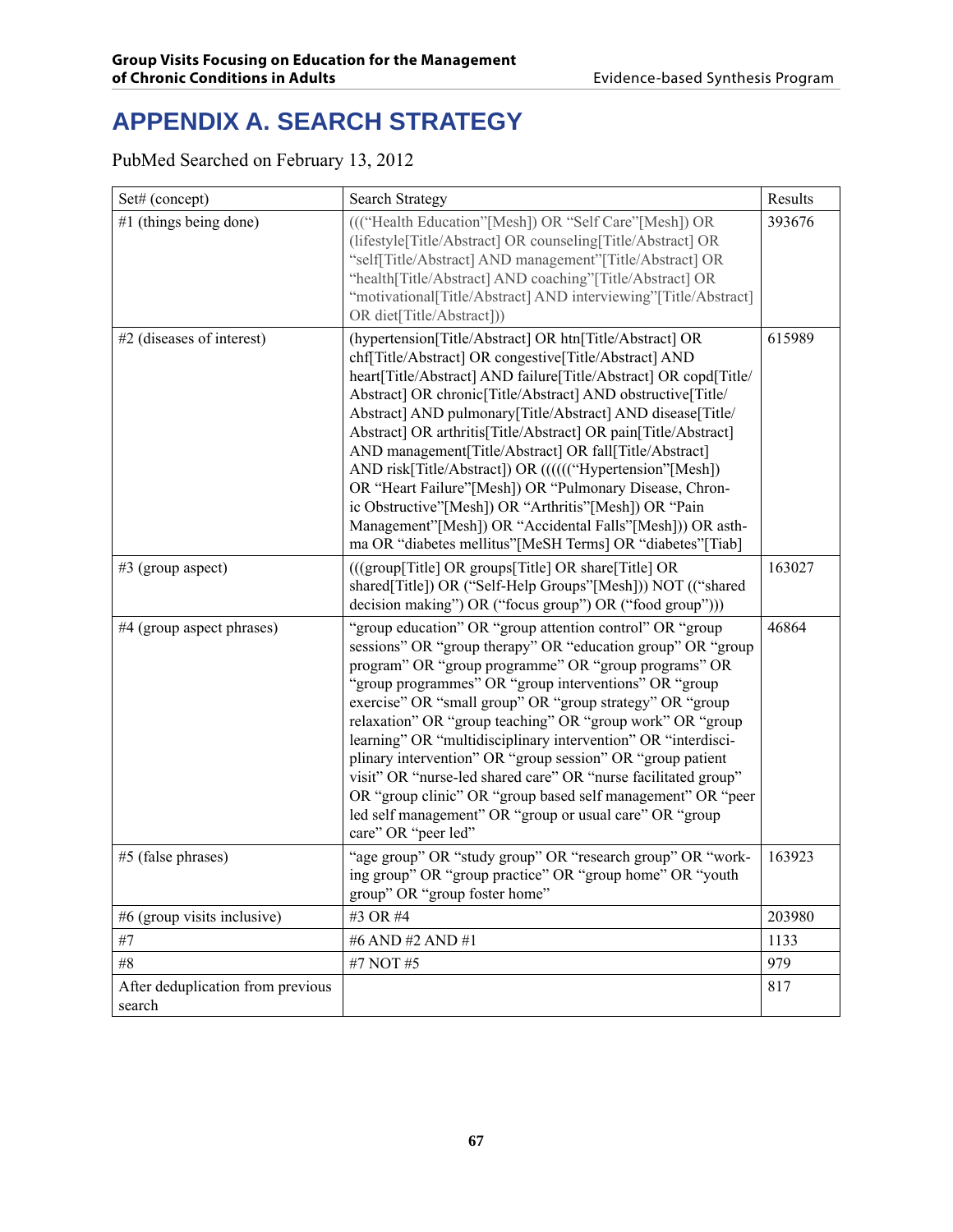# APPENDIX A. SEARCH STRATEGY

PubMed Searched on February 13, 2012

| Set# (concept) | Search Strategy | Results |
|---|---|---|
| #1 (things being done) | (((“Health Education”[Mesh]) OR “Self Care”[Mesh]) OR (lifestyle[Title/Abstract] OR counseling[Title/Abstract] OR “self[Title/Abstract] AND management”[Title/Abstract] OR “health[Title/Abstract] AND coaching”[Title/Abstract] OR “motivational[Title/Abstract] AND interviewing”[Title/Abstract] OR diet[Title/Abstract])) | 393676 |
| #2 (diseases of interest) | (hypertension[Title/Abstract] OR htn[Title/Abstract] OR chf[Title/Abstract] OR congestive[Title/Abstract] AND heart[Title/Abstract] AND failure[Title/Abstract] OR copd[Title/Abstract] OR chronic[Title/Abstract] AND obstructive[Title/Abstract] AND pulmonary[Title/Abstract] AND disease[Title/Abstract] OR arthritis[Title/Abstract] OR pain[Title/Abstract] AND management[Title/Abstract] OR fall[Title/Abstract] AND risk[Title/Abstract]) OR ((((((“Hypertension”[Mesh]) OR “Heart Failure”[Mesh]) OR “Pulmonary Disease, Chronic Obstructive”[Mesh]) OR “Arthritis”[Mesh]) OR “Pain Management”[Mesh]) OR “Accidental Falls”[Mesh])) OR asthma OR “diabetes mellitus”[MeSH Terms] OR “diabetes”[Tiab] | 615989 |
| #3 (group aspect) | (((group[Title] OR groups[Title] OR share[Title] OR shared[Title]) OR (“Self-Help Groups”[Mesh])) NOT ((“shared decision making”) OR (“focus group”) OR (“food group”))) | 163027 |
| #4 (group aspect phrases) | “group education” OR “group attention control” OR “group sessions” OR “group therapy” OR “education group” OR “group program” OR “group programme” OR “group programs” OR “group programmes” OR “group interventions” OR “group exercise” OR “small group” OR “group strategy” OR “group relaxation” OR “group teaching” OR “group work” OR “group learning” OR “multidisciplinary intervention” OR “interdisciplinary intervention” OR “group session” OR “group patient visit” OR “nurse-led shared care” OR “nurse facilitated group” OR “group clinic” OR “group based self management” OR “peer led self management” OR “group or usual care” OR “group care” OR “peer led” | 46864 |
| #5 (false phrases) | “age group” OR “study group” OR “research group” OR “working group” OR “group practice” OR “group home” OR “youth group” OR “group foster home” | 163923 |
| #6 (group visits inclusive) | #3 OR #4 | 203980 |
| #7 | #6 AND #2 AND #1 | 1133 |
| #8 | #7 NOT #5 | 979 |
| After deduplication from previous search | | 817 |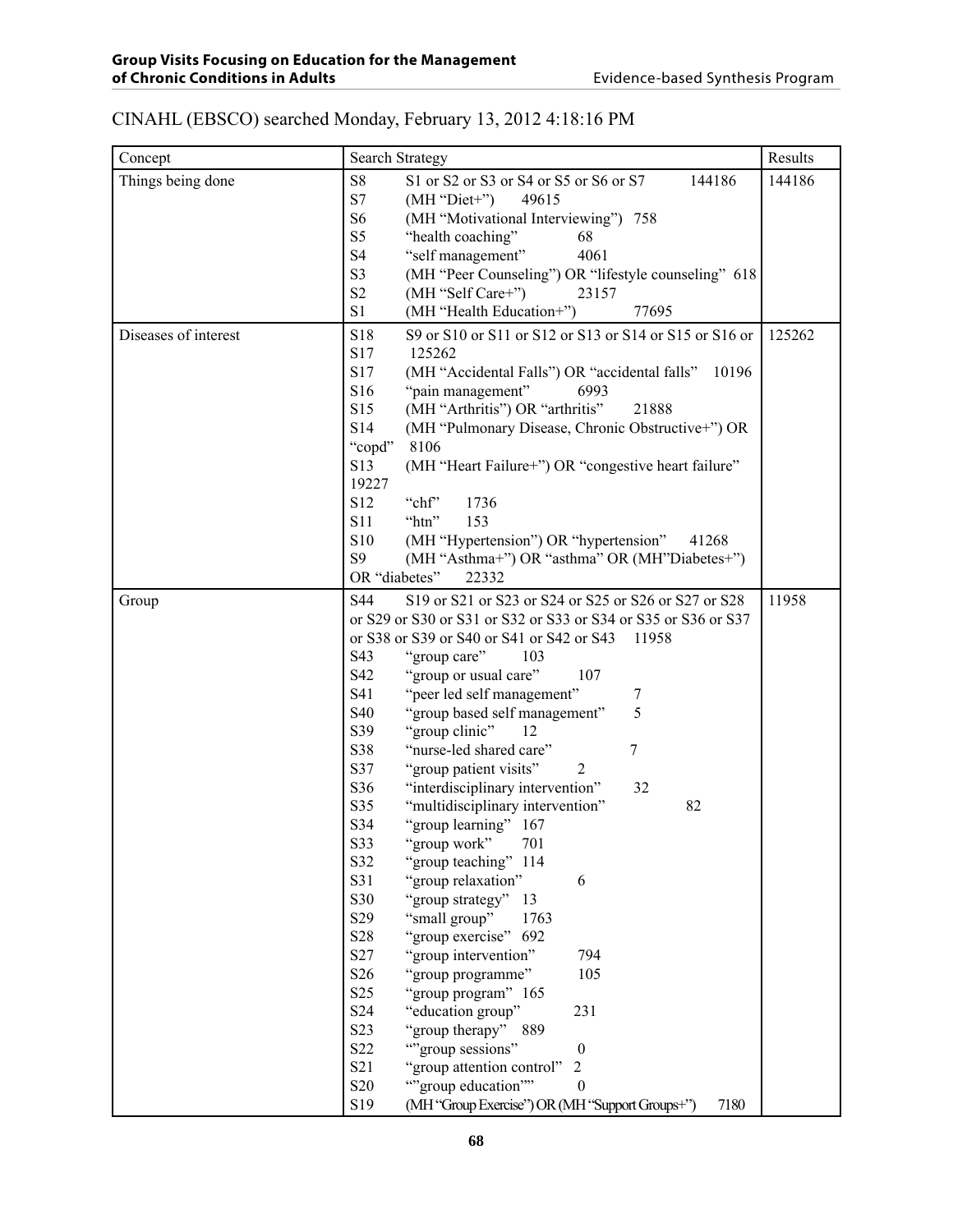CINAHL (EBSCO) searched Monday, February 13, 2012 4:18:16 PM

| Concept | Search Strategy | Results |
|---|---|---|
| Things being done | S8 S1 or S2 or S3 or S4 or S5 or S6 or S7 144186<br>S7 (MH "Diet+") 49615<br>S6 (MH "Motivational Interviewing") 758<br>S5 "health coaching" 68<br>S4 "self management" 4061<br>S3 (MH "Peer Counseling") OR "lifestyle counseling" 618<br>S2 (MH "Self Care+") 23157<br>S1 (MH "Health Education+") 77695 | 144186 |
| Diseases of interest | S18 S9 or S10 or S11 or S12 or S13 or S14 or S15 or S16 or S17 125262<br>S17 (MH "Accidental Falls") OR "accidental falls" 10196<br>S16 "pain management" 6993<br>S15 (MH "Arthritis") OR "arthritis" 21888<br>S14 (MH "Pulmonary Disease, Chronic Obstructive+") OR "copd" 8106<br>S13 (MH "Heart Failure+") OR "congestive heart failure" 19227<br>S12 "chf" 1736<br>S11 "htn" 153<br>S10 (MH "Hypertension") OR "hypertension" 41268<br>S9 (MH "Asthma+") OR "asthma" OR (MH"Diabetes+") OR "diabetes" 22332 | 125262 |
| Group | S44 S19 or S21 or S23 or S24 or S25 or S26 or S27 or S28 or S29 or S30 or S31 or S32 or S33 or S34 or S35 or S36 or S37 or S38 or S39 or S40 or S41 or S42 or S43 11958<br>S43 "group care" 103<br>S42 "group or usual care" 107<br>S41 "peer led self management" 7<br>S40 "group based self management" 5<br>S39 "group clinic" 12<br>S38 "nurse-led shared care" 7<br>S37 "group patient visits" 2<br>S36 "interdisciplinary intervention" 32<br>S35 "multidisciplinary intervention" 82<br>S34 "group learning" 167<br>S33 "group work" 701<br>S32 "group teaching" 114<br>S31 "group relaxation" 6<br>S30 "group strategy" 13<br>S29 "small group" 1763<br>S28 "group exercise" 692<br>S27 "group intervention" 794<br>S26 "group programme" 105<br>S25 "group program" 165<br>S24 "education group" 231<br>S23 "group therapy" 889<br>S22 ""group sessions" 0<br>S21 "group attention control" 2<br>S20 ""group education"" 0<br>S19 (MH "Group Exercise") OR (MH "Support Groups+") 7180 | 11958 |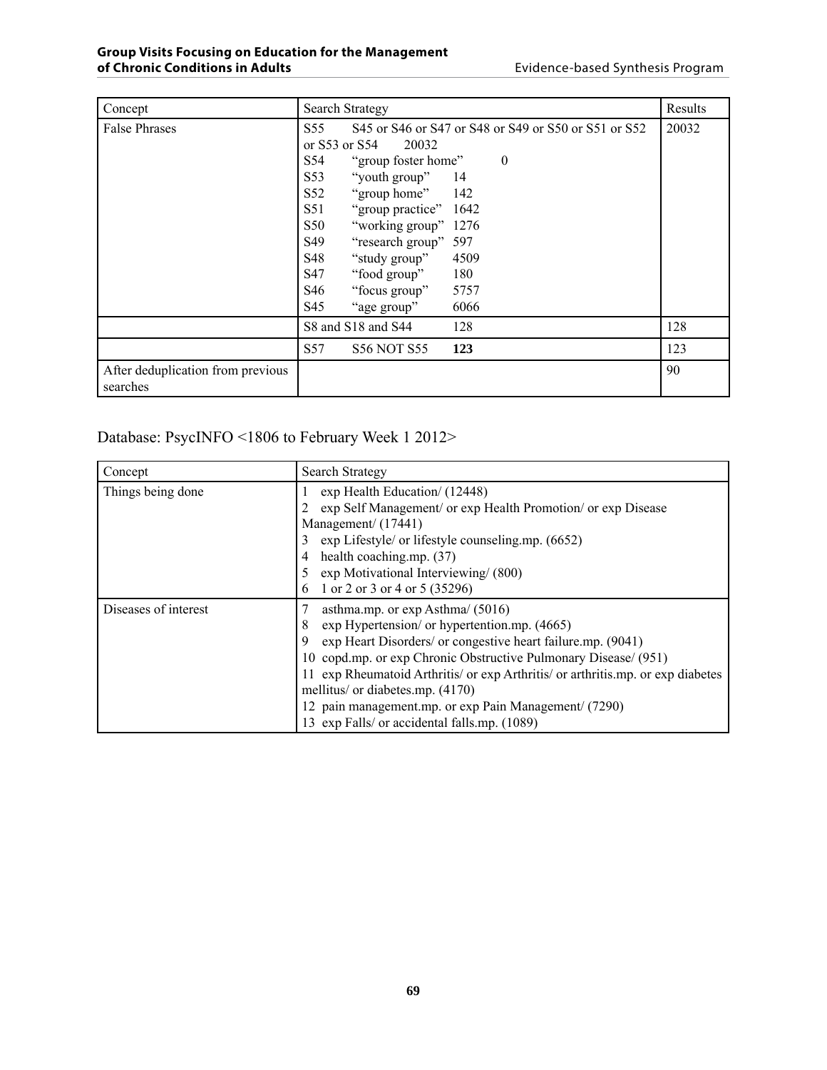| Concept | Search Strategy | Results |
|---|---|---|
| False Phrases | S55 S45 or S46 or S47 or S48 or S49 or S50 or S51 or S52 or S53 or S54 20032<br>S54 "group foster home" 0<br>S53 "youth group" 14<br>S52 "group home" 142<br>S51 "group practice" 1642<br>S50 "working group" 1276<br>S49 "research group" 597<br>S48 "study group" 4509<br>S47 "food group" 180<br>S46 "focus group" 5757<br>S45 "age group" 6066 | 20032 |
| | S8 and S18 and S44 128 | 128 |
| | S57 S56 NOT S55 **123** | 123 |
| After deduplication from previous searches | | 90 |

Database: PsycINFO <1806 to February Week 1 2012>

| Concept | Search Strategy |
|---|---|
| Things being done | 1 exp Health Education/ (12448)<br>2 exp Self Management/ or exp Health Promotion/ or exp Disease Management/ (17441)<br>3 exp Lifestyle/ or lifestyle counseling.mp. (6652)<br>4 health coaching.mp. (37)<br>5 exp Motivational Interviewing/ (800)<br>6 1 or 2 or 3 or 4 or 5 (35296) |
| Diseases of interest | 7 asthma.mp. or exp Asthma/ (5016)<br>8 exp Hypertension/ or hypertention.mp. (4665)<br>9 exp Heart Disorders/ or congestive heart failure.mp. (9041)<br>10 copd.mp. or exp Chronic Obstructive Pulmonary Disease/ (951)<br>11 exp Rheumatoid Arthritis/ or exp Arthritis/ or arthritis.mp. or exp diabetes mellitus/ or diabetes.mp. (4170)<br>12 pain management.mp. or exp Pain Management/ (7290)<br>13 exp Falls/ or accidental falls.mp. (1089) |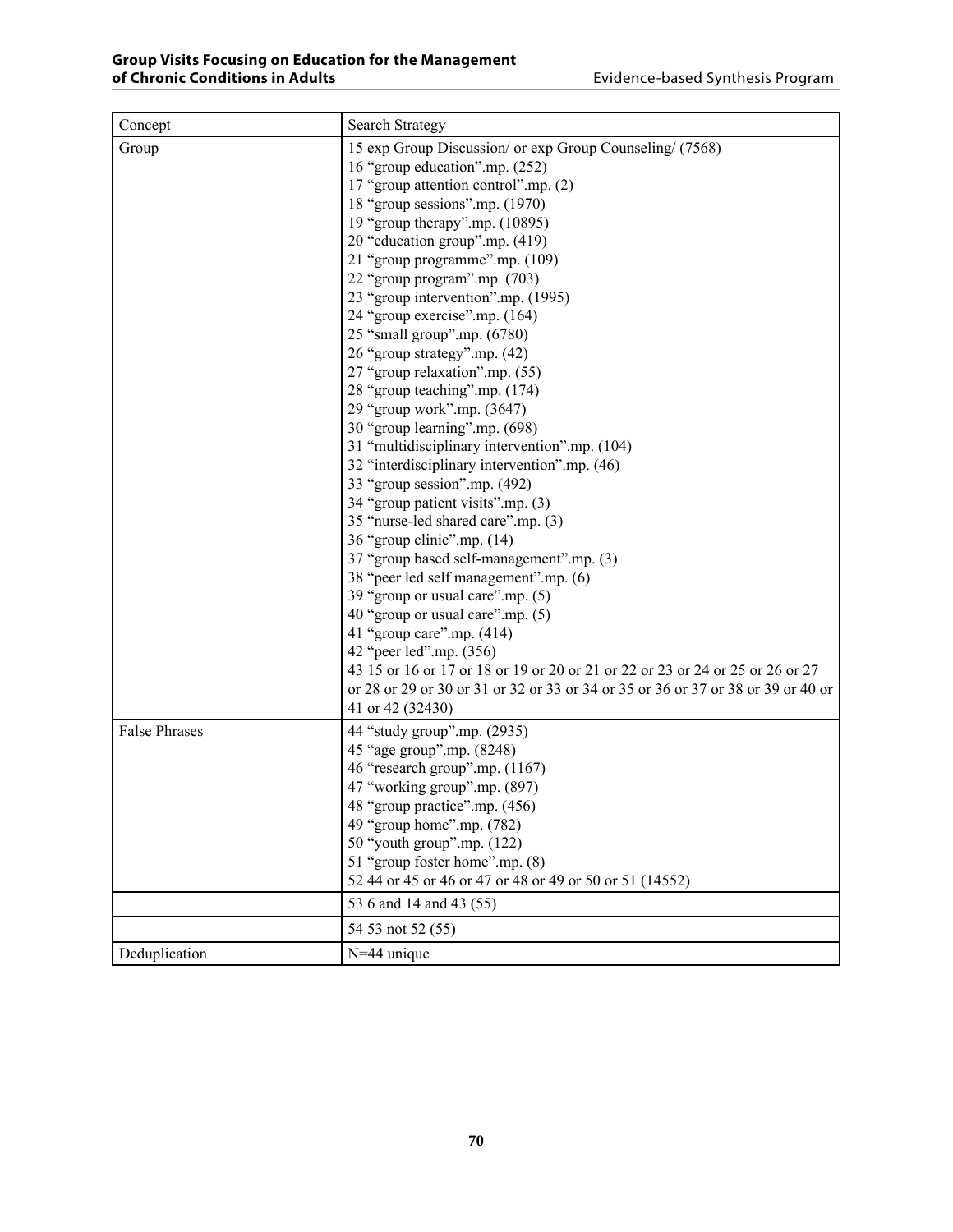| Concept | Search Strategy |
|---|---|
| Group | 15 exp Group Discussion/ or exp Group Counseling/ (7568)<br>16 "group education".mp. (252)<br>17 "group attention control".mp. (2)<br>18 "group sessions".mp. (1970)<br>19 "group therapy".mp. (10895)<br>20 "education group".mp. (419)<br>21 "group programme".mp. (109)<br>22 "group program".mp. (703)<br>23 "group intervention".mp. (1995)<br>24 "group exercise".mp. (164)<br>25 "small group".mp. (6780)<br>26 "group strategy".mp. (42)<br>27 "group relaxation".mp. (55)<br>28 "group teaching".mp. (174)<br>29 "group work".mp. (3647)<br>30 "group learning".mp. (698)<br>31 "multidisciplinary intervention".mp. (104)<br>32 "interdisciplinary intervention".mp. (46)<br>33 "group session".mp. (492)<br>34 "group patient visits".mp. (3)<br>35 "nurse-led shared care".mp. (3)<br>36 "group clinic".mp. (14)<br>37 "group based self-management".mp. (3)<br>38 "peer led self management".mp. (6)<br>39 "group or usual care".mp. (5)<br>40 "group or usual care".mp. (5)<br>41 "group care".mp. (414)<br>42 "peer led".mp. (356)<br>43 15 or 16 or 17 or 18 or 19 or 20 or 21 or 22 or 23 or 24 or 25 or 26 or 27 or 28 or 29 or 30 or 31 or 32 or 33 or 34 or 35 or 36 or 37 or 38 or 39 or 40 or 41 or 42 (32430) |
| False Phrases | 44 "study group".mp. (2935)<br>45 "age group".mp. (8248)<br>46 "research group".mp. (1167)<br>47 "working group".mp. (897)<br>48 "group practice".mp. (456)<br>49 "group home".mp. (782)<br>50 "youth group".mp. (122)<br>51 "group foster home".mp. (8)<br>52 44 or 45 or 46 or 47 or 48 or 49 or 50 or 51 (14552) |
| | 53 6 and 14 and 43 (55) |
| | 54 53 not 52 (55) |
| Deduplication | N=44 unique |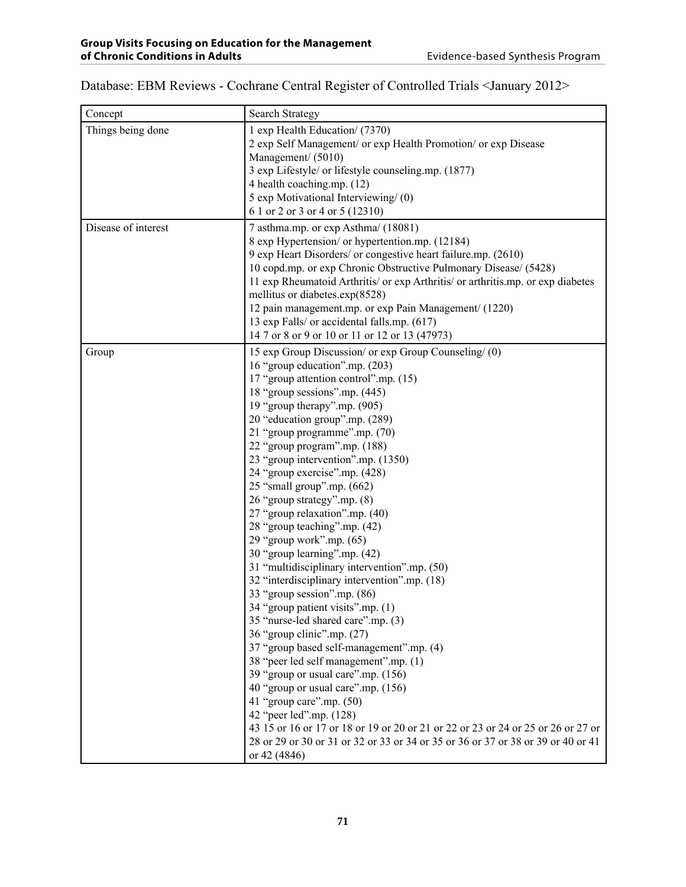Database: EBM Reviews - Cochrane Central Register of Controlled Trials <January 2012>

| Concept | Search Strategy |
| --- | --- |
| Things being done | 1 exp Health Education/ (7370)<br>2 exp Self Management/ or exp Health Promotion/ or exp Disease Management/ (5010)<br>3 exp Lifestyle/ or lifestyle counseling.mp. (1877)<br>4 health coaching.mp. (12)<br>5 exp Motivational Interviewing/ (0)<br>6 1 or 2 or 3 or 4 or 5 (12310) |
| Disease of interest | 7 asthma.mp. or exp Asthma/ (18081)<br>8 exp Hypertension/ or hypertention.mp. (12184)<br>9 exp Heart Disorders/ or congestive heart failure.mp. (2610)<br>10 copd.mp. or exp Chronic Obstructive Pulmonary Disease/ (5428)<br>11 exp Rheumatoid Arthritis/ or exp Arthritis/ or arthritis.mp. or exp diabetes mellitus or diabetes.exp(8528)<br>12 pain management.mp. or exp Pain Management/ (1220)<br>13 exp Falls/ or accidental falls.mp. (617)<br>14 7 or 8 or 9 or 10 or 11 or 12 or 13 (47973) |
| Group | 15 exp Group Discussion/ or exp Group Counseling/ (0)<br>16 "group education".mp. (203)<br>17 "group attention control".mp. (15)<br>18 "group sessions".mp. (445)<br>19 "group therapy".mp. (905)<br>20 "education group".mp. (289)<br>21 "group programme".mp. (70)<br>22 "group program".mp. (188)<br>23 "group intervention".mp. (1350)<br>24 "group exercise".mp. (428)<br>25 "small group".mp. (662)<br>26 "group strategy".mp. (8)<br>27 "group relaxation".mp. (40)<br>28 "group teaching".mp. (42)<br>29 "group work".mp. (65)<br>30 "group learning".mp. (42)<br>31 "multidisciplinary intervention".mp. (50)<br>32 "interdisciplinary intervention".mp. (18)<br>33 "group session".mp. (86)<br>34 "group patient visits".mp. (1)<br>35 "nurse-led shared care".mp. (3)<br>36 "group clinic".mp. (27)<br>37 "group based self-management".mp. (4)<br>38 "peer led self management".mp. (1)<br>39 "group or usual care".mp. (156)<br>40 "group or usual care".mp. (156)<br>41 "group care".mp. (50)<br>42 "peer led".mp. (128)<br>43 15 or 16 or 17 or 18 or 19 or 20 or 21 or 22 or 23 or 24 or 25 or 26 or 27 or 28 or 29 or 30 or 31 or 32 or 33 or 34 or 35 or 36 or 37 or 38 or 39 or 40 or 41 or 42 (4846) |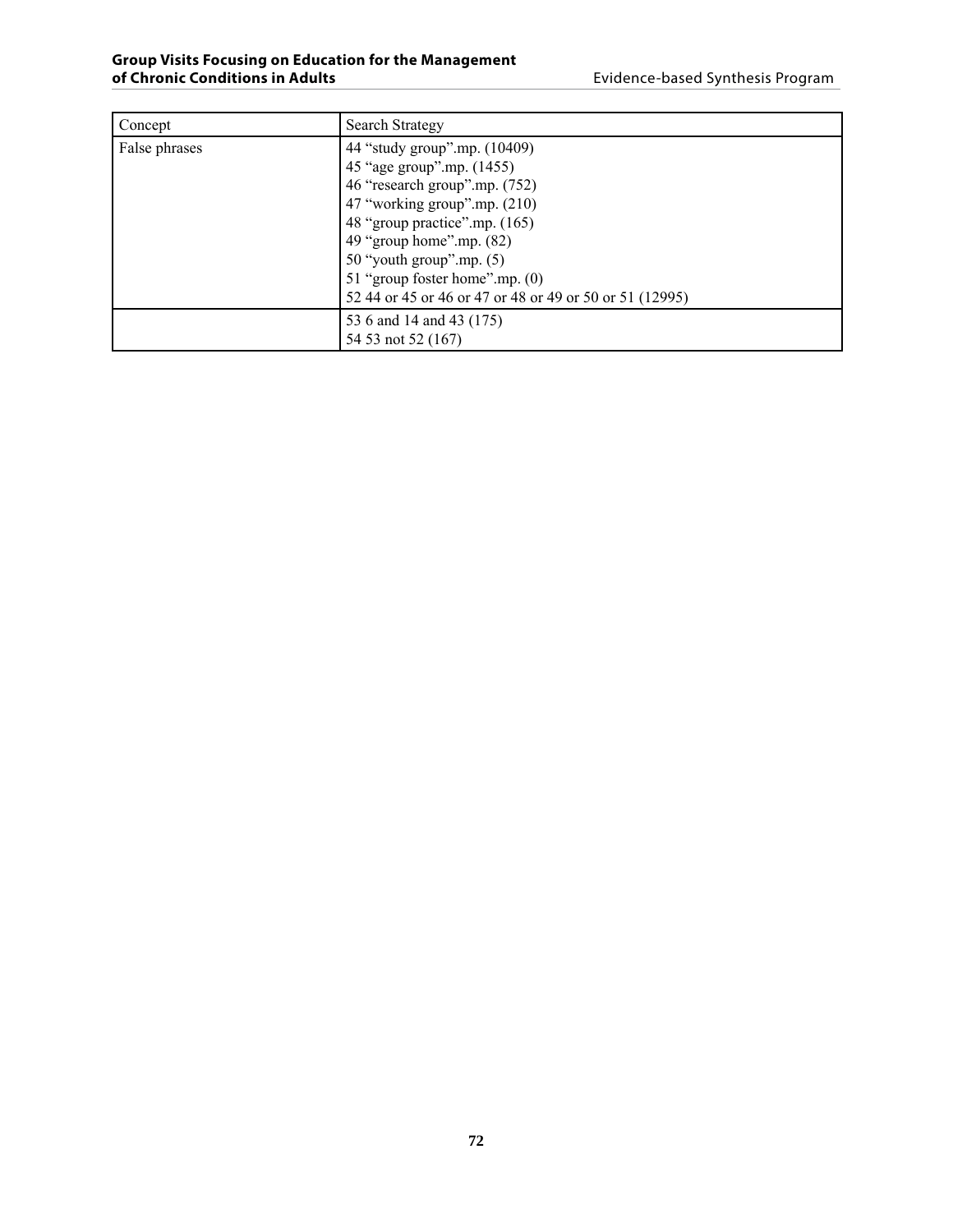| Concept | Search Strategy |
|---|---|
| False phrases | 44 “study group”.mp. (10409)<br>45 “age group”.mp. (1455)<br>46 “research group”.mp. (752)<br>47 “working group”.mp. (210)<br>48 “group practice”.mp. (165)<br>49 “group home”.mp. (82)<br>50 “youth group”.mp. (5)<br>51 “group foster home”.mp. (0)<br>52 44 or 45 or 46 or 47 or 48 or 49 or 50 or 51 (12995) |
| | 53 6 and 14 and 43 (175)<br>54 53 not 52 (167) |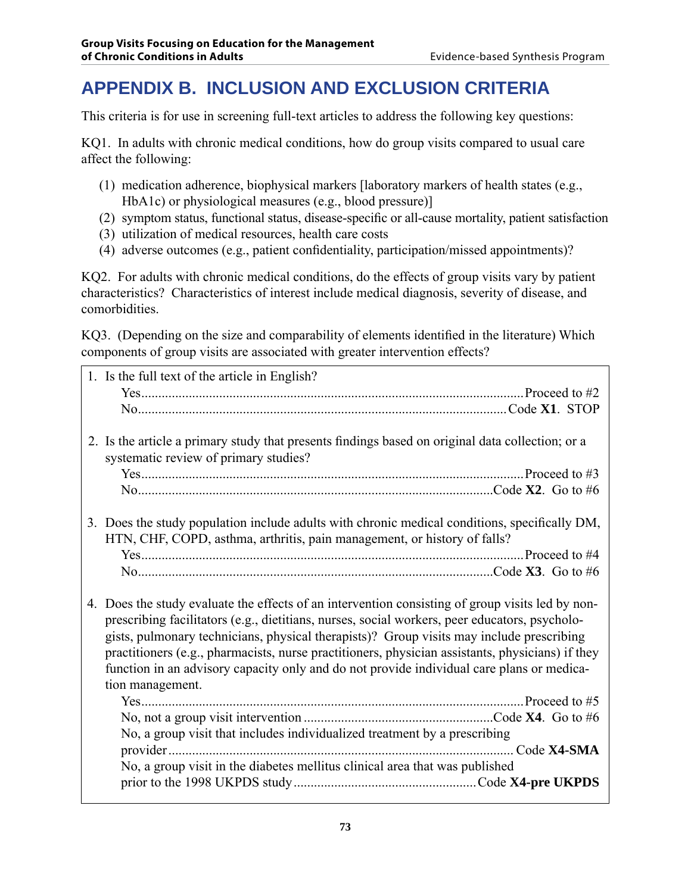# APPENDIX B. INCLUSION AND EXCLUSION CRITERIA

This criteria is for use in screening full-text articles to address the following key questions:

KQ1. In adults with chronic medical conditions, how do group visits compared to usual care affect the following:

(1) medication adherence, biophysical markers [laboratory markers of health states (e.g., HbA1c) or physiological measures (e.g., blood pressure)]
(2) symptom status, functional status, disease-specific or all-cause mortality, patient satisfaction
(3) utilization of medical resources, health care costs
(4) adverse outcomes (e.g., patient confidentiality, participation/missed appointments)?

KQ2. For adults with chronic medical conditions, do the effects of group visits vary by patient characteristics? Characteristics of interest include medical diagnosis, severity of disease, and comorbidities.

KQ3. (Depending on the size and comparability of elements identified in the literature) Which components of group visits are associated with greater intervention effects?

1. Is the full text of the article in English?
   - Yes.......................................................................Proceed to #2
   - No.........................................................................Code **X1**. STOP

2. Is the article a primary study that presents findings based on original data collection; or a systematic review of primary studies?
   - Yes.......................................................................Proceed to #3
   - No.........................................................................Code **X2**. Go to #6

3. Does the study population include adults with chronic medical conditions, specifically DM, HTN, CHF, COPD, asthma, arthritis, pain management, or history of falls?
   - Yes.......................................................................Proceed to #4
   - No.........................................................................Code **X3**. Go to #6

4. Does the study evaluate the effects of an intervention consisting of group visits led by non-prescribing facilitators (e.g., dietitians, nurses, social workers, peer educators, psychologists, pulmonary technicians, physical therapists)? Group visits may include prescribing practitioners (e.g., pharmacists, nurse practitioners, physician assistants, physicians) if they function in an advisory capacity only and do not provide individual care plans or medication management.
   - Yes.......................................................................Proceed to #5
   - No, not a group visit intervention ..........................................Code **X4**. Go to #6
   - No, a group visit that includes individualized treatment by a prescribing provider.......................................................................Code **X4-SMA**
   - No, a group visit in the diabetes mellitus clinical area that was published prior to the 1998 UKPDS study.......................................................Code **X4-pre UKPDS**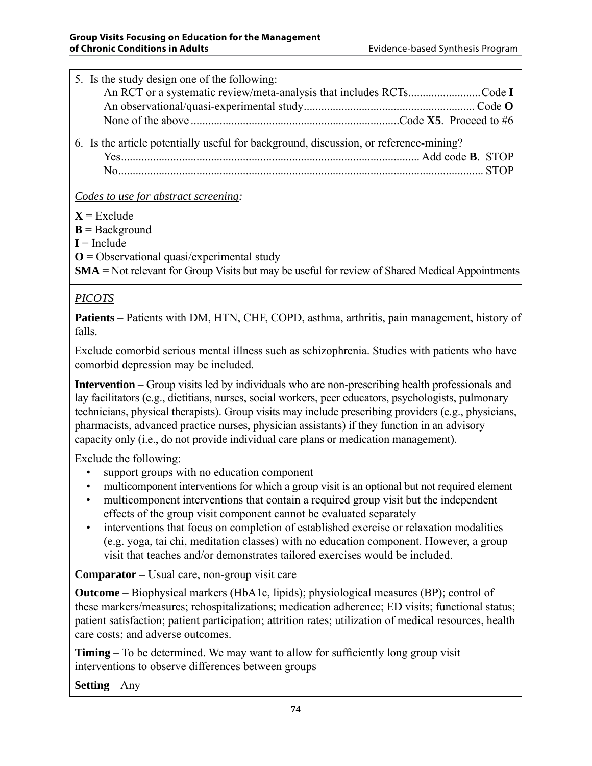5. Is the study design one of the following:
    - An RCT or a systematic review/meta-analysis that includes RCTs.........................Code **I**
    - An observational/quasi-experimental study.......................................................... Code **O**
    - None of the above .......................................................................Code **X5**. Proceed to #6

6. Is the article potentially useful for background, discussion, or reference-mining?
    - Yes...................................................................................................... Add code **B**. STOP
    - No............................................................................................................................ STOP

*Codes to use for abstract screening:*

**X** = Exclude
**B** = Background
**I** = Include
**O** = Observational quasi/experimental study
**SMA** = Not relevant for Group Visits but may be useful for review of Shared Medical Appointments

*PICOTS*

**Patients** – Patients with DM, HTN, CHF, COPD, asthma, arthritis, pain management, history of falls.

Exclude comorbid serious mental illness such as schizophrenia. Studies with patients who have comorbid depression may be included.

**Intervention** – Group visits led by individuals who are non-prescribing health professionals and lay facilitators (e.g., dietitians, nurses, social workers, peer educators, psychologists, pulmonary technicians, physical therapists). Group visits may include prescribing providers (e.g., physicians, pharmacists, advanced practice nurses, physician assistants) if they function in an advisory capacity only (i.e., do not provide individual care plans or medication management).

Exclude the following:

- support groups with no education component
- multicomponent interventions for which a group visit is an optional but not required element
- multicomponent interventions that contain a required group visit but the independent effects of the group visit component cannot be evaluated separately
- interventions that focus on completion of established exercise or relaxation modalities (e.g. yoga, tai chi, meditation classes) with no education component. However, a group visit that teaches and/or demonstrates tailored exercises would be included.

**Comparator** – Usual care, non-group visit care

**Outcome** – Biophysical markers (HbA1c, lipids); physiological measures (BP); control of these markers/measures; rehospitalizations; medication adherence; ED visits; functional status; patient satisfaction; patient participation; attrition rates; utilization of medical resources, health care costs; and adverse outcomes.

**Timing** – To be determined. We may want to allow for sufficiently long group visit interventions to observe differences between groups

**Setting** – Any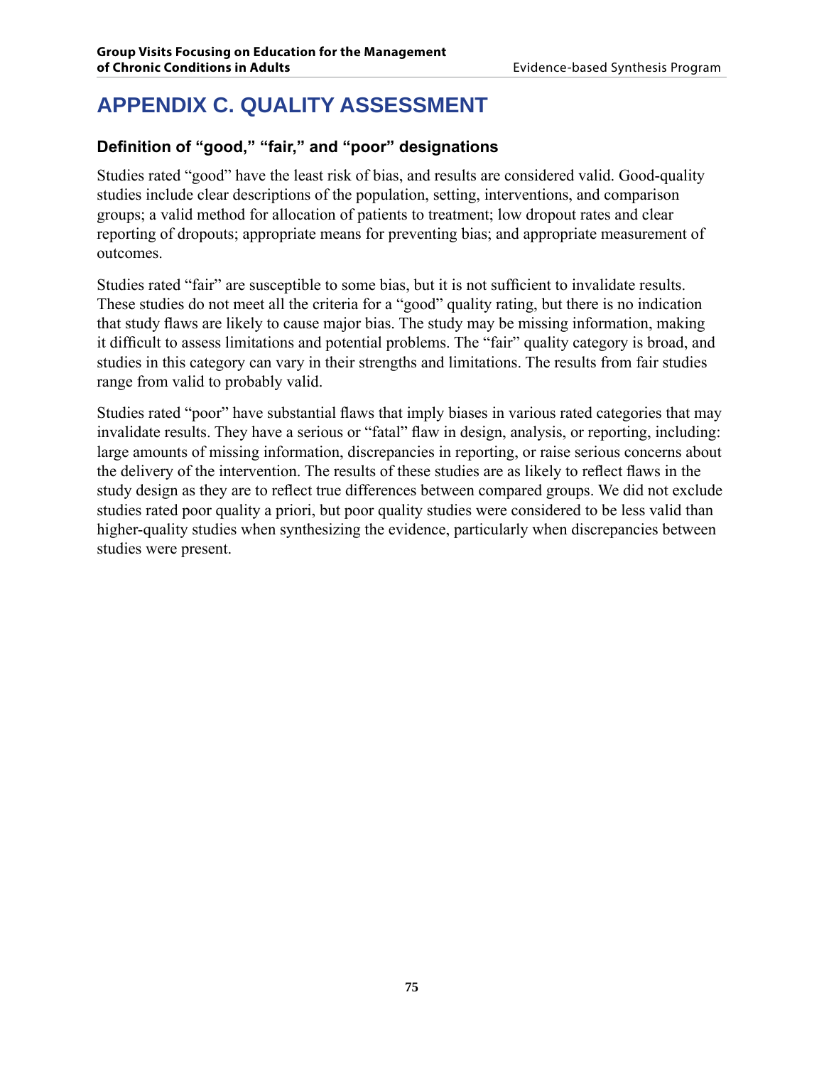# APPENDIX C. QUALITY ASSESSMENT

## Definition of "good," "fair," and "poor" designations

Studies rated "good" have the least risk of bias, and results are considered valid. Good-quality studies include clear descriptions of the population, setting, interventions, and comparison groups; a valid method for allocation of patients to treatment; low dropout rates and clear reporting of dropouts; appropriate means for preventing bias; and appropriate measurement of outcomes.

Studies rated "fair" are susceptible to some bias, but it is not sufficient to invalidate results. These studies do not meet all the criteria for a "good" quality rating, but there is no indication that study flaws are likely to cause major bias. The study may be missing information, making it difficult to assess limitations and potential problems. The "fair" quality category is broad, and studies in this category can vary in their strengths and limitations. The results from fair studies range from valid to probably valid.

Studies rated "poor" have substantial flaws that imply biases in various rated categories that may invalidate results. They have a serious or "fatal" flaw in design, analysis, or reporting, including: large amounts of missing information, discrepancies in reporting, or raise serious concerns about the delivery of the intervention. The results of these studies are as likely to reflect flaws in the study design as they are to reflect true differences between compared groups. We did not exclude studies rated poor quality a priori, but poor quality studies were considered to be less valid than higher-quality studies when synthesizing the evidence, particularly when discrepancies between studies were present.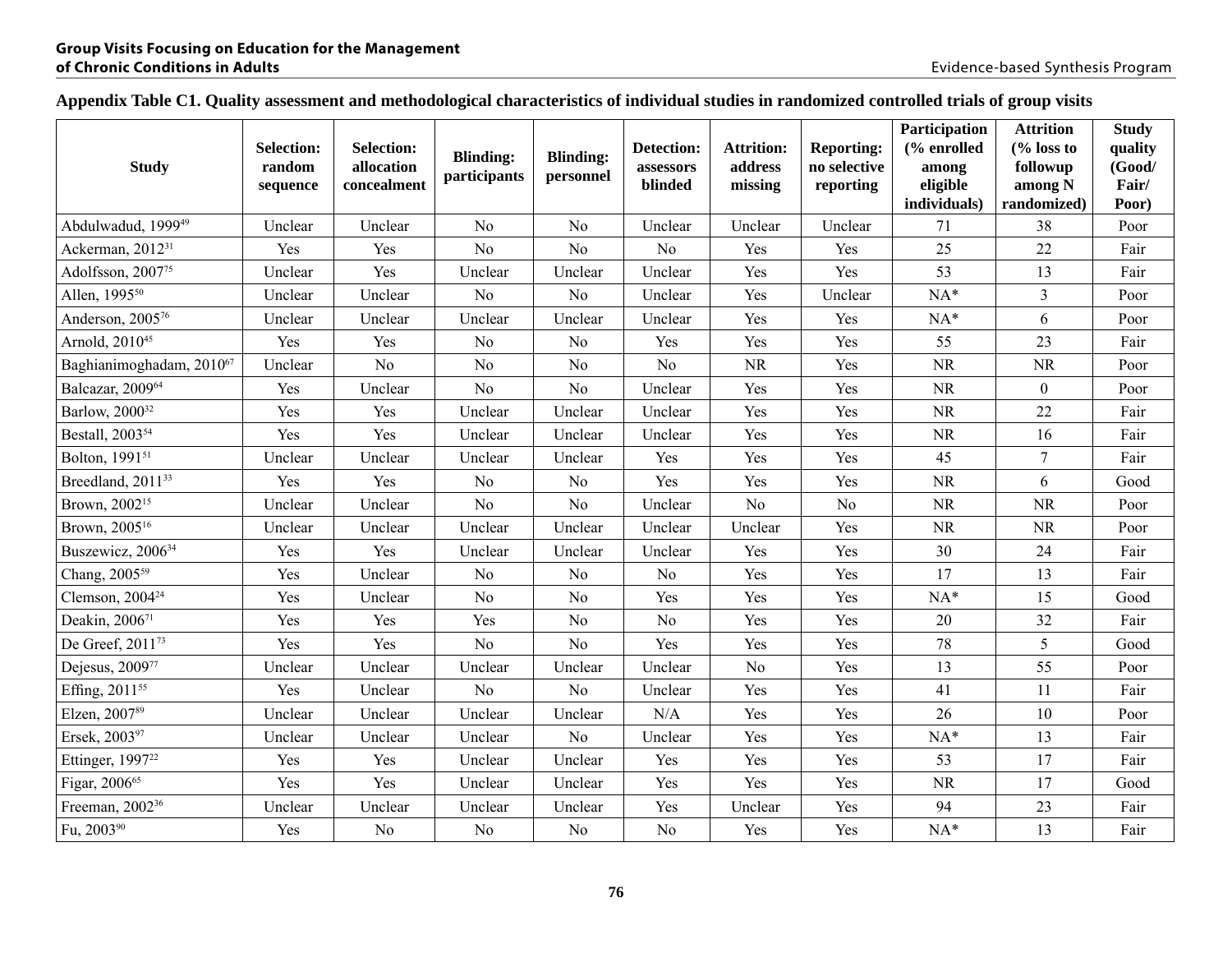**Appendix Table C1. Quality assessment and methodological characteristics of individual studies in randomized controlled trials of group visits**

| Study | Selection: random sequence | Selection: allocation concealment | Blinding: participants | Blinding: personnel | Detection: assessors blinded | Attrition: address missing | Reporting: no selective reporting | Participation (% enrolled among eligible individuals) | Attrition (% loss to followup among N randomized) | Study quality (Good/ Fair/ Poor) |
|---|---|---|---|---|---|---|---|---|---|---|
| Abdulwadud, 1999[49] | Unclear | Unclear | No | No | Unclear | Unclear | Unclear | 71 | 38 | Poor |
| Ackerman, 2012[31] | Yes | Yes | No | No | No | Yes | Yes | 25 | 22 | Fair |
| Adolfsson, 2007[75] | Unclear | Yes | Unclear | Unclear | Unclear | Yes | Yes | 53 | 13 | Fair |
| Allen, 1995[50] | Unclear | Unclear | No | No | Unclear | Yes | Unclear | NA* | 3 | Poor |
| Anderson, 2005[76] | Unclear | Unclear | Unclear | Unclear | Unclear | Yes | Yes | NA* | 6 | Poor |
| Arnold, 2010[45] | Yes | Yes | No | No | Yes | Yes | Yes | 55 | 23 | Fair |
| Baghianimoghadam, 2010[67] | Unclear | No | No | No | No | NR | Yes | NR | NR | Poor |
| Balcazar, 2009[64] | Yes | Unclear | No | No | Unclear | Yes | Yes | NR | 0 | Poor |
| Barlow, 2000[32] | Yes | Yes | Unclear | Unclear | Unclear | Yes | Yes | NR | 22 | Fair |
| Bestall, 2003[54] | Yes | Yes | Unclear | Unclear | Unclear | Yes | Yes | NR | 16 | Fair |
| Bolton, 1991[51] | Unclear | Unclear | Unclear | Unclear | Yes | Yes | Yes | 45 | 7 | Fair |
| Breedland, 2011[33] | Yes | Yes | No | No | Yes | Yes | Yes | NR | 6 | Good |
| Brown, 2002[15] | Unclear | Unclear | No | No | Unclear | No | No | NR | NR | Poor |
| Brown, 2005[16] | Unclear | Unclear | Unclear | Unclear | Unclear | Unclear | Yes | NR | NR | Poor |
| Buszewicz, 2006[34] | Yes | Yes | Unclear | Unclear | Unclear | Yes | Yes | 30 | 24 | Fair |
| Chang, 2005[59] | Yes | Unclear | No | No | No | Yes | Yes | 17 | 13 | Fair |
| Clemson, 2004[24] | Yes | Unclear | No | No | Yes | Yes | Yes | NA* | 15 | Good |
| Deakin, 2006[71] | Yes | Yes | Yes | No | No | Yes | Yes | 20 | 32 | Fair |
| De Greef, 2011[73] | Yes | Yes | No | No | Yes | Yes | Yes | 78 | 5 | Good |
| Dejesus, 2009[77] | Unclear | Unclear | Unclear | Unclear | Unclear | No | Yes | 13 | 55 | Poor |
| Effing, 2011[55] | Yes | Unclear | No | No | Unclear | Yes | Yes | 41 | 11 | Fair |
| Elzen, 2007[89] | Unclear | Unclear | Unclear | Unclear | N/A | Yes | Yes | 26 | 10 | Poor |
| Ersek, 2003[97] | Unclear | Unclear | Unclear | No | Unclear | Yes | Yes | NA* | 13 | Fair |
| Ettinger, 1997[22] | Yes | Yes | Unclear | Unclear | Yes | Yes | Yes | 53 | 17 | Fair |
| Figar, 2006[65] | Yes | Yes | Unclear | Unclear | Yes | Yes | Yes | NR | 17 | Good |
| Freeman, 2002[36] | Unclear | Unclear | Unclear | Unclear | Yes | Unclear | Yes | 94 | 23 | Fair |
| Fu, 2003[90] | Yes | No | No | No | No | Yes | Yes | NA* | 13 | Fair |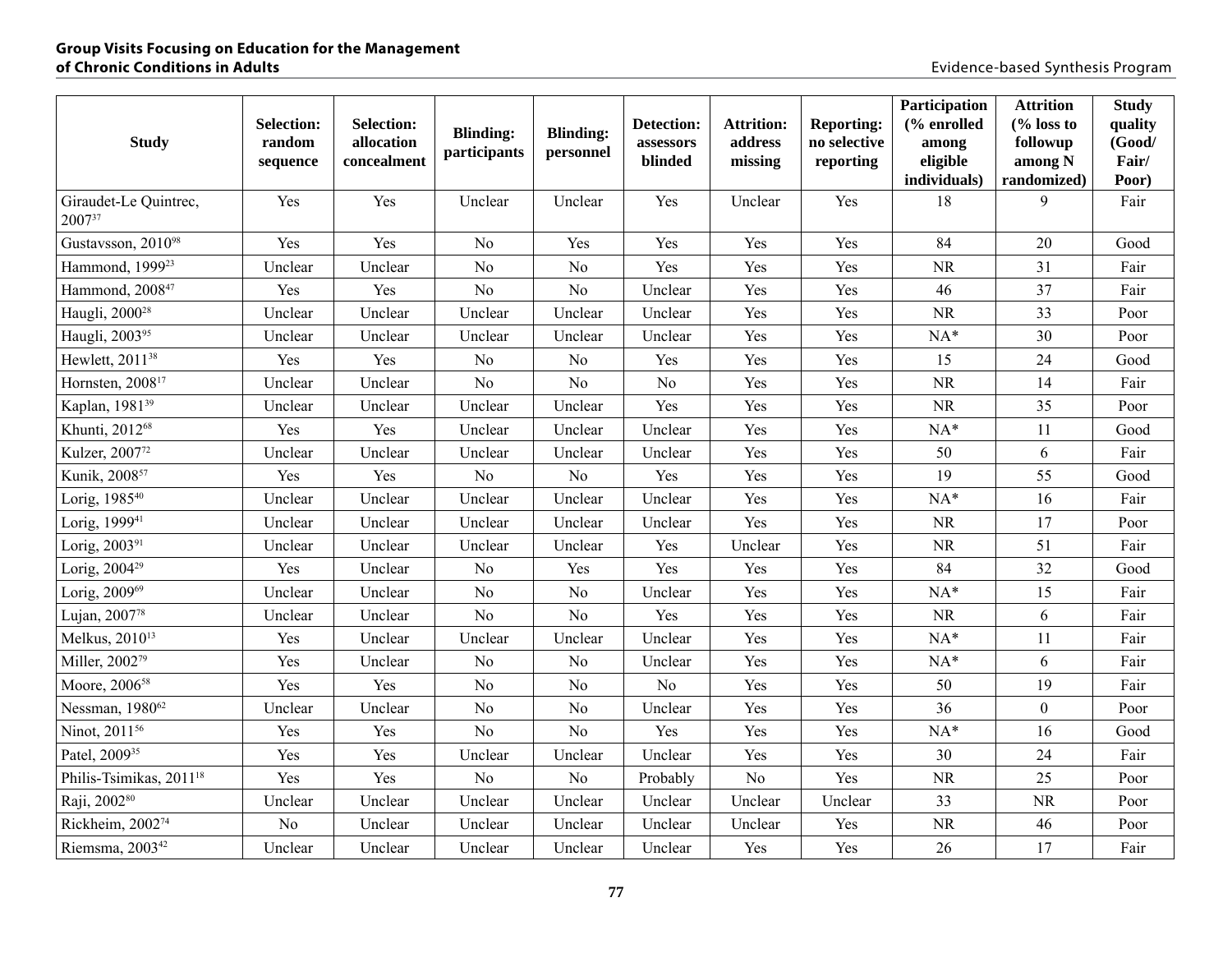| Study | Selection: random sequence | Selection: allocation concealment | Blinding: participants | Blinding: personnel | Detection: assessors blinded | Attrition: address missing | Reporting: no selective reporting | Participation (% enrolled among eligible individuals) | Attrition (% loss to followup among N randomized) | Study quality (Good/ Fair/ Poor) |
|---|---|---|---|---|---|---|---|---|---|---|
| Giraudet-Le Quintrec, 2007[37] | Yes | Yes | Unclear | Unclear | Yes | Unclear | Yes | 18 | 9 | Fair |
| Gustavsson, 2010[98] | Yes | Yes | No | Yes | Yes | Yes | Yes | 84 | 20 | Good |
| Hammond, 1999[23] | Unclear | Unclear | No | No | Yes | Yes | Yes | NR | 31 | Fair |
| Hammond, 2008[47] | Yes | Yes | No | No | Unclear | Yes | Yes | 46 | 37 | Fair |
| Haugli, 2000[28] | Unclear | Unclear | Unclear | Unclear | Unclear | Yes | Yes | NR | 33 | Poor |
| Haugli, 2003[95] | Unclear | Unclear | Unclear | Unclear | Unclear | Yes | Yes | NA* | 30 | Poor |
| Hewlett, 2011[38] | Yes | Yes | No | No | Yes | Yes | Yes | 15 | 24 | Good |
| Hornsten, 2008[17] | Unclear | Unclear | No | No | No | Yes | Yes | NR | 14 | Fair |
| Kaplan, 1981[39] | Unclear | Unclear | Unclear | Unclear | Yes | Yes | Yes | NR | 35 | Poor |
| Khunti, 2012[68] | Yes | Yes | Unclear | Unclear | Unclear | Yes | Yes | NA* | 11 | Good |
| Kulzer, 2007[72] | Unclear | Unclear | Unclear | Unclear | Unclear | Yes | Yes | 50 | 6 | Fair |
| Kunik, 2008[57] | Yes | Yes | No | No | Yes | Yes | Yes | 19 | 55 | Good |
| Lorig, 1985[40] | Unclear | Unclear | Unclear | Unclear | Unclear | Yes | Yes | NA* | 16 | Fair |
| Lorig, 1999[41] | Unclear | Unclear | Unclear | Unclear | Unclear | Yes | Yes | NR | 17 | Poor |
| Lorig, 2003[91] | Unclear | Unclear | Unclear | Unclear | Yes | Unclear | Yes | NR | 51 | Fair |
| Lorig, 2004[29] | Yes | Unclear | No | Yes | Yes | Yes | Yes | 84 | 32 | Good |
| Lorig, 2009[69] | Unclear | Unclear | No | No | Unclear | Yes | Yes | NA* | 15 | Fair |
| Lujan, 2007[78] | Unclear | Unclear | No | No | Yes | Yes | Yes | NR | 6 | Fair |
| Melkus, 2010[13] | Yes | Unclear | Unclear | Unclear | Unclear | Yes | Yes | NA* | 11 | Fair |
| Miller, 2002[79] | Yes | Unclear | No | No | Unclear | Yes | Yes | NA* | 6 | Fair |
| Moore, 2006[58] | Yes | Yes | No | No | No | Yes | Yes | 50 | 19 | Fair |
| Nessman, 1980[62] | Unclear | Unclear | No | No | Unclear | Yes | Yes | 36 | 0 | Poor |
| Ninot, 2011[56] | Yes | Yes | No | No | Yes | Yes | Yes | NA* | 16 | Good |
| Patel, 2009[35] | Yes | Yes | Unclear | Unclear | Unclear | Yes | Yes | 30 | 24 | Fair |
| Philis-Tsimikas, 2011[18] | Yes | Yes | No | No | Probably | No | Yes | NR | 25 | Poor |
| Raji, 2002[80] | Unclear | Unclear | Unclear | Unclear | Unclear | Unclear | Unclear | 33 | NR | Poor |
| Rickheim, 2002[74] | No | Unclear | Unclear | Unclear | Unclear | Unclear | Yes | NR | 46 | Poor |
| Riemsma, 2003[42] | Unclear | Unclear | Unclear | Unclear | Unclear | Yes | Yes | 26 | 17 | Fair |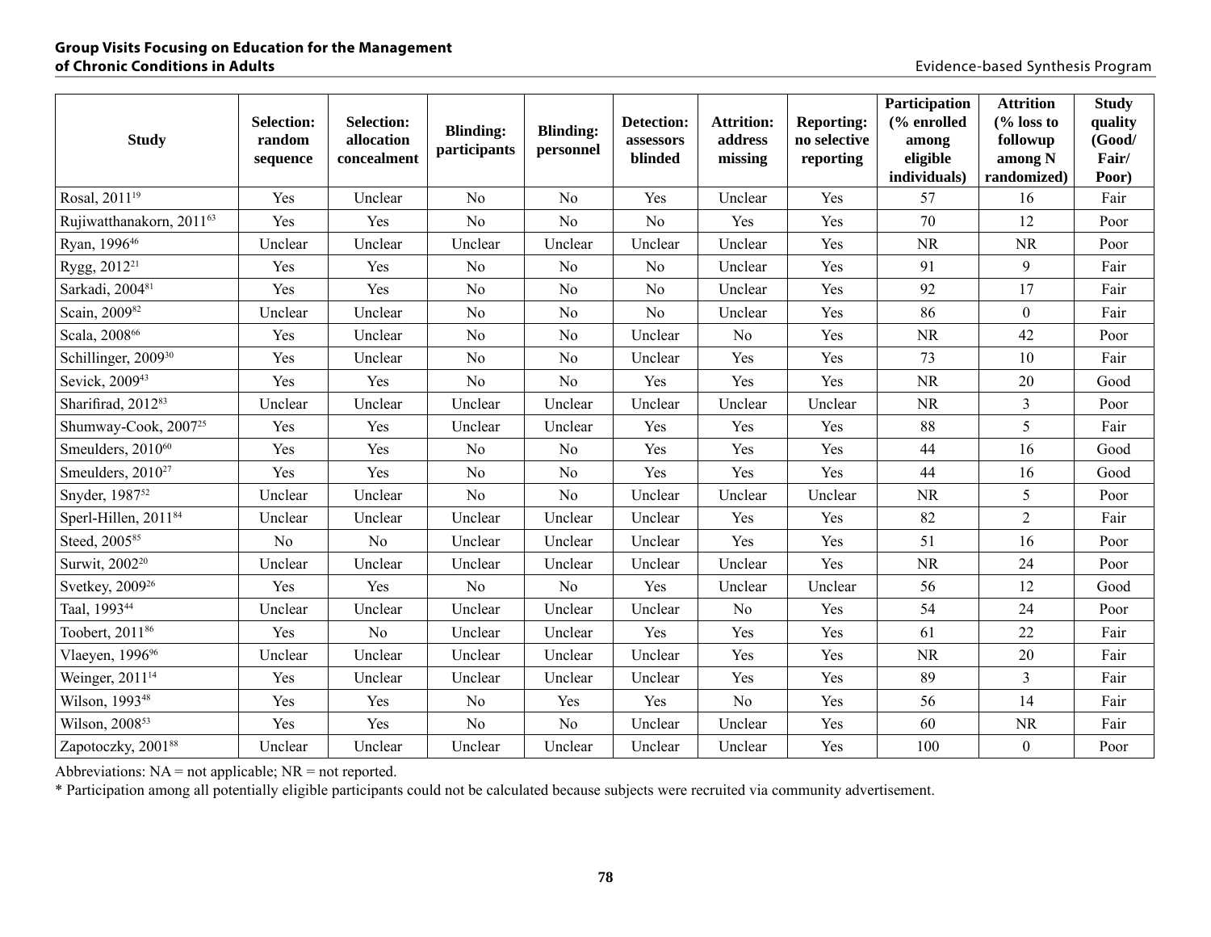| Study | Selection: random sequence | Selection: allocation concealment | Blinding: participants | Blinding: personnel | Detection: assessors blinded | Attrition: address missing | Reporting: no selective reporting | Participation (% enrolled among eligible individuals) | Attrition (% loss to followup among N randomized) | Study quality (Good/ Fair/ Poor) |
|---|---|---|---|---|---|---|---|---|---|---|
| Rosal, 2011[19] | Yes | Unclear | No | No | Yes | Unclear | Yes | 57 | 16 | Fair |
| Rujiwatthanakorn, 2011[63] | Yes | Yes | No | No | No | Yes | Yes | 70 | 12 | Poor |
| Ryan, 1996[46] | Unclear | Unclear | Unclear | Unclear | Unclear | Unclear | Yes | NR | NR | Poor |
| Rygg, 2012[21] | Yes | Yes | No | No | No | Unclear | Yes | 91 | 9 | Fair |
| Sarkadi, 2004[81] | Yes | Yes | No | No | No | Unclear | Yes | 92 | 17 | Fair |
| Scain, 2009[82] | Unclear | Unclear | No | No | No | Unclear | Yes | 86 | 0 | Fair |
| Scala, 2008[66] | Yes | Unclear | No | No | Unclear | No | Yes | NR | 42 | Poor |
| Schillinger, 2009[30] | Yes | Unclear | No | No | Unclear | Yes | Yes | 73 | 10 | Fair |
| Sevick, 2009[43] | Yes | Yes | No | No | Yes | Yes | Yes | NR | 20 | Good |
| Sharifirad, 2012[83] | Unclear | Unclear | Unclear | Unclear | Unclear | Unclear | Unclear | NR | 3 | Poor |
| Shumway-Cook, 2007[25] | Yes | Yes | Unclear | Unclear | Yes | Yes | Yes | 88 | 5 | Fair |
| Smeulders, 2010[60] | Yes | Yes | No | No | Yes | Yes | Yes | 44 | 16 | Good |
| Smeulders, 2010[27] | Yes | Yes | No | No | Yes | Yes | Yes | 44 | 16 | Good |
| Snyder, 1987[52] | Unclear | Unclear | No | No | Unclear | Unclear | Unclear | NR | 5 | Poor |
| Sperl-Hillen, 2011[84] | Unclear | Unclear | Unclear | Unclear | Unclear | Yes | Yes | 82 | 2 | Fair |
| Steed, 2005[85] | No | No | Unclear | Unclear | Unclear | Yes | Yes | 51 | 16 | Poor |
| Surwit, 2002[20] | Unclear | Unclear | Unclear | Unclear | Unclear | Unclear | Yes | NR | 24 | Poor |
| Svetkey, 2009[26] | Yes | Yes | No | No | Yes | Unclear | Unclear | 56 | 12 | Good |
| Taal, 1993[44] | Unclear | Unclear | Unclear | Unclear | Unclear | No | Yes | 54 | 24 | Poor |
| Toobert, 2011[86] | Yes | No | Unclear | Unclear | Yes | Yes | Yes | 61 | 22 | Fair |
| Vlaeyen, 1996[96] | Unclear | Unclear | Unclear | Unclear | Unclear | Yes | Yes | NR | 20 | Fair |
| Weinger, 2011[14] | Yes | Unclear | Unclear | Unclear | Unclear | Yes | Yes | 89 | 3 | Fair |
| Wilson, 1993[48] | Yes | Yes | No | Yes | Yes | No | Yes | 56 | 14 | Fair |
| Wilson, 2008[53] | Yes | Yes | No | No | Unclear | Unclear | Yes | 60 | NR | Fair |
| Zapotoczky, 2001[88] | Unclear | Unclear | Unclear | Unclear | Unclear | Unclear | Yes | 100 | 0 | Poor |

Abbreviations: NA = not applicable; NR = not reported.

* Participation among all potentially eligible participants could not be calculated because subjects were recruited via community advertisement.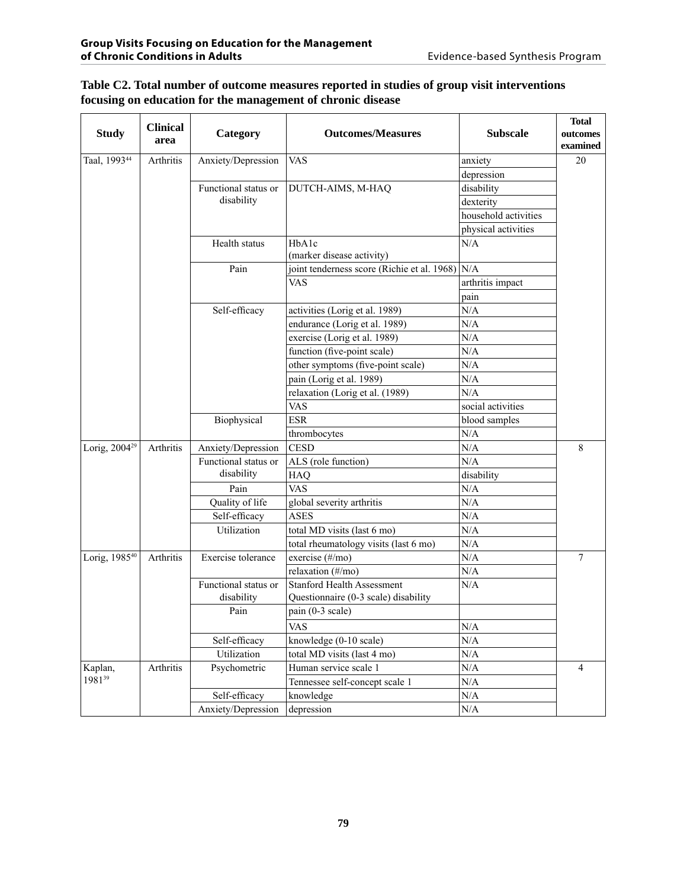**Table C2. Total number of outcome measures reported in studies of group visit interventions focusing on education for the management of chronic disease**

| Study | Clinical area | Category | Outcomes/Measures | Subscale | Total outcomes examined |
|---|---|---|---|---|---|
| Taal, 1993[44] | Arthritis | Anxiety/Depression | VAS | anxiety | 20 |
| | | | | depression | |
| | | Functional status or disability | DUTCH-AIMS, M-HAQ | disability | |
| | | | | dexterity | |
| | | | | household activities | |
| | | | | physical activities | |
| | | Health status | HbA1c (marker disease activity) | N/A | |
| | | Pain | joint tenderness score (Richie et al. 1968) | N/A | |
| | | | VAS | arthritis impact | |
| | | | | pain | |
| | | Self-efficacy | activities (Lorig et al. 1989) | N/A | |
| | | | endurance (Lorig et al. 1989) | N/A | |
| | | | exercise (Lorig et al. 1989) | N/A | |
| | | | function (five-point scale) | N/A | |
| | | | other symptoms (five-point scale) | N/A | |
| | | | pain (Lorig et al. 1989) | N/A | |
| | | | relaxation (Lorig et al. (1989) | N/A | |
| | | | VAS | social activities | |
| | | Biophysical | ESR | blood samples | |
| | | | thrombocytes | N/A | |
| Lorig, 2004[29] | Arthritis | Anxiety/Depression | CESD | N/A | 8 |
| | | Functional status or disability | ALS (role function) | N/A | |
| | | | HAQ | disability | |
| | | Pain | VAS | N/A | |
| | | Quality of life | global severity arthritis | N/A | |
| | | Self-efficacy | ASES | N/A | |
| | | Utilization | total MD visits (last 6 mo) | N/A | |
| | | | total rheumatology visits (last 6 mo) | N/A | |
| Lorig, 1985[40] | Arthritis | Exercise tolerance | exercise (#/mo) | N/A | 7 |
| | | | relaxation (#/mo) | N/A | |
| | | Functional status or disability | Stanford Health Assessment Questionnaire (0-3 scale) disability | N/A | |
| | | Pain | pain (0-3 scale) | | |
| | | | VAS | N/A | |
| | | Self-efficacy | knowledge (0-10 scale) | N/A | |
| | | Utilization | total MD visits (last 4 mo) | N/A | |
| Kaplan, 1981[39] | Arthritis | Psychometric | Human service scale 1 | N/A | 4 |
| | | | Tennessee self-concept scale 1 | N/A | |
| | | Self-efficacy | knowledge | N/A | |
| | | Anxiety/Depression | depression | N/A | |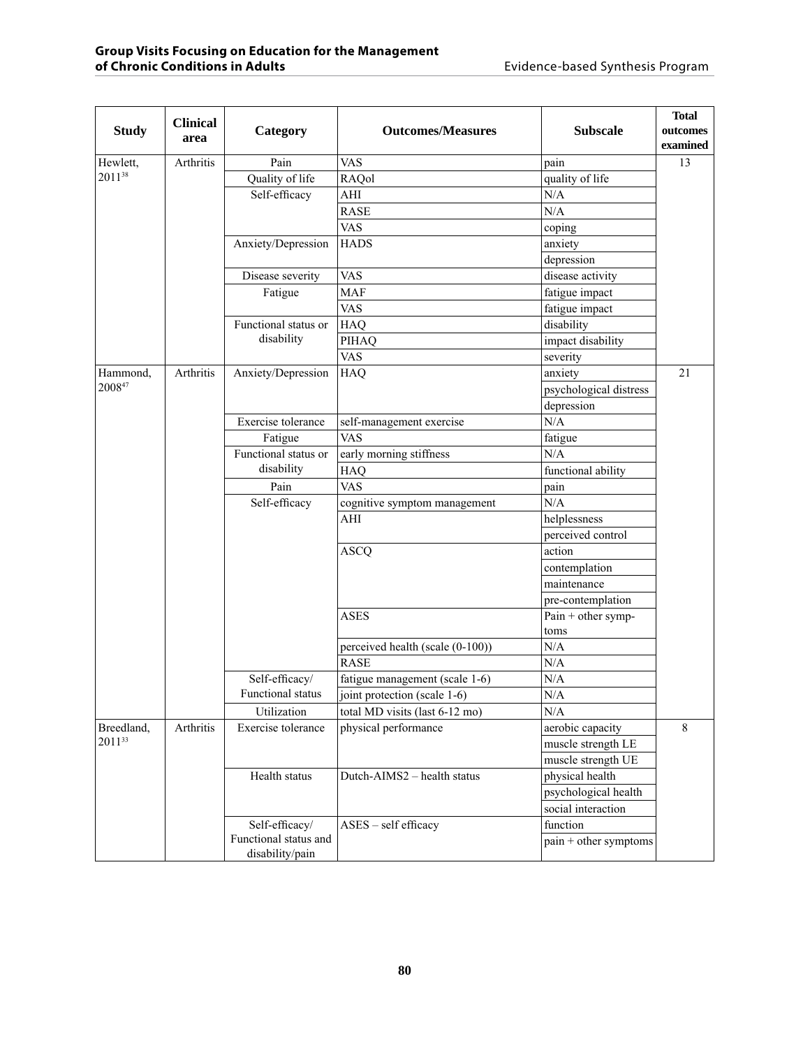| Study | Clinical area | Category | Outcomes/Measures | Subscale | Total outcomes examined |
|---|---|---|---|---|---|
| Hewlett, 2011[38] | Arthritis | Pain | VAS | pain | 13 |
| | | Quality of life | RAQol | quality of life | |
| | | Self-efficacy | AHI | N/A | |
| | | | RASE | N/A | |
| | | | VAS | coping | |
| | | Anxiety/Depression | HADS | anxiety | |
| | | | | depression | |
| | | Disease severity | VAS | disease activity | |
| | | Fatigue | MAF | fatigue impact | |
| | | | VAS | fatigue impact | |
| | | Functional status or disability | HAQ | disability | |
| | | | PIHAQ | impact disability | |
| | | | VAS | severity | |
| Hammond, 2008[47] | Arthritis | Anxiety/Depression | HAQ | anxiety | 21 |
| | | | | psychological distress | |
| | | | | depression | |
| | | Exercise tolerance | self-management exercise | N/A | |
| | | Fatigue | VAS | fatigue | |
| | | Functional status or disability | early morning stiffness | N/A | |
| | | | HAQ | functional ability | |
| | | Pain | VAS | pain | |
| | | Self-efficacy | cognitive symptom management | N/A | |
| | | | AHI | helplessness | |
| | | | | perceived control | |
| | | | ASCQ | action | |
| | | | | contemplation | |
| | | | | maintenance | |
| | | | | pre-contemplation | |
| | | | ASES | Pain + other symptoms | |
| | | | perceived health (scale (0-100)) | N/A | |
| | | | RASE | N/A | |
| | | Self-efficacy/ Functional status | fatigue management (scale 1-6) | N/A | |
| | | | joint protection (scale 1-6) | N/A | |
| | | Utilization | total MD visits (last 6-12 mo) | N/A | |
| Breedland, 2011[33] | Arthritis | Exercise tolerance | physical performance | aerobic capacity | 8 |
| | | | | muscle strength LE | |
| | | | | muscle strength UE | |
| | | Health status | Dutch-AIMS2 – health status | physical health | |
| | | | | psychological health | |
| | | | | social interaction | |
| | | Self-efficacy/ Functional status and disability/pain | ASES – self efficacy | function | |
| | | | | pain + other symptoms | |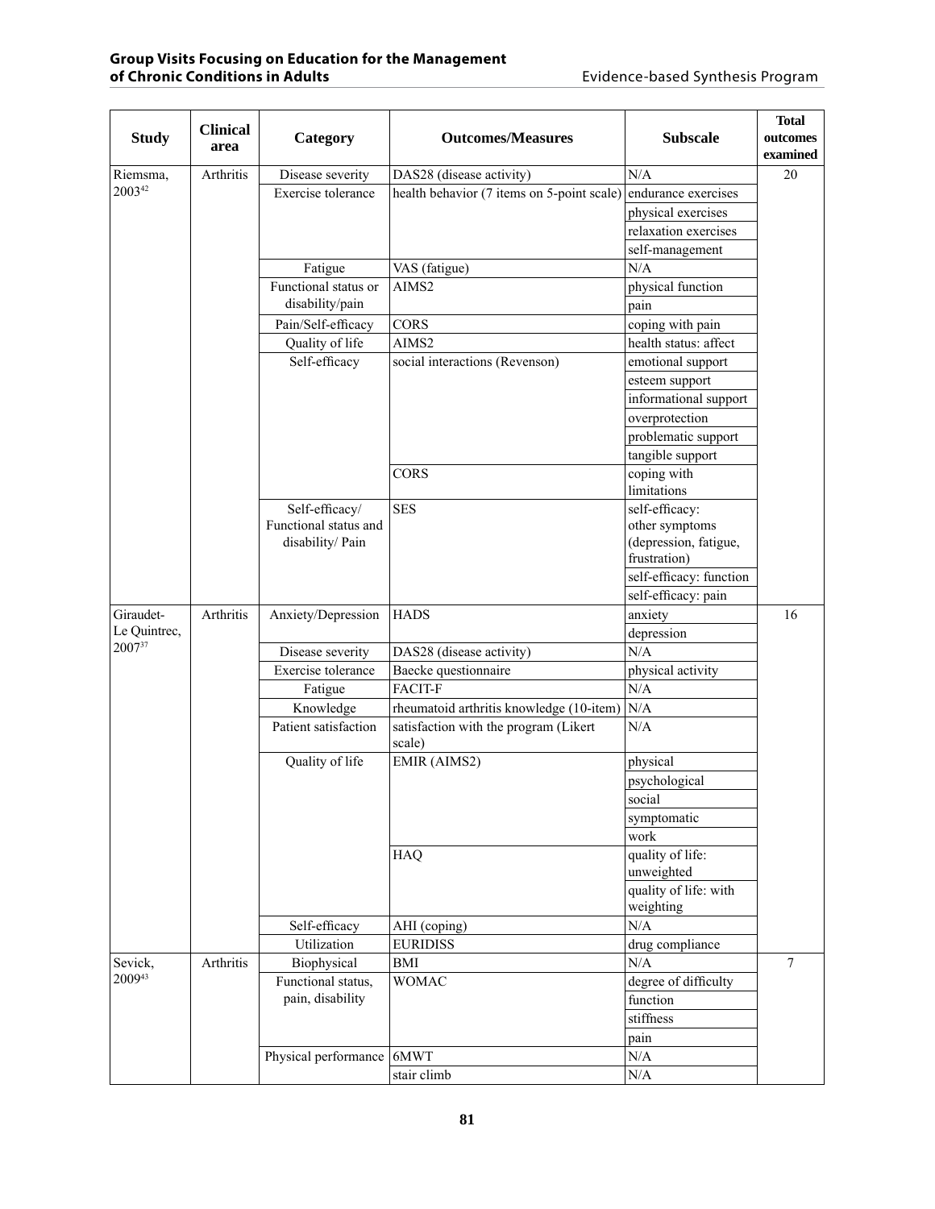| Study | Clinical area | Category | Outcomes/Measures | Subscale | Total outcomes examined |
|---|---|---|---|---|---|
| Riemsma, 2003[42] | Arthritis | Disease severity | DAS28 (disease activity) | N/A | 20 |
| | | Exercise tolerance | health behavior (7 items on 5-point scale) | endurance exercises | |
| | | | | physical exercises | |
| | | | | relaxation exercises | |
| | | | | self-management | |
| | | Fatigue | VAS (fatigue) | N/A | |
| | | Functional status or disability/pain | AIMS2 | physical function | |
| | | | | pain | |
| | | Pain/Self-efficacy | CORS | coping with pain | |
| | | Quality of life | AIMS2 | health status: affect | |
| | | Self-efficacy | social interactions (Revenson) | emotional support | |
| | | | | esteem support | |
| | | | | informational support | |
| | | | | overprotection | |
| | | | | problematic support | |
| | | | | tangible support | |
| | | | CORS | coping with limitations | |
| | | Self-efficacy/ Functional status and disability/ Pain | SES | self-efficacy: other symptoms (depression, fatigue, frustration) | |
| | | | | self-efficacy: function | |
| | | | | self-efficacy: pain | |
| Giraudet-Le Quintrec, 2007[37] | Arthritis | Anxiety/Depression | HADS | anxiety | 16 |
| | | | | depression | |
| | | Disease severity | DAS28 (disease activity) | N/A | |
| | | Exercise tolerance | Baecke questionnaire | physical activity | |
| | | Fatigue | FACIT-F | N/A | |
| | | Knowledge | rheumatoid arthritis knowledge (10-item) | N/A | |
| | | Patient satisfaction | satisfaction with the program (Likert scale) | N/A | |
| | | Quality of life | EMIR (AIMS2) | physical | |
| | | | | psychological | |
| | | | | social | |
| | | | | symptomatic | |
| | | | | work | |
| | | | HAQ | quality of life: unweighted | |
| | | | | quality of life: with weighting | |
| | | Self-efficacy | AHI (coping) | N/A | |
| | | Utilization | EURIDISS | drug compliance | |
| Sevick, 2009[43] | Arthritis | Biophysical | BMI | N/A | 7 |
| | | Functional status, pain, disability | WOMAC | degree of difficulty | |
| | | | | function | |
| | | | | stiffness | |
| | | | | pain | |
| | | Physical performance | 6MWT | N/A | |
| | | | stair climb | N/A | |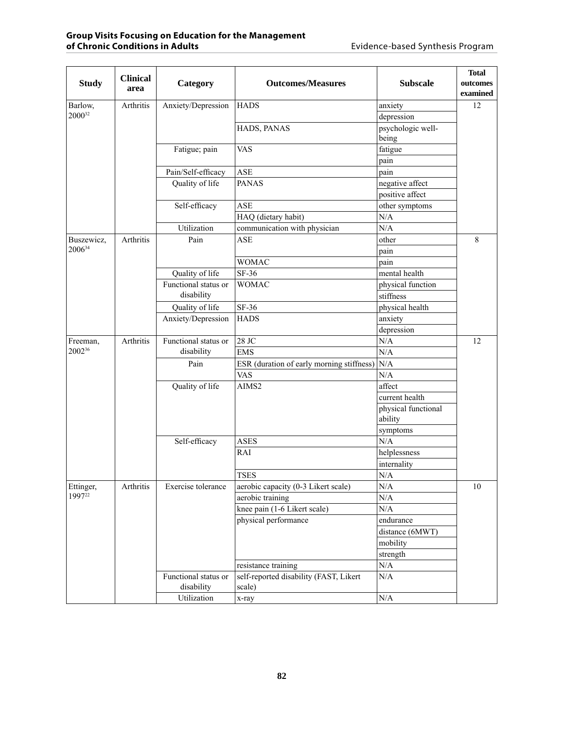| Study | Clinical area | Category | Outcomes/Measures | Subscale | Total outcomes examined |
|---|---|---|---|---|---|
| Barlow, 2000[32] | Arthritis | Anxiety/Depression | HADS | anxiety | 12 |
| | | | | depression | |
| | | | HADS, PANAS | psychologic well-being | |
| | | Fatigue; pain | VAS | fatigue | |
| | | | | pain | |
| | | Pain/Self-efficacy | ASE | pain | |
| | | Quality of life | PANAS | negative affect | |
| | | | | positive affect | |
| | | Self-efficacy | ASE | other symptoms | |
| | | | HAQ (dietary habit) | N/A | |
| | | Utilization | communication with physician | N/A | |
| Buszewicz, 2006[34] | Arthritis | Pain | ASE | other | 8 |
| | | | | pain | |
| | | | WOMAC | pain | |
| | | Quality of life | SF-36 | mental health | |
| | | Functional status or disability | WOMAC | physical function | |
| | | | | stiffness | |
| | | Quality of life | SF-36 | physical health | |
| | | Anxiety/Depression | HADS | anxiety | |
| | | | | depression | |
| Freeman, 2002[36] | Arthritis | Functional status or disability | 28 JC | N/A | 12 |
| | | | EMS | N/A | |
| | | Pain | ESR (duration of early morning stiffness) | N/A | |
| | | | VAS | N/A | |
| | | Quality of life | AIMS2 | affect | |
| | | | | current health | |
| | | | | physical functional ability | |
| | | | | symptoms | |
| | | Self-efficacy | ASES | N/A | |
| | | | RAI | helplessness | |
| | | | | internality | |
| | | | TSES | N/A | |
| Ettinger, 1997[22] | Arthritis | Exercise tolerance | aerobic capacity (0-3 Likert scale) | N/A | 10 |
| | | | aerobic training | N/A | |
| | | | knee pain (1-6 Likert scale) | N/A | |
| | | | physical performance | endurance | |
| | | | | distance (6MWT) | |
| | | | | mobility | |
| | | | | strength | |
| | | | resistance training | N/A | |
| | | Functional status or disability | self-reported disability (FAST, Likert scale) | N/A | |
| | | Utilization | x-ray | N/A | |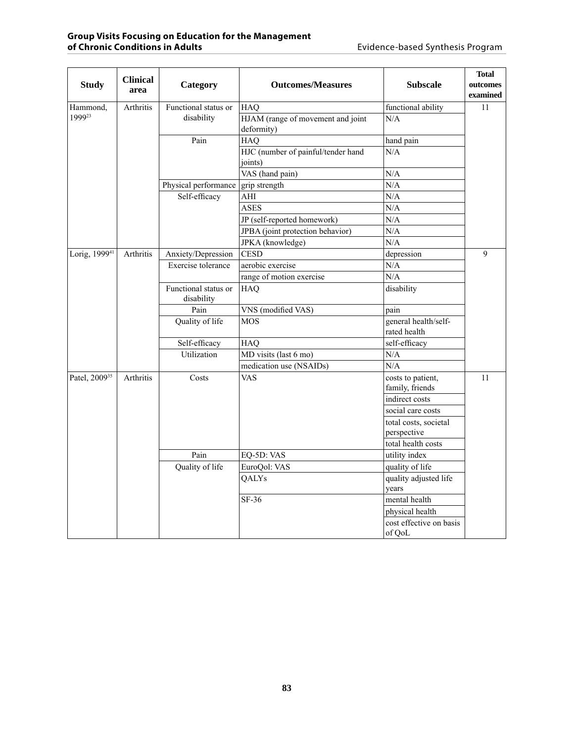| Study | Clinical area | Category | Outcomes/Measures | Subscale | Total outcomes examined |
|---|---|---|---|---|---|
| Hammond, 1999[23] | Arthritis | Functional status or disability | HAQ | functional ability | 11 |
| | | | HJAM (range of movement and joint deformity) | N/A | |
| | | Pain | HAQ | hand pain | |
| | | | HJC (number of painful/tender hand joints) | N/A | |
| | | | VAS (hand pain) | N/A | |
| | | Physical performance | grip strength | N/A | |
| | | Self-efficacy | AHI | N/A | |
| | | | ASES | N/A | |
| | | | JP (self-reported homework) | N/A | |
| | | | JPBA (joint protection behavior) | N/A | |
| | | | JPKA (knowledge) | N/A | |
| Lorig, 1999[41] | Arthritis | Anxiety/Depression | CESD | depression | 9 |
| | | Exercise tolerance | aerobic exercise | N/A | |
| | | | range of motion exercise | N/A | |
| | | Functional status or disability | HAQ | disability | |
| | | Pain | VNS (modified VAS) | pain | |
| | | Quality of life | MOS | general health/self-rated health | |
| | | Self-efficacy | HAQ | self-efficacy | |
| | | Utilization | MD visits (last 6 mo) | N/A | |
| | | | medication use (NSAIDs) | N/A | |
| Patel, 2009[35] | Arthritis | Costs | VAS | costs to patient, family, friends | 11 |
| | | | | indirect costs | |
| | | | | social care costs | |
| | | | | total costs, societal perspective | |
| | | | | total health costs | |
| | | Pain | EQ-5D: VAS | utility index | |
| | | Quality of life | EuroQol: VAS | quality of life | |
| | | | QALYs | quality adjusted life years | |
| | | | SF-36 | mental health | |
| | | | | physical health | |
| | | | | cost effective on basis of QoL | |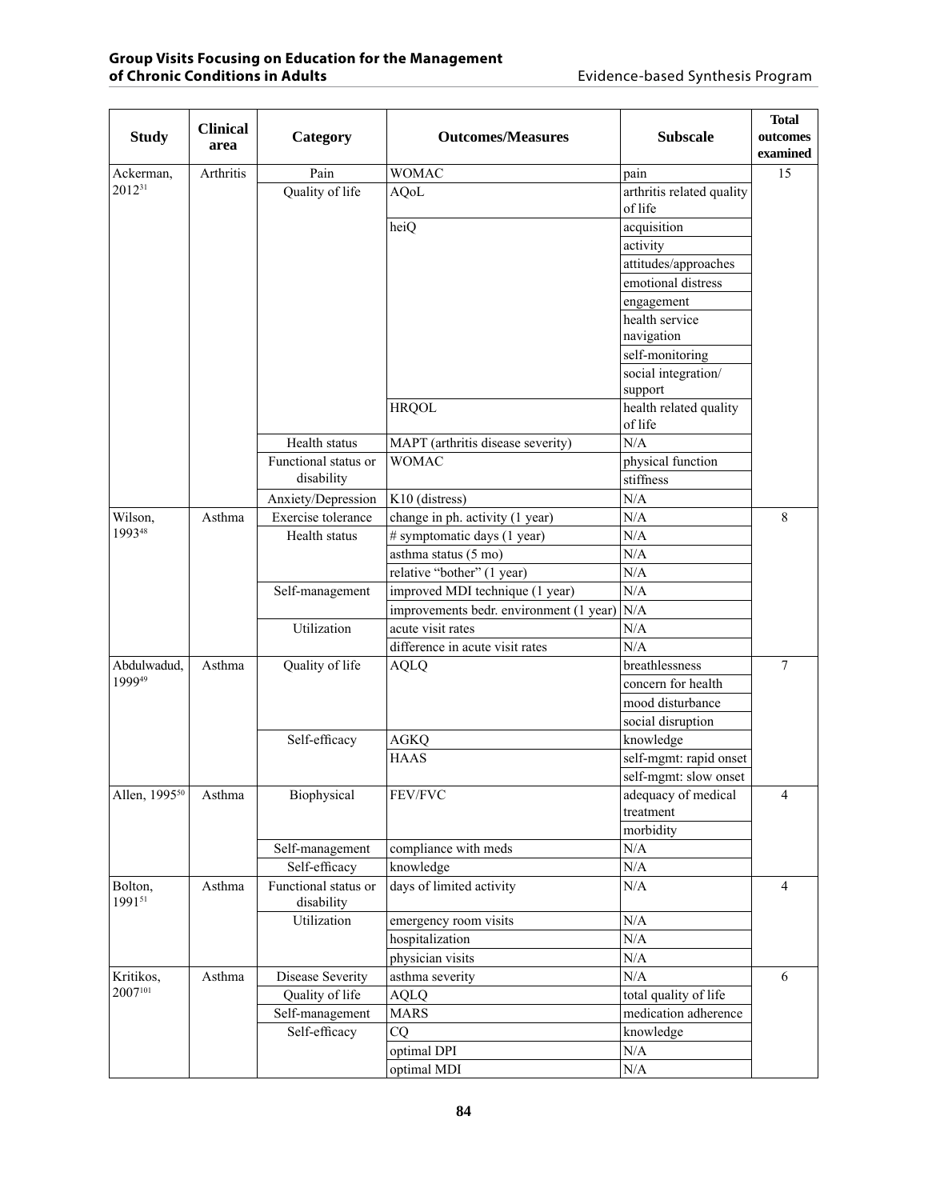| Study | Clinical area | Category | Outcomes/Measures | Subscale | Total outcomes examined |
|---|---|---|---|---|---|
| Ackerman, 2012[31] | Arthritis | Pain | WOMAC | pain | 15 |
| | | Quality of life | AQoL | arthritis related quality of life | |
| | | | heiQ | acquisition | |
| | | | | activity | |
| | | | | attitudes/approaches | |
| | | | | emotional distress | |
| | | | | engagement | |
| | | | | health service navigation | |
| | | | | self-monitoring | |
| | | | | social integration/ support | |
| | | | HRQOL | health related quality of life | |
| | | Health status | MAPT (arthritis disease severity) | N/A | |
| | | Functional status or disability | WOMAC | physical function | |
| | | | | stiffness | |
| | | Anxiety/Depression | K10 (distress) | N/A | |
| Wilson, 1993[48] | Asthma | Exercise tolerance | change in ph. activity (1 year) | N/A | 8 |
| | | Health status | # symptomatic days (1 year) | N/A | |
| | | | asthma status (5 mo) | N/A | |
| | | | relative "bother" (1 year) | N/A | |
| | | Self-management | improved MDI technique (1 year) | N/A | |
| | | | improvements bedr. environment (1 year) | N/A | |
| | | Utilization | acute visit rates | N/A | |
| | | | difference in acute visit rates | N/A | |
| Abdulwadud, 1999[49] | Asthma | Quality of life | AQLQ | breathlessness | 7 |
| | | | | concern for health | |
| | | | | mood disturbance | |
| | | | | social disruption | |
| | | Self-efficacy | AGKQ | knowledge | |
| | | | HAAS | self-mgmt: rapid onset | |
| | | | | self-mgmt: slow onset | |
| Allen, 1995[50] | Asthma | Biophysical | FEV/FVC | adequacy of medical treatment | 4 |
| | | | | morbidity | |
| | | Self-management | compliance with meds | N/A | |
| | | Self-efficacy | knowledge | N/A | |
| Bolton, 1991[51] | Asthma | Functional status or disability | days of limited activity | N/A | 4 |
| | | Utilization | emergency room visits | N/A | |
| | | | hospitalization | N/A | |
| | | | physician visits | N/A | |
| Kritikos, 2007[101] | Asthma | Disease Severity | asthma severity | N/A | 6 |
| | | Quality of life | AQLQ | total quality of life | |
| | | Self-management | MARS | medication adherence | |
| | | Self-efficacy | CQ | knowledge | |
| | | | optimal DPI | N/A | |
| | | | optimal MDI | N/A | |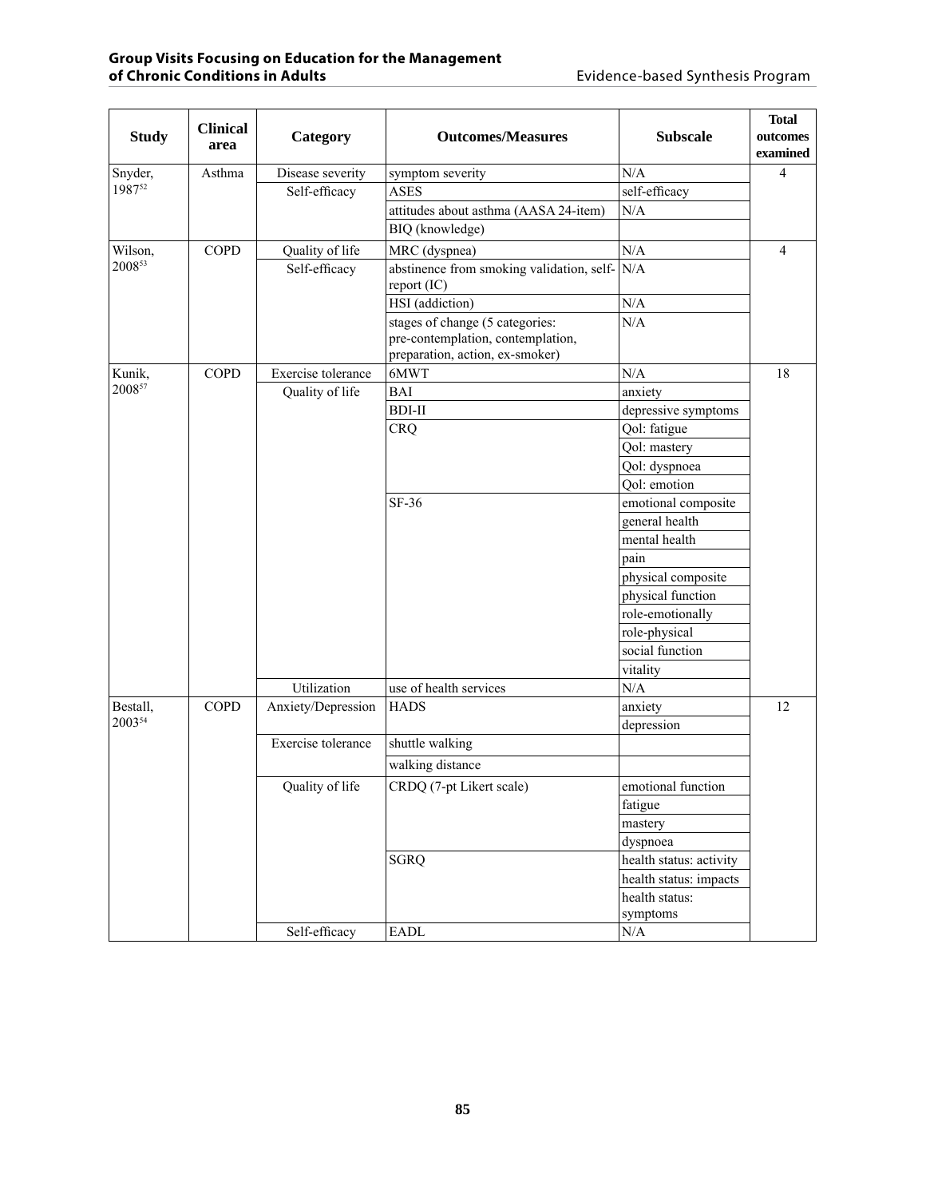| Study | Clinical area | Category | Outcomes/Measures | Subscale | Total outcomes examined |
|---|---|---|---|---|---|
| Snyder, 1987[52] | Asthma | Disease severity | symptom severity | N/A | 4 |
| | | Self-efficacy | ASES | self-efficacy | |
| | | | attitudes about asthma (AASA 24-item) | N/A | |
| | | | BIQ (knowledge) | | |
| Wilson, 2008[53] | COPD | Quality of life | MRC (dyspnea) | N/A | 4 |
| | | Self-efficacy | abstinence from smoking validation, self-report (IC) | N/A | |
| | | | HSI (addiction) | N/A | |
| | | | stages of change (5 categories: pre-contemplation, contemplation, preparation, action, ex-smoker) | N/A | |
| Kunik, 2008[57] | COPD | Exercise tolerance | 6MWT | N/A | 18 |
| | | Quality of life | BAI | anxiety | |
| | | | BDI-II | depressive symptoms | |
| | | | CRQ | Qol: fatigue | |
| | | | | Qol: mastery | |
| | | | | Qol: dyspnoea | |
| | | | | Qol: emotion | |
| | | | SF-36 | emotional composite | |
| | | | | general health | |
| | | | | mental health | |
| | | | | pain | |
| | | | | physical composite | |
| | | | | physical function | |
| | | | | role-emotionally | |
| | | | | role-physical | |
| | | | | social function | |
| | | | | vitality | |
| | | Utilization | use of health services | N/A | |
| Bestall, 2003[54] | COPD | Anxiety/Depression | HADS | anxiety | 12 |
| | | | | depression | |
| | | Exercise tolerance | shuttle walking | | |
| | | | walking distance | | |
| | | Quality of life | CRDQ (7-pt Likert scale) | emotional function | |
| | | | | fatigue | |
| | | | | mastery | |
| | | | | dyspnoea | |
| | | | SGRQ | health status: activity | |
| | | | | health status: impacts | |
| | | | | health status: symptoms | |
| | | Self-efficacy | EADL | N/A | |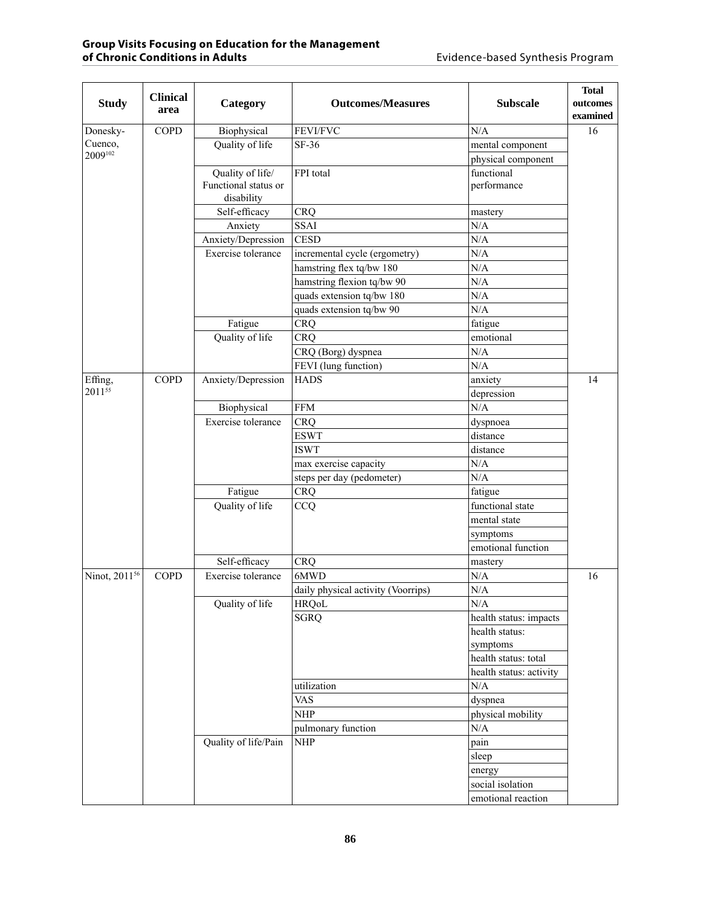| Study | Clinical area | Category | Outcomes/Measures | Subscale | Total outcomes examined |
|---|---|---|---|---|---|
| Donesky-Cuenco, 2009[102] | COPD | Biophysical | FEVI/FVC | N/A | 16 |
| | | Quality of life | SF-36 | mental component | |
| | | | | physical component | |
| | | Quality of life/ Functional status or disability | FPI total | functional performance | |
| | | Self-efficacy | CRQ | mastery | |
| | | Anxiety | SSAI | N/A | |
| | | Anxiety/Depression | CESD | N/A | |
| | | Exercise tolerance | incremental cycle (ergometry) | N/A | |
| | | | hamstring flex tq/bw 180 | N/A | |
| | | | hamstring flexion tq/bw 90 | N/A | |
| | | | quads extension tq/bw 180 | N/A | |
| | | | quads extension tq/bw 90 | N/A | |
| | | Fatigue | CRQ | fatigue | |
| | | Quality of life | CRQ | emotional | |
| | | | CRQ (Borg) dyspnea | N/A | |
| | | | FEVI (lung function) | N/A | |
| Effing, 2011[55] | COPD | Anxiety/Depression | HADS | anxiety | 14 |
| | | | | depression | |
| | | Biophysical | FFM | N/A | |
| | | Exercise tolerance | CRQ | dyspnoea | |
| | | | ESWT | distance | |
| | | | ISWT | distance | |
| | | | max exercise capacity | N/A | |
| | | | steps per day (pedometer) | N/A | |
| | | Fatigue | CRQ | fatigue | |
| | | Quality of life | CCQ | functional state | |
| | | | | mental state | |
| | | | | symptoms | |
| | | | | emotional function | |
| | | Self-efficacy | CRQ | mastery | |
| Ninot, 2011[56] | COPD | Exercise tolerance | 6MWD | N/A | 16 |
| | | | daily physical activity (Voorrips) | N/A | |
| | | Quality of life | HRQoL | N/A | |
| | | | SGRQ | health status: impacts | |
| | | | | health status: symptoms | |
| | | | | health status: total | |
| | | | | health status: activity | |
| | | | utilization | N/A | |
| | | | VAS | dyspnea | |
| | | | NHP | physical mobility | |
| | | | pulmonary function | N/A | |
| | | Quality of life/Pain | NHP | pain | |
| | | | | sleep | |
| | | | | energy | |
| | | | | social isolation | |
| | | | | emotional reaction | |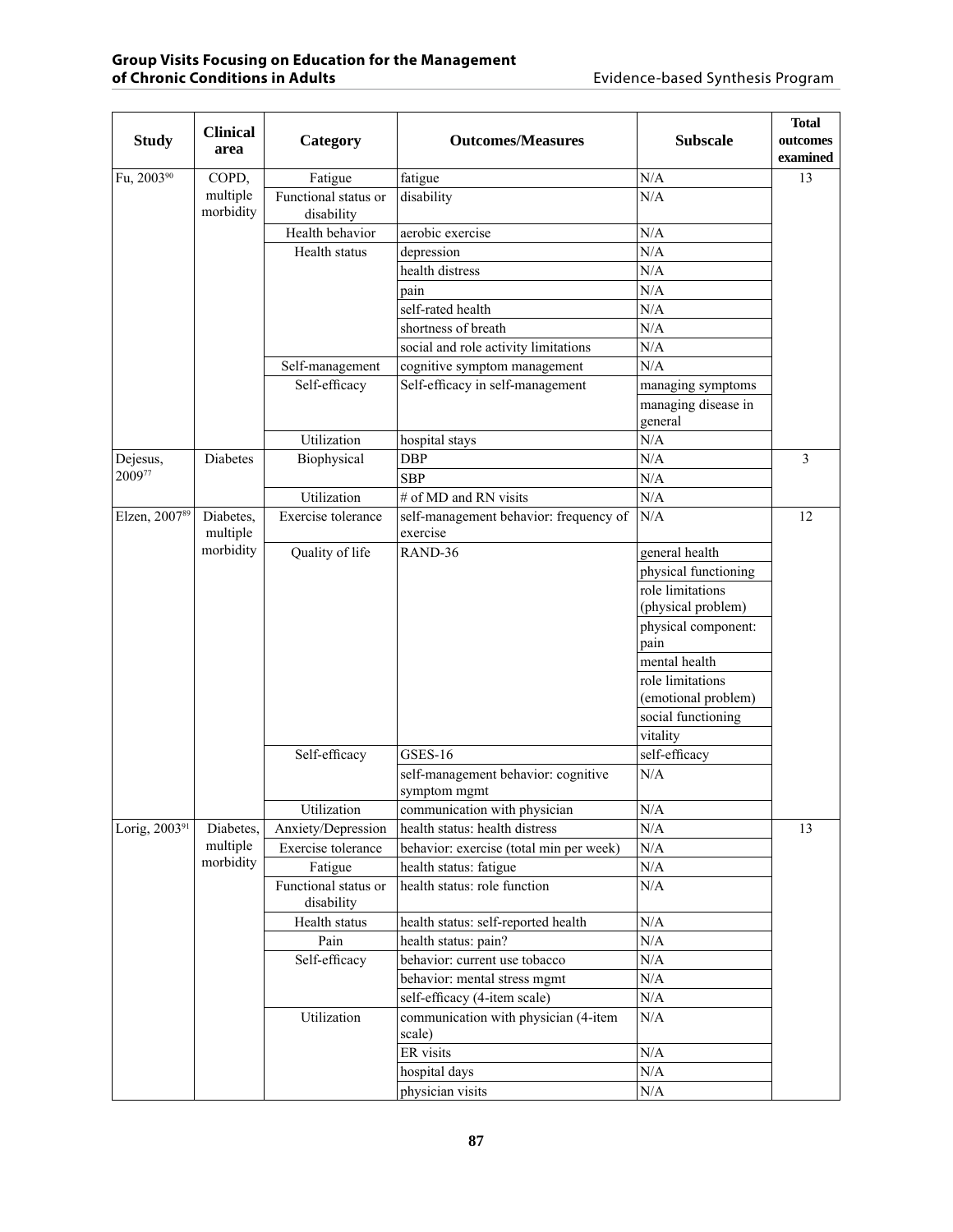| Study | Clinical area | Category | Outcomes/Measures | Subscale | Total outcomes examined |
|---|---|---|---|---|---|
| Fu, 2003[90] | COPD, multiple morbidity | Fatigue | fatigue | N/A | 13 |
| | | Functional status or disability | disability | N/A | |
| | | Health behavior | aerobic exercise | N/A | |
| | | Health status | depression | N/A | |
| | | | health distress | N/A | |
| | | | pain | N/A | |
| | | | self-rated health | N/A | |
| | | | shortness of breath | N/A | |
| | | | social and role activity limitations | N/A | |
| | | Self-management | cognitive symptom management | N/A | |
| | | Self-efficacy | Self-efficacy in self-management | managing symptoms | |
| | | | | managing disease in general | |
| | | Utilization | hospital stays | N/A | |
| Dejesus, 2009[77] | Diabetes | Biophysical | DBP | N/A | 3 |
| | | | SBP | N/A | |
| | | Utilization | # of MD and RN visits | N/A | |
| Elzen, 2007[89] | Diabetes, multiple morbidity | Exercise tolerance | self-management behavior: frequency of exercise | N/A | 12 |
| | | Quality of life | RAND-36 | general health | |
| | | | | physical functioning | |
| | | | | role limitations (physical problem) | |
| | | | | physical component: pain | |
| | | | | mental health | |
| | | | | role limitations (emotional problem) | |
| | | | | social functioning | |
| | | | | vitality | |
| | | Self-efficacy | GSES-16 | self-efficacy | |
| | | | self-management behavior: cognitive symptom mgmt | N/A | |
| | | Utilization | communication with physician | N/A | |
| Lorig, 2003[91] | Diabetes, multiple morbidity | Anxiety/Depression | health status: health distress | N/A | 13 |
| | | Exercise tolerance | behavior: exercise (total min per week) | N/A | |
| | | Fatigue | health status: fatigue | N/A | |
| | | Functional status or disability | health status: role function | N/A | |
| | | Health status | health status: self-reported health | N/A | |
| | | Pain | health status: pain? | N/A | |
| | | Self-efficacy | behavior: current use tobacco | N/A | |
| | | | behavior: mental stress mgmt | N/A | |
| | | | self-efficacy (4-item scale) | N/A | |
| | | Utilization | communication with physician (4-item scale) | N/A | |
| | | | ER visits | N/A | |
| | | | hospital days | N/A | |
| | | | physician visits | N/A | |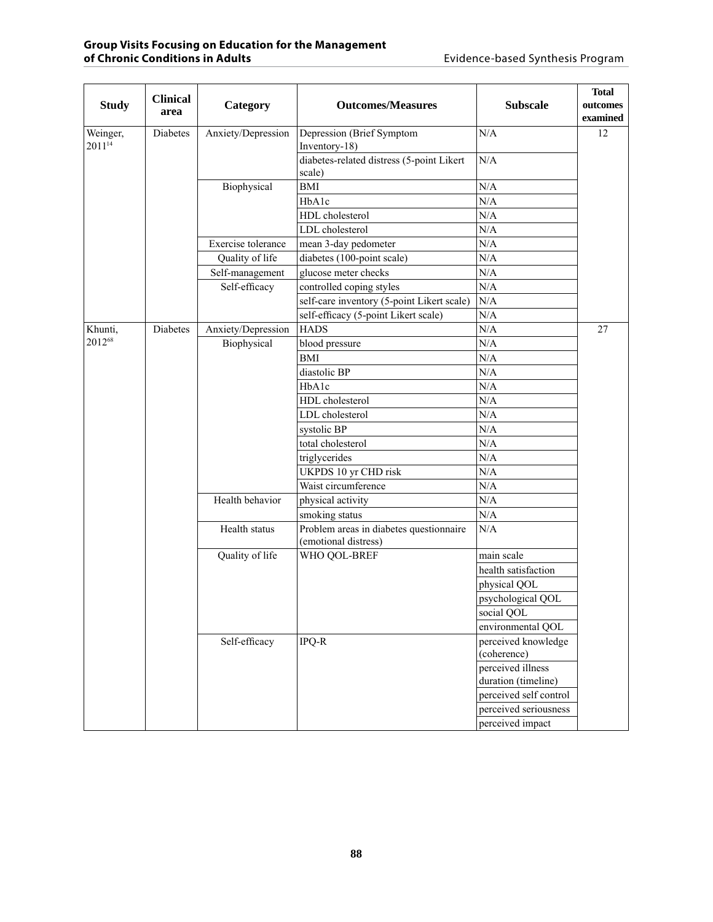| Study | Clinical area | Category | Outcomes/Measures | Subscale | Total outcomes examined |
|---|---|---|---|---|---|
| Weinger, 2011[14] | Diabetes | Anxiety/Depression | Depression (Brief Symptom Inventory-18) | N/A | 12 |
| | | | diabetes-related distress (5-point Likert scale) | N/A | |
| | | Biophysical | BMI | N/A | |
| | | | HbA1c | N/A | |
| | | | HDL cholesterol | N/A | |
| | | | LDL cholesterol | N/A | |
| | | Exercise tolerance | mean 3-day pedometer | N/A | |
| | | Quality of life | diabetes (100-point scale) | N/A | |
| | | Self-management | glucose meter checks | N/A | |
| | | Self-efficacy | controlled coping styles | N/A | |
| | | | self-care inventory (5-point Likert scale) | N/A | |
| | | | self-efficacy (5-point Likert scale) | N/A | |
| Khunti, 2012[68] | Diabetes | Anxiety/Depression | HADS | N/A | 27 |
| | | Biophysical | blood pressure | N/A | |
| | | | BMI | N/A | |
| | | | diastolic BP | N/A | |
| | | | HbA1c | N/A | |
| | | | HDL cholesterol | N/A | |
| | | | LDL cholesterol | N/A | |
| | | | systolic BP | N/A | |
| | | | total cholesterol | N/A | |
| | | | triglycerides | N/A | |
| | | | UKPDS 10 yr CHD risk | N/A | |
| | | | Waist circumference | N/A | |
| | | Health behavior | physical activity | N/A | |
| | | | smoking status | N/A | |
| | | Health status | Problem areas in diabetes questionnaire (emotional distress) | N/A | |
| | | Quality of life | WHO QOL-BREF | main scale | |
| | | | | health satisfaction | |
| | | | | physical QOL | |
| | | | | psychological QOL | |
| | | | | social QOL | |
| | | | | environmental QOL | |
| | | Self-efficacy | IPQ-R | perceived knowledge (coherence) | |
| | | | | perceived illness duration (timeline) | |
| | | | | perceived self control | |
| | | | | perceived seriousness | |
| | | | | perceived impact | |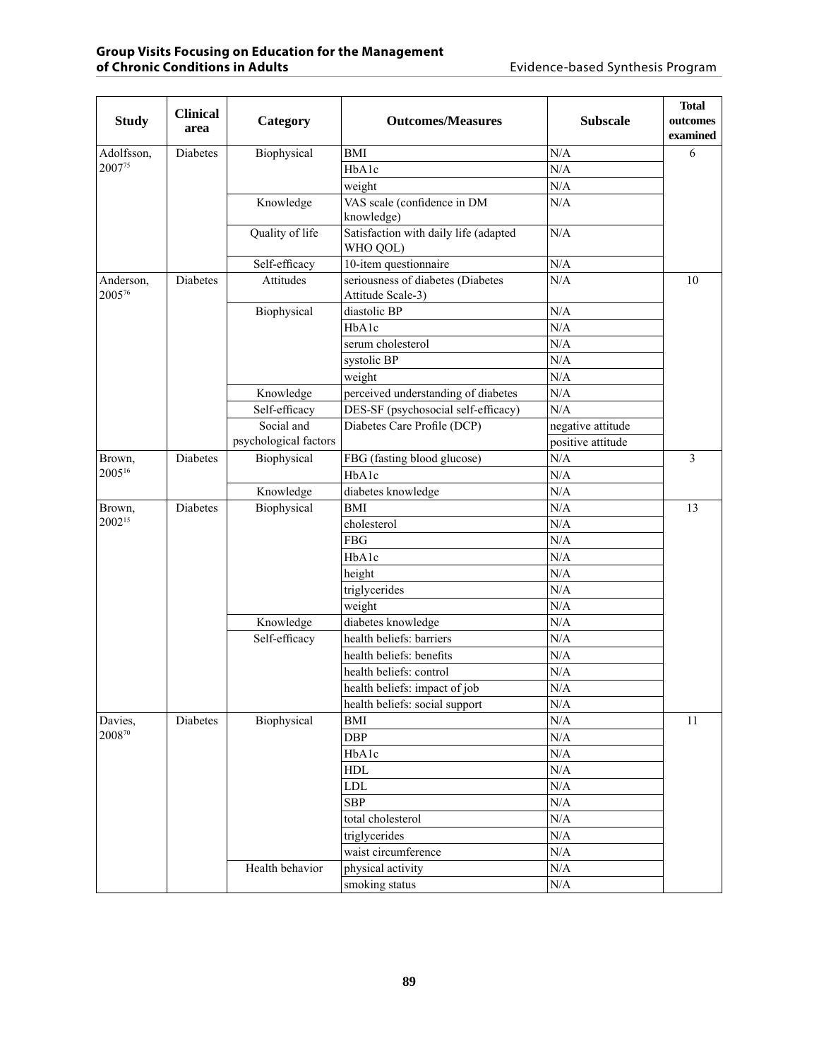| Study | Clinical area | Category | Outcomes/Measures | Subscale | Total outcomes examined |
|---|---|---|---|---|---|
| Adolfsson, 2007[75] | Diabetes | Biophysical | BMI | N/A | 6 |
| | | | HbA1c | N/A | |
| | | | weight | N/A | |
| | | Knowledge | VAS scale (confidence in DM knowledge) | N/A | |
| | | Quality of life | Satisfaction with daily life (adapted WHO QOL) | N/A | |
| | | Self-efficacy | 10-item questionnaire | N/A | |
| Anderson, 2005[76] | Diabetes | Attitudes | seriousness of diabetes (Diabetes Attitude Scale-3) | N/A | 10 |
| | | Biophysical | diastolic BP | N/A | |
| | | | HbA1c | N/A | |
| | | | serum cholesterol | N/A | |
| | | | systolic BP | N/A | |
| | | | weight | N/A | |
| | | Knowledge | perceived understanding of diabetes | N/A | |
| | | Self-efficacy | DES-SF (psychosocial self-efficacy) | N/A | |
| | | Social and psychological factors | Diabetes Care Profile (DCP) | negative attitude | |
| | | | | positive attitude | |
| Brown, 2005[16] | Diabetes | Biophysical | FBG (fasting blood glucose) | N/A | 3 |
| | | | HbA1c | N/A | |
| | | Knowledge | diabetes knowledge | N/A | |
| Brown, 2002[15] | Diabetes | Biophysical | BMI | N/A | 13 |
| | | | cholesterol | N/A | |
| | | | FBG | N/A | |
| | | | HbA1c | N/A | |
| | | | height | N/A | |
| | | | triglycerides | N/A | |
| | | | weight | N/A | |
| | | Knowledge | diabetes knowledge | N/A | |
| | | Self-efficacy | health beliefs: barriers | N/A | |
| | | | health beliefs: benefits | N/A | |
| | | | health beliefs: control | N/A | |
| | | | health beliefs: impact of job | N/A | |
| | | | health beliefs: social support | N/A | |
| Davies, 2008[70] | Diabetes | Biophysical | BMI | N/A | 11 |
| | | | DBP | N/A | |
| | | | HbA1c | N/A | |
| | | | HDL | N/A | |
| | | | LDL | N/A | |
| | | | SBP | N/A | |
| | | | total cholesterol | N/A | |
| | | | triglycerides | N/A | |
| | | | waist circumference | N/A | |
| | | Health behavior | physical activity | N/A | |
| | | | smoking status | N/A | |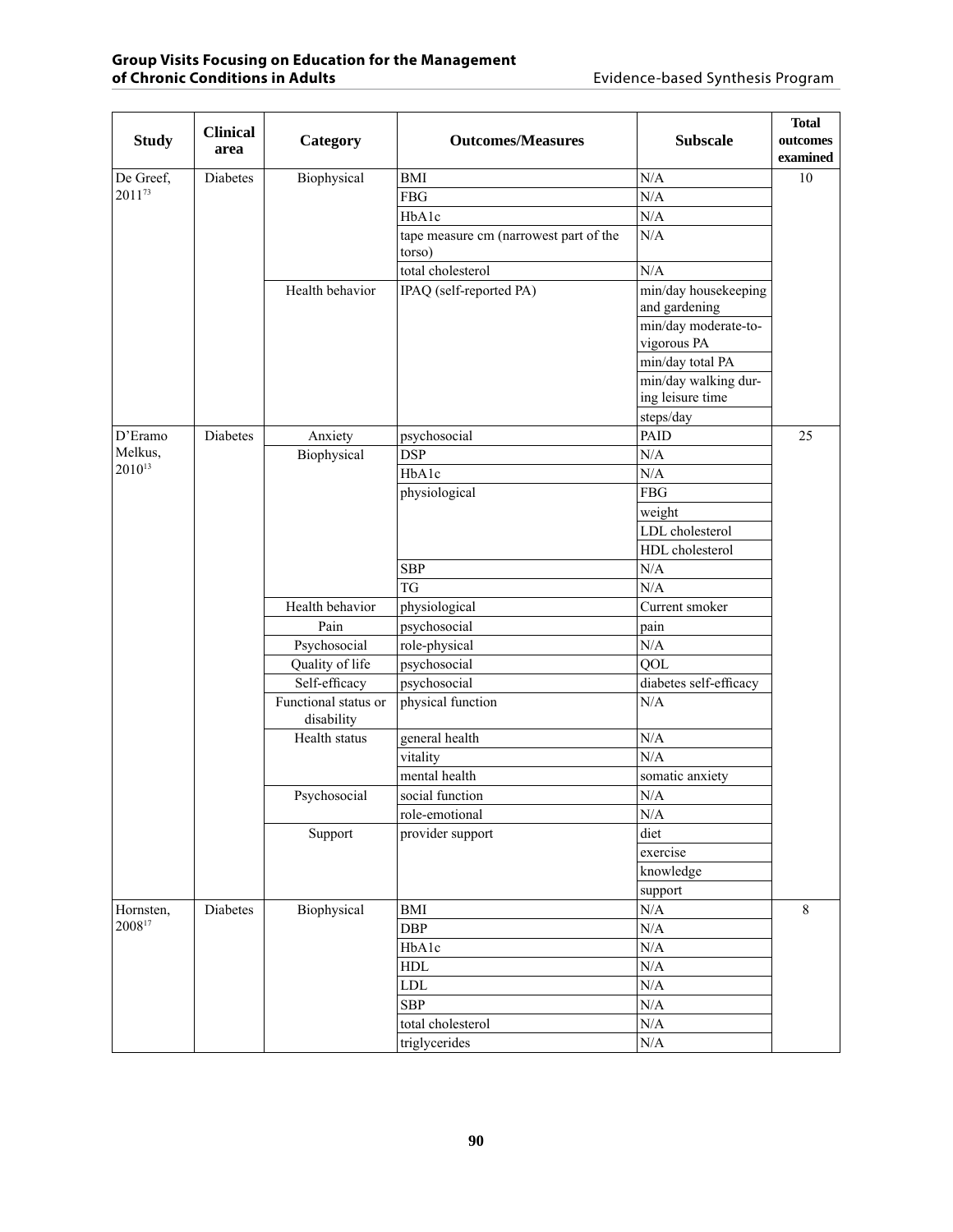| Study | Clinical area | Category | Outcomes/Measures | Subscale | Total outcomes examined |
|---|---|---|---|---|---|
| De Greef, 2011[73] | Diabetes | Biophysical | BMI | N/A | 10 |
| | | | FBG | N/A | |
| | | | HbA1c | N/A | |
| | | | tape measure cm (narrowest part of the torso) | N/A | |
| | | | total cholesterol | N/A | |
| | | Health behavior | IPAQ (self-reported PA) | min/day housekeeping and gardening | |
| | | | | min/day moderate-to-vigorous PA | |
| | | | | min/day total PA | |
| | | | | min/day walking during leisure time | |
| | | | | steps/day | |
| D'Eramo Melkus, 2010[13] | Diabetes | Anxiety | psychosocial | PAID | 25 |
| | | Biophysical | DSP | N/A | |
| | | | HbA1c | N/A | |
| | | | physiological | FBG | |
| | | | | weight | |
| | | | | LDL cholesterol | |
| | | | | HDL cholesterol | |
| | | | SBP | N/A | |
| | | | TG | N/A | |
| | | Health behavior | physiological | Current smoker | |
| | | Pain | psychosocial | pain | |
| | | Psychosocial | role-physical | N/A | |
| | | Quality of life | psychosocial | QOL | |
| | | Self-efficacy | psychosocial | diabetes self-efficacy | |
| | | Functional status or disability | physical function | N/A | |
| | | Health status | general health | N/A | |
| | | | vitality | N/A | |
| | | | mental health | somatic anxiety | |
| | | Psychosocial | social function | N/A | |
| | | | role-emotional | N/A | |
| | | Support | provider support | diet | |
| | | | | exercise | |
| | | | | knowledge | |
| | | | | support | |
| Hornsten, 2008[17] | Diabetes | Biophysical | BMI | N/A | 8 |
| | | | DBP | N/A | |
| | | | HbA1c | N/A | |
| | | | HDL | N/A | |
| | | | LDL | N/A | |
| | | | SBP | N/A | |
| | | | total cholesterol | N/A | |
| | | | triglycerides | N/A | |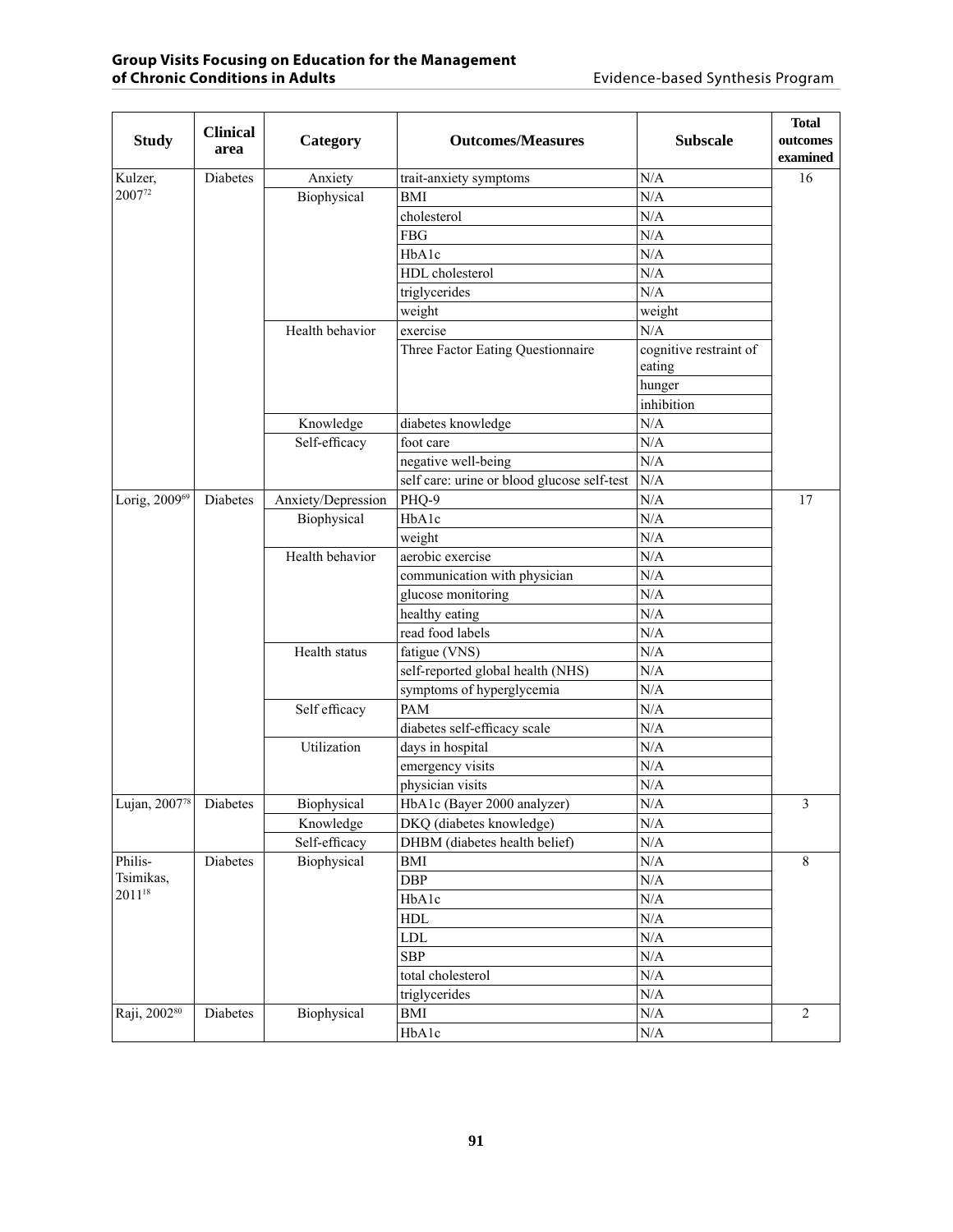| Study | Clinical area | Category | Outcomes/Measures | Subscale | Total outcomes examined |
|---|---|---|---|---|---|
| Kulzer, 2007[72] | Diabetes | Anxiety | trait-anxiety symptoms | N/A | 16 |
| | | Biophysical | BMI | N/A | |
| | | | cholesterol | N/A | |
| | | | FBG | N/A | |
| | | | HbA1c | N/A | |
| | | | HDL cholesterol | N/A | |
| | | | triglycerides | N/A | |
| | | | weight | weight | |
| | | Health behavior | exercise | N/A | |
| | | | Three Factor Eating Questionnaire | cognitive restraint of eating | |
| | | | | hunger | |
| | | | | inhibition | |
| | | Knowledge | diabetes knowledge | N/A | |
| | | Self-efficacy | foot care | N/A | |
| | | | negative well-being | N/A | |
| | | | self care: urine or blood glucose self-test | N/A | |
| Lorig, 2009[69] | Diabetes | Anxiety/Depression | PHQ-9 | N/A | 17 |
| | | Biophysical | HbA1c | N/A | |
| | | | weight | N/A | |
| | | Health behavior | aerobic exercise | N/A | |
| | | | communication with physician | N/A | |
| | | | glucose monitoring | N/A | |
| | | | healthy eating | N/A | |
| | | | read food labels | N/A | |
| | | Health status | fatigue (VNS) | N/A | |
| | | | self-reported global health (NHS) | N/A | |
| | | | symptoms of hyperglycemia | N/A | |
| | | Self efficacy | PAM | N/A | |
| | | | diabetes self-efficacy scale | N/A | |
| | | Utilization | days in hospital | N/A | |
| | | | emergency visits | N/A | |
| | | | physician visits | N/A | |
| Lujan, 2007[78] | Diabetes | Biophysical | HbA1c (Bayer 2000 analyzer) | N/A | 3 |
| | | Knowledge | DKQ (diabetes knowledge) | N/A | |
| | | Self-efficacy | DHBM (diabetes health belief) | N/A | |
| Philis-Tsimikas, 2011[18] | Diabetes | Biophysical | BMI | N/A | 8 |
| | | | DBP | N/A | |
| | | | HbA1c | N/A | |
| | | | HDL | N/A | |
| | | | LDL | N/A | |
| | | | SBP | N/A | |
| | | | total cholesterol | N/A | |
| | | | triglycerides | N/A | |
| Raji, 2002[80] | Diabetes | Biophysical | BMI | N/A | 2 |
| | | | HbA1c | N/A | |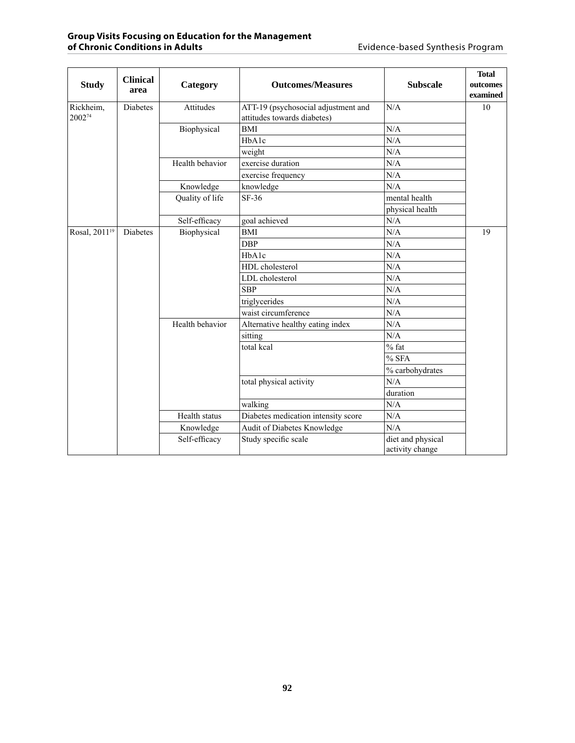| Study | Clinical area | Category | Outcomes/Measures | Subscale | Total outcomes examined |
|---|---|---|---|---|---|
| Rickheim, 2002[74] | Diabetes | Attitudes | ATT-19 (psychosocial adjustment and attitudes towards diabetes) | N/A | 10 |
| | | Biophysical | BMI | N/A | |
| | | | HbA1c | N/A | |
| | | | weight | N/A | |
| | | Health behavior | exercise duration | N/A | |
| | | | exercise frequency | N/A | |
| | | Knowledge | knowledge | N/A | |
| | | Quality of life | SF-36 | mental health | |
| | | | | physical health | |
| | | Self-efficacy | goal achieved | N/A | |
| Rosal, 2011[19] | Diabetes | Biophysical | BMI | N/A | 19 |
| | | | DBP | N/A | |
| | | | HbA1c | N/A | |
| | | | HDL cholesterol | N/A | |
| | | | LDL cholesterol | N/A | |
| | | | SBP | N/A | |
| | | | triglycerides | N/A | |
| | | | waist circumference | N/A | |
| | | Health behavior | Alternative healthy eating index | N/A | |
| | | | sitting | N/A | |
| | | | total kcal | % fat | |
| | | | | % SFA | |
| | | | | % carbohydrates | |
| | | | total physical activity | N/A | |
| | | | | duration | |
| | | | walking | N/A | |
| | | Health status | Diabetes medication intensity score | N/A | |
| | | Knowledge | Audit of Diabetes Knowledge | N/A | |
| | | Self-efficacy | Study specific scale | diet and physical activity change | |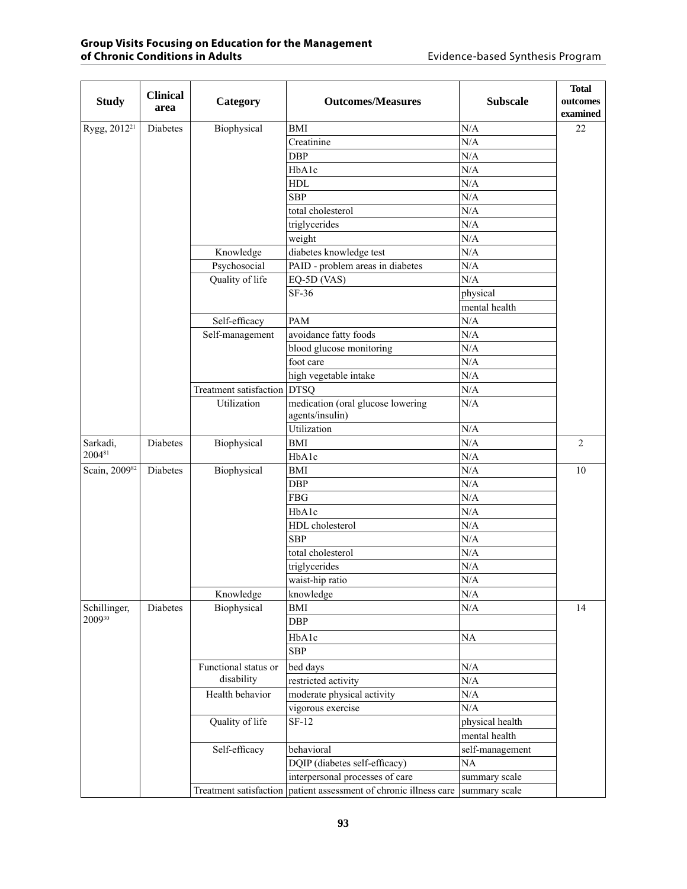| Study | Clinical area | Category | Outcomes/Measures | Subscale | Total outcomes examined |
|---|---|---|---|---|---|
| Rygg, 2012[21] | Diabetes | Biophysical | BMI | N/A | 22 |
| | | | Creatinine | N/A | |
| | | | DBP | N/A | |
| | | | HbA1c | N/A | |
| | | | HDL | N/A | |
| | | | SBP | N/A | |
| | | | total cholesterol | N/A | |
| | | | triglycerides | N/A | |
| | | | weight | N/A | |
| | | Knowledge | diabetes knowledge test | N/A | |
| | | Psychosocial | PAID - problem areas in diabetes | N/A | |
| | | Quality of life | EQ-5D (VAS) | N/A | |
| | | | SF-36 | physical | |
| | | | | mental health | |
| | | Self-efficacy | PAM | N/A | |
| | | Self-management | avoidance fatty foods | N/A | |
| | | | blood glucose monitoring | N/A | |
| | | | foot care | N/A | |
| | | | high vegetable intake | N/A | |
| | | Treatment satisfaction | DTSQ | N/A | |
| | | Utilization | medication (oral glucose lowering agents/insulin) | N/A | |
| | | | Utilization | N/A | |
| Sarkadi, 2004[81] | Diabetes | Biophysical | BMI | N/A | 2 |
| | | | HbA1c | N/A | |
| Scain, 2009[82] | Diabetes | Biophysical | BMI | N/A | 10 |
| | | | DBP | N/A | |
| | | | FBG | N/A | |
| | | | HbA1c | N/A | |
| | | | HDL cholesterol | N/A | |
| | | | SBP | N/A | |
| | | | total cholesterol | N/A | |
| | | | triglycerides | N/A | |
| | | | waist-hip ratio | N/A | |
| | | Knowledge | knowledge | N/A | |
| Schillinger, 2009[30] | Diabetes | Biophysical | BMI | N/A | 14 |
| | | | DBP | | |
| | | | HbA1c | NA | |
| | | | SBP | | |
| | | Functional status or disability | bed days | N/A | |
| | | | restricted activity | N/A | |
| | | Health behavior | moderate physical activity | N/A | |
| | | | vigorous exercise | N/A | |
| | | Quality of life | SF-12 | physical health | |
| | | | | mental health | |
| | | Self-efficacy | behavioral | self-management | |
| | | | DQIP (diabetes self-efficacy) | NA | |
| | | | interpersonal processes of care | summary scale | |
| | | Treatment satisfaction | patient assessment of chronic illness care | summary scale | |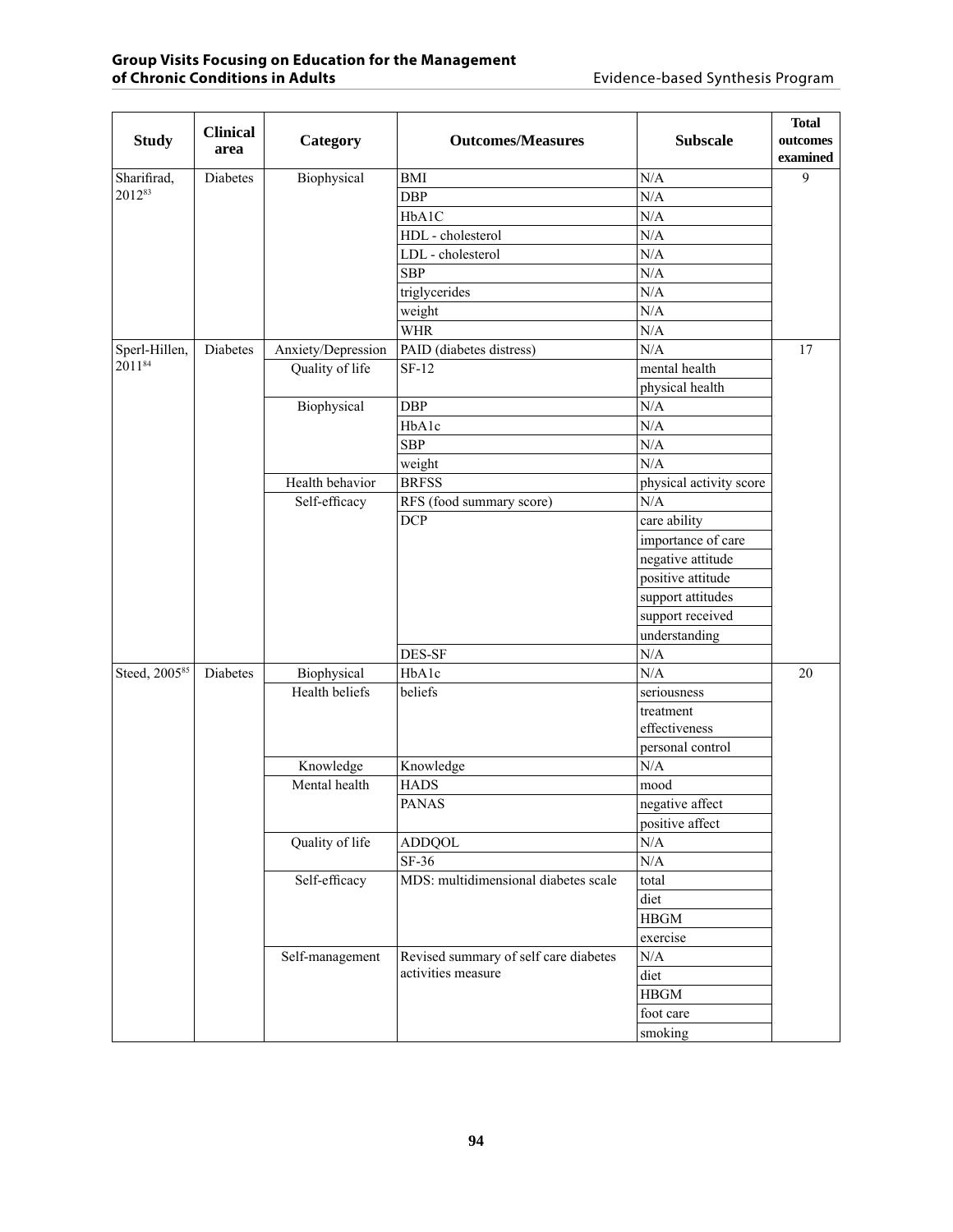| Study | Clinical area | Category | Outcomes/Measures | Subscale | Total outcomes examined |
|---|---|---|---|---|---|
| Sharifirad, 2012[83] | Diabetes | Biophysical | BMI | N/A | 9 |
| | | | DBP | N/A | |
| | | | HbA1C | N/A | |
| | | | HDL - cholesterol | N/A | |
| | | | LDL - cholesterol | N/A | |
| | | | SBP | N/A | |
| | | | triglycerides | N/A | |
| | | | weight | N/A | |
| | | | WHR | N/A | |
| Sperl-Hillen, 2011[84] | Diabetes | Anxiety/Depression | PAID (diabetes distress) | N/A | 17 |
| | | Quality of life | SF-12 | mental health | |
| | | | | physical health | |
| | | Biophysical | DBP | N/A | |
| | | | HbA1c | N/A | |
| | | | SBP | N/A | |
| | | | weight | N/A | |
| | | Health behavior | BRFSS | physical activity score | |
| | | Self-efficacy | RFS (food summary score) | N/A | |
| | | | DCP | care ability | |
| | | | | importance of care | |
| | | | | negative attitude | |
| | | | | positive attitude | |
| | | | | support attitudes | |
| | | | | support received | |
| | | | | understanding | |
| | | | DES-SF | N/A | |
| Steed, 2005[85] | Diabetes | Biophysical | HbA1c | N/A | 20 |
| | | Health beliefs | beliefs | seriousness | |
| | | | | treatment effectiveness | |
| | | | | personal control | |
| | | Knowledge | Knowledge | N/A | |
| | | Mental health | HADS | mood | |
| | | | PANAS | negative affect | |
| | | | | positive affect | |
| | | Quality of life | ADDQOL | N/A | |
| | | | SF-36 | N/A | |
| | | Self-efficacy | MDS: multidimensional diabetes scale | total | |
| | | | | diet | |
| | | | | HBGM | |
| | | | | exercise | |
| | | Self-management | Revised summary of self care diabetes activities measure | N/A | |
| | | | | diet | |
| | | | | HBGM | |
| | | | | foot care | |
| | | | | smoking | |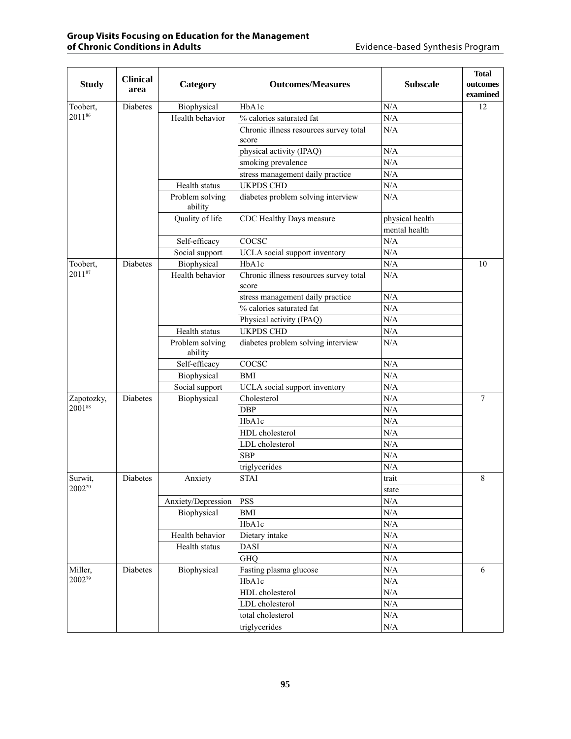| Study | Clinical area | Category | Outcomes/Measures | Subscale | Total outcomes examined |
|---|---|---|---|---|---|
| Toobert, 2011[86] | Diabetes | Biophysical | HbA1c | N/A | 12 |
| | | Health behavior | % calories saturated fat | N/A | |
| | | | Chronic illness resources survey total score | N/A | |
| | | | physical activity (IPAQ) | N/A | |
| | | | smoking prevalence | N/A | |
| | | | stress management daily practice | N/A | |
| | | Health status | UKPDS CHD | N/A | |
| | | Problem solving ability | diabetes problem solving interview | N/A | |
| | | Quality of life | CDC Healthy Days measure | physical health | |
| | | | | mental health | |
| | | Self-efficacy | COCSC | N/A | |
| | | Social support | UCLA social support inventory | N/A | |
| Toobert, 2011[87] | Diabetes | Biophysical | HbA1c | N/A | 10 |
| | | Health behavior | Chronic illness resources survey total score | N/A | |
| | | | stress management daily practice | N/A | |
| | | | % calories saturated fat | N/A | |
| | | | Physical activity (IPAQ) | N/A | |
| | | Health status | UKPDS CHD | N/A | |
| | | Problem solving ability | diabetes problem solving interview | N/A | |
| | | Self-efficacy | COCSC | N/A | |
| | | Biophysical | BMI | N/A | |
| | | Social support | UCLA social support inventory | N/A | |
| Zapotozky, 2001[88] | Diabetes | Biophysical | Cholesterol | N/A | 7 |
| | | | DBP | N/A | |
| | | | HbA1c | N/A | |
| | | | HDL cholesterol | N/A | |
| | | | LDL cholesterol | N/A | |
| | | | SBP | N/A | |
| | | | triglycerides | N/A | |
| Surwit, 2002[20] | Diabetes | Anxiety | STAI | trait | 8 |
| | | | | state | |
| | | Anxiety/Depression | PSS | N/A | |
| | | Biophysical | BMI | N/A | |
| | | | HbA1c | N/A | |
| | | Health behavior | Dietary intake | N/A | |
| | | Health status | DASI | N/A | |
| | | | GHQ | N/A | |
| Miller, 2002[79] | Diabetes | Biophysical | Fasting plasma glucose | N/A | 6 |
| | | | HbA1c | N/A | |
| | | | HDL cholesterol | N/A | |
| | | | LDL cholesterol | N/A | |
| | | | total cholesterol | N/A | |
| | | | triglycerides | N/A | |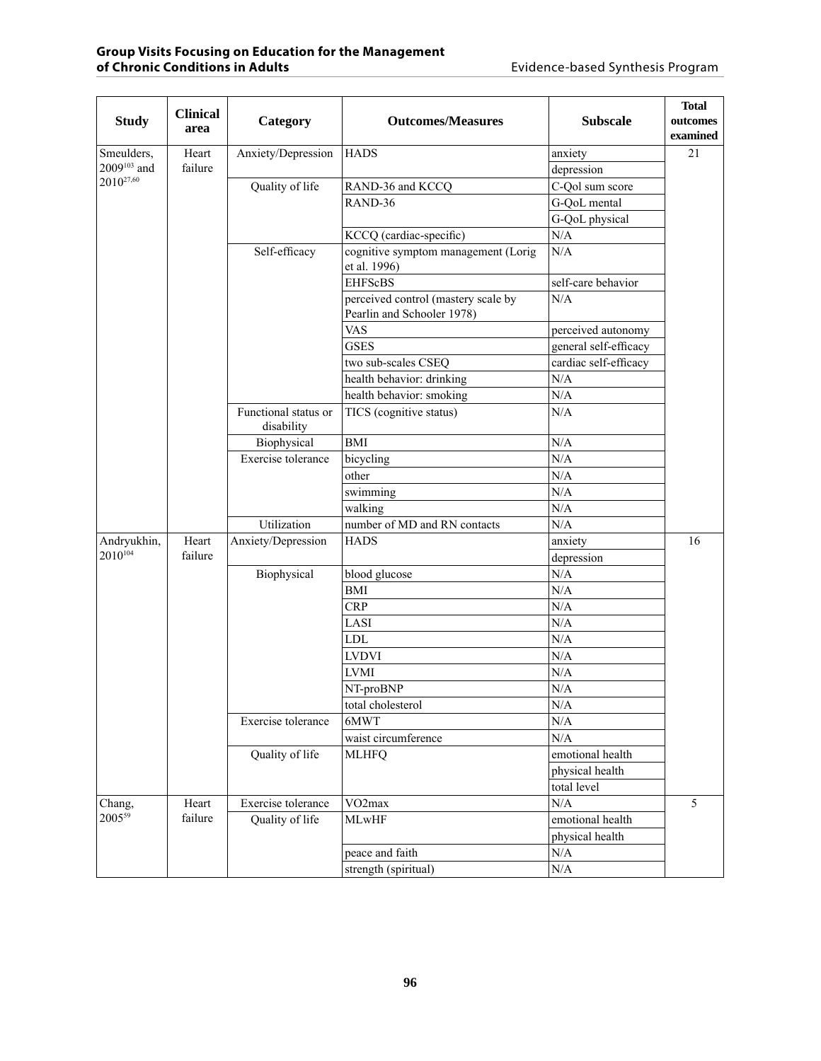| Study | Clinical area | Category | Outcomes/Measures | Subscale | Total outcomes examined |
|---|---|---|---|---|---|
| Smeulders, 2009[103] and 2010[27,60] | Heart failure | Anxiety/Depression | HADS | anxiety | 21 |
| | | | | depression | |
| | | Quality of life | RAND-36 and KCCQ | C-Qol sum score | |
| | | | RAND-36 | G-QoL mental | |
| | | | | G-QoL physical | |
| | | | KCCQ (cardiac-specific) | N/A | |
| | | Self-efficacy | cognitive symptom management (Lorig et al. 1996) | N/A | |
| | | | EHFScBS | self-care behavior | |
| | | | perceived control (mastery scale by Pearlin and Schooler 1978) | N/A | |
| | | | VAS | perceived autonomy | |
| | | | GSES | general self-efficacy | |
| | | | two sub-scales CSEQ | cardiac self-efficacy | |
| | | | health behavior: drinking | N/A | |
| | | | health behavior: smoking | N/A | |
| | | Functional status or disability | TICS (cognitive status) | N/A | |
| | | Biophysical | BMI | N/A | |
| | | Exercise tolerance | bicycling | N/A | |
| | | | other | N/A | |
| | | | swimming | N/A | |
| | | | walking | N/A | |
| | | Utilization | number of MD and RN contacts | N/A | |
| Andryukhin, 2010[104] | Heart failure | Anxiety/Depression | HADS | anxiety | 16 |
| | | | | depression | |
| | | Biophysical | blood glucose | N/A | |
| | | | BMI | N/A | |
| | | | CRP | N/A | |
| | | | LASI | N/A | |
| | | | LDL | N/A | |
| | | | LVDVI | N/A | |
| | | | LVMI | N/A | |
| | | | NT-proBNP | N/A | |
| | | | total cholesterol | N/A | |
| | | Exercise tolerance | 6MWT | N/A | |
| | | | waist circumference | N/A | |
| | | Quality of life | MLHFQ | emotional health | |
| | | | | physical health | |
| | | | | total level | |
| Chang, 2005[59] | Heart failure | Exercise tolerance | VO2max | N/A | 5 |
| | | Quality of life | MLwHF | emotional health | |
| | | | | physical health | |
| | | | peace and faith | N/A | |
| | | | strength (spiritual) | N/A | |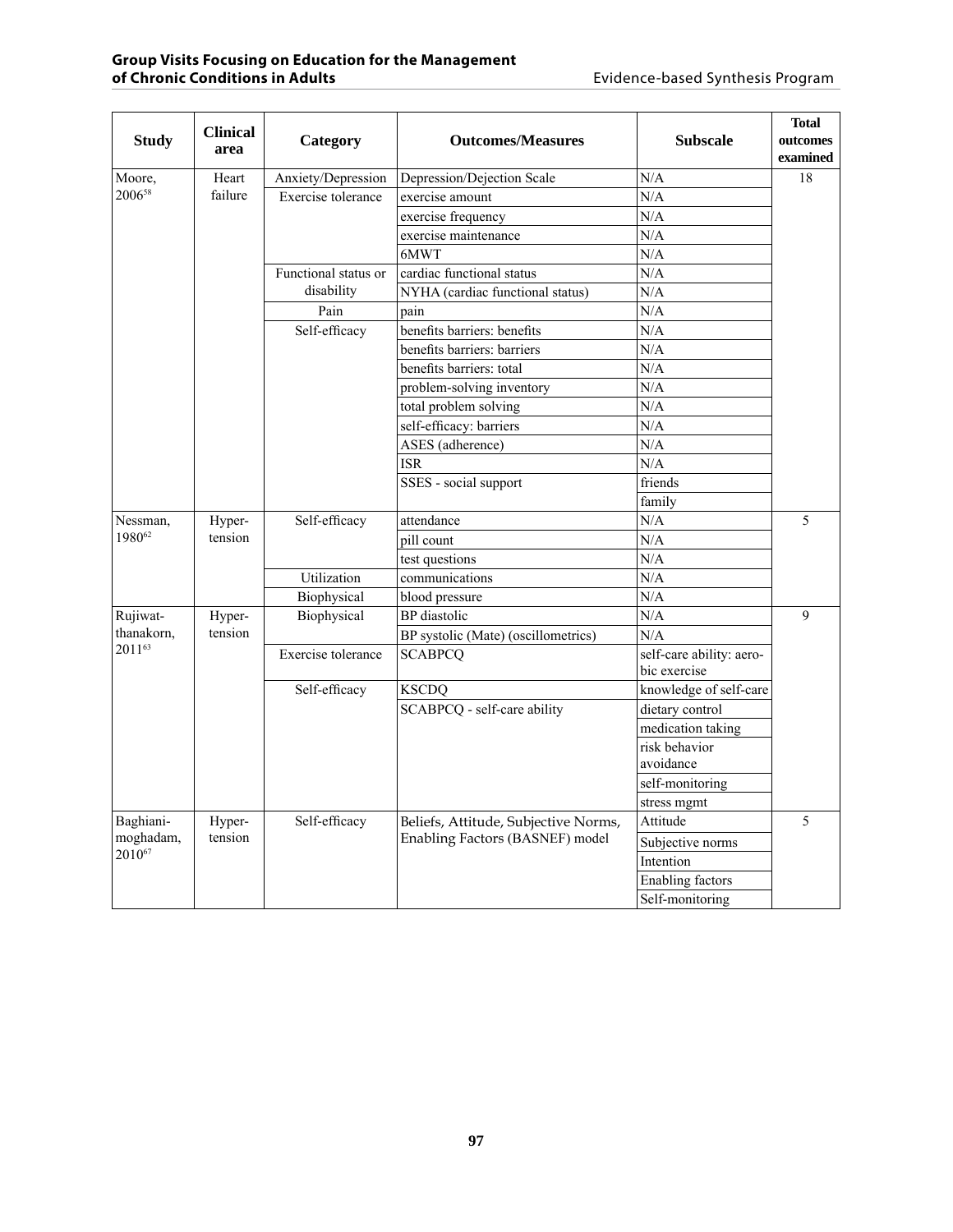| Study | Clinical area | Category | Outcomes/Measures | Subscale | Total outcomes examined |
|---|---|---|---|---|---|
| Moore, 2006[58] | Heart failure | Anxiety/Depression | Depression/Dejection Scale | N/A | 18 |
| | | Exercise tolerance | exercise amount | N/A | |
| | | | exercise frequency | N/A | |
| | | | exercise maintenance | N/A | |
| | | | 6MWT | N/A | |
| | | Functional status or disability | cardiac functional status | N/A | |
| | | | NYHA (cardiac functional status) | N/A | |
| | | Pain | pain | N/A | |
| | | Self-efficacy | benefits barriers: benefits | N/A | |
| | | | benefits barriers: barriers | N/A | |
| | | | benefits barriers: total | N/A | |
| | | | problem-solving inventory | N/A | |
| | | | total problem solving | N/A | |
| | | | self-efficacy: barriers | N/A | |
| | | | ASES (adherence) | N/A | |
| | | | ISR | N/A | |
| | | | SSES - social support | friends | |
| | | | | family | |
| Nessman, 1980[62] | Hyper-tension | Self-efficacy | attendance | N/A | 5 |
| | | | pill count | N/A | |
| | | | test questions | N/A | |
| | | Utilization | communications | N/A | |
| | | Biophysical | blood pressure | N/A | |
| Rujiwat-thanakorn, 2011[63] | Hyper-tension | Biophysical | BP diastolic | N/A | 9 |
| | | | BP systolic (Mate) (oscillometrics) | N/A | |
| | | Exercise tolerance | SCABPCQ | self-care ability: aero-bic exercise | |
| | | Self-efficacy | KSCDQ | knowledge of self-care | |
| | | | SCABPCQ - self-care ability | dietary control | |
| | | | | medication taking | |
| | | | | risk behavior avoidance | |
| | | | | self-monitoring | |
| | | | | stress mgmt | |
| Baghiani-moghadam, 2010[67] | Hyper-tension | Self-efficacy | Beliefs, Attitude, Subjective Norms, Enabling Factors (BASNEF) model | Attitude | 5 |
| | | | | Subjective norms | |
| | | | | Intention | |
| | | | | Enabling factors | |
| | | | | Self-monitoring | |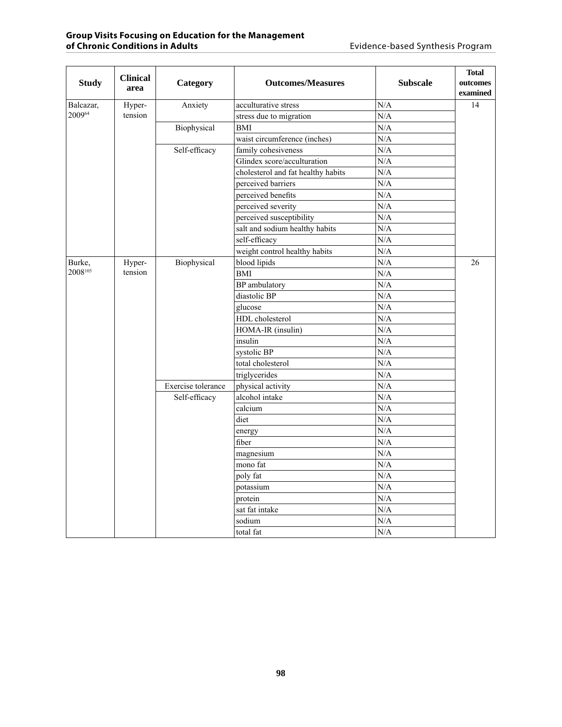| Study | Clinical area | Category | Outcomes/Measures | Subscale | Total outcomes examined |
|---|---|---|---|---|---|
| Balcazar, 2009[64] | Hyper-tension | Anxiety | acculturative stress | N/A | 14 |
| | | | stress due to migration | N/A | |
| | | Biophysical | BMI | N/A | |
| | | | waist circumference (inches) | N/A | |
| | | Self-efficacy | family cohesiveness | N/A | |
| | | | Glindex score/acculturation | N/A | |
| | | | cholesterol and fat healthy habits | N/A | |
| | | | perceived barriers | N/A | |
| | | | perceived benefits | N/A | |
| | | | perceived severity | N/A | |
| | | | perceived susceptibility | N/A | |
| | | | salt and sodium healthy habits | N/A | |
| | | | self-efficacy | N/A | |
| | | | weight control healthy habits | N/A | |
| Burke, 2008[105] | Hyper-tension | Biophysical | blood lipids | N/A | 26 |
| | | | BMI | N/A | |
| | | | BP ambulatory | N/A | |
| | | | diastolic BP | N/A | |
| | | | glucose | N/A | |
| | | | HDL cholesterol | N/A | |
| | | | HOMA-IR (insulin) | N/A | |
| | | | insulin | N/A | |
| | | | systolic BP | N/A | |
| | | | total cholesterol | N/A | |
| | | | triglycerides | N/A | |
| | | Exercise tolerance | physical activity | N/A | |
| | | Self-efficacy | alcohol intake | N/A | |
| | | | calcium | N/A | |
| | | | diet | N/A | |
| | | | energy | N/A | |
| | | | fiber | N/A | |
| | | | magnesium | N/A | |
| | | | mono fat | N/A | |
| | | | poly fat | N/A | |
| | | | potassium | N/A | |
| | | | protein | N/A | |
| | | | sat fat intake | N/A | |
| | | | sodium | N/A | |
| | | | total fat | N/A | |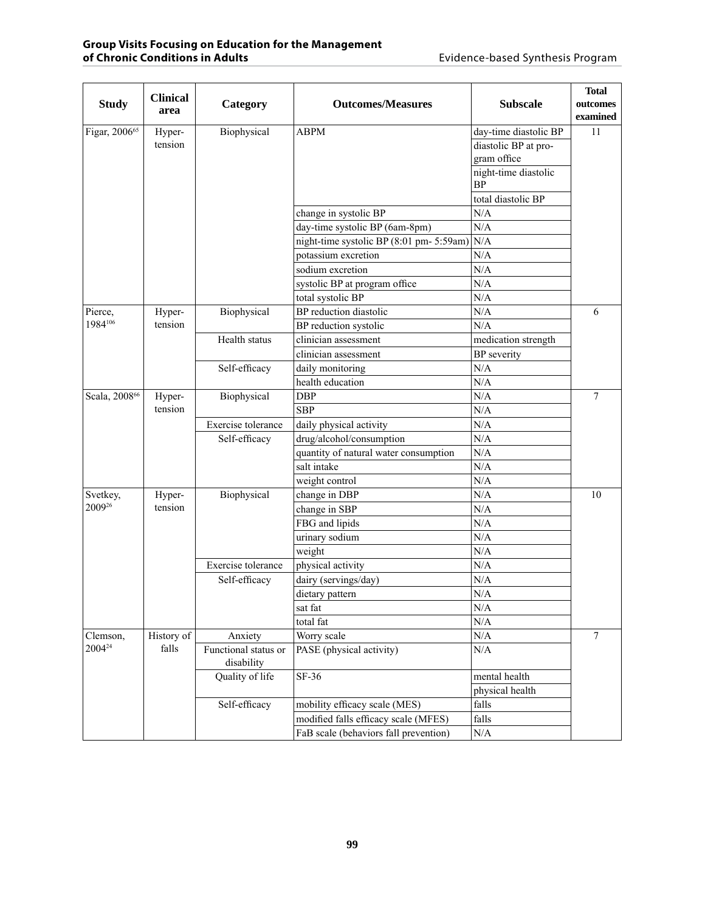| Study | Clinical area | Category | Outcomes/Measures | Subscale | Total outcomes examined |
|---|---|---|---|---|---|
| Figar, 2006[65] | Hyper-tension | Biophysical | ABPM | day-time diastolic BP | 11 |
| | | | | diastolic BP at program office | |
| | | | | night-time diastolic BP | |
| | | | | total diastolic BP | |
| | | | change in systolic BP | N/A | |
| | | | day-time systolic BP (6am-8pm) | N/A | |
| | | | night-time systolic BP (8:01 pm- 5:59am) | N/A | |
| | | | potassium excretion | N/A | |
| | | | sodium excretion | N/A | |
| | | | systolic BP at program office | N/A | |
| | | | total systolic BP | N/A | |
| Pierce, 1984[106] | Hyper-tension | Biophysical | BP reduction diastolic | N/A | 6 |
| | | | BP reduction systolic | N/A | |
| | | Health status | clinician assessment | medication strength | |
| | | | clinician assessment | BP severity | |
| | | Self-efficacy | daily monitoring | N/A | |
| | | | health education | N/A | |
| Scala, 2008[66] | Hyper-tension | Biophysical | DBP | N/A | 7 |
| | | | SBP | N/A | |
| | | Exercise tolerance | daily physical activity | N/A | |
| | | Self-efficacy | drug/alcohol/consumption | N/A | |
| | | | quantity of natural water consumption | N/A | |
| | | | salt intake | N/A | |
| | | | weight control | N/A | |
| Svetkey, 2009[26] | Hyper-tension | Biophysical | change in DBP | N/A | 10 |
| | | | change in SBP | N/A | |
| | | | FBG and lipids | N/A | |
| | | | urinary sodium | N/A | |
| | | | weight | N/A | |
| | | Exercise tolerance | physical activity | N/A | |
| | | Self-efficacy | dairy (servings/day) | N/A | |
| | | | dietary pattern | N/A | |
| | | | sat fat | N/A | |
| | | | total fat | N/A | |
| Clemson, 2004[24] | History of falls | Anxiety | Worry scale | N/A | 7 |
| | | Functional status or disability | PASE (physical activity) | N/A | |
| | | Quality of life | SF-36 | mental health | |
| | | | | physical health | |
| | | Self-efficacy | mobility efficacy scale (MES) | falls | |
| | | | modified falls efficacy scale (MFES) | falls | |
| | | | FaB scale (behaviors fall prevention) | N/A | |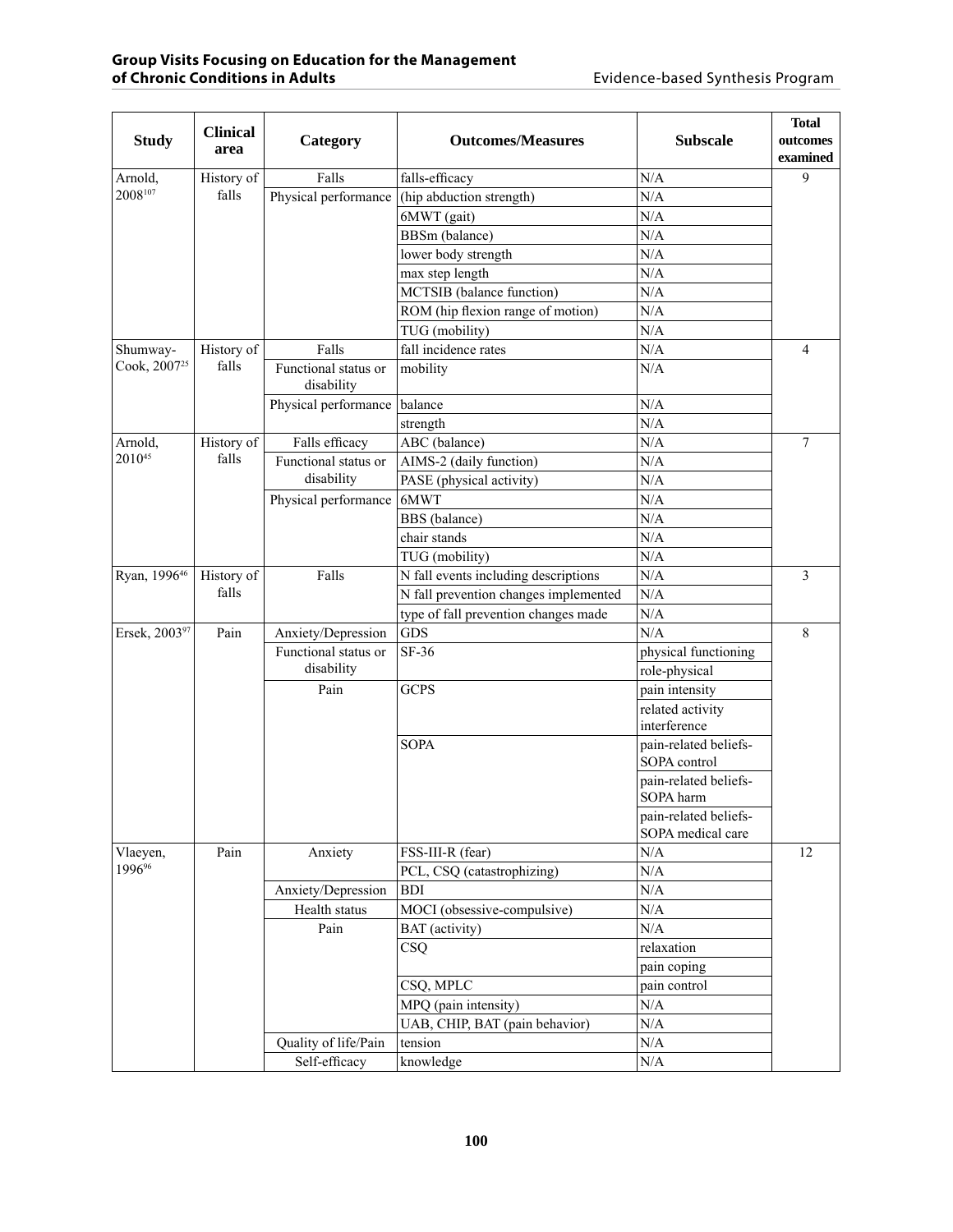| Study | Clinical area | Category | Outcomes/Measures | Subscale | Total outcomes examined |
|---|---|---|---|---|---|
| Arnold, 2008[107] | History of falls | Falls | falls-efficacy | N/A | 9 |
| | | Physical performance | (hip abduction strength) | N/A | |
| | | | 6MWT (gait) | N/A | |
| | | | BBSm (balance) | N/A | |
| | | | lower body strength | N/A | |
| | | | max step length | N/A | |
| | | | MCTSIB (balance function) | N/A | |
| | | | ROM (hip flexion range of motion) | N/A | |
| | | | TUG (mobility) | N/A | |
| Shumway-Cook, 2007[25] | History of falls | Falls | fall incidence rates | N/A | 4 |
| | | Functional status or disability | mobility | N/A | |
| | | Physical performance | balance | N/A | |
| | | | strength | N/A | |
| Arnold, 2010[45] | History of falls | Falls efficacy | ABC (balance) | N/A | 7 |
| | | Functional status or disability | AIMS-2 (daily function) | N/A | |
| | | | PASE (physical activity) | N/A | |
| | | Physical performance | 6MWT | N/A | |
| | | | BBS (balance) | N/A | |
| | | | chair stands | N/A | |
| | | | TUG (mobility) | N/A | |
| Ryan, 1996[46] | History of falls | Falls | N fall events including descriptions | N/A | 3 |
| | | | N fall prevention changes implemented | N/A | |
| | | | type of fall prevention changes made | N/A | |
| Ersek, 2003[97] | Pain | Anxiety/Depression | GDS | N/A | 8 |
| | | Functional status or disability | SF-36 | physical functioning | |
| | | | | role-physical | |
| | | Pain | GCPS | pain intensity | |
| | | | | related activity interference | |
| | | | SOPA | pain-related beliefs-SOPA control | |
| | | | | pain-related beliefs-SOPA harm | |
| | | | | pain-related beliefs-SOPA medical care | |
| Vlaeyen, 1996[96] | Pain | Anxiety | FSS-III-R (fear) | N/A | 12 |
| | | | PCL, CSQ (catastrophizing) | N/A | |
| | | Anxiety/Depression | BDI | N/A | |
| | | Health status | MOCI (obsessive-compulsive) | N/A | |
| | | Pain | BAT (activity) | N/A | |
| | | | CSQ | relaxation | |
| | | | | pain coping | |
| | | | CSQ, MPLC | pain control | |
| | | | MPQ (pain intensity) | N/A | |
| | | | UAB, CHIP, BAT (pain behavior) | N/A | |
| | | Quality of life/Pain | tension | N/A | |
| | | Self-efficacy | knowledge | N/A | |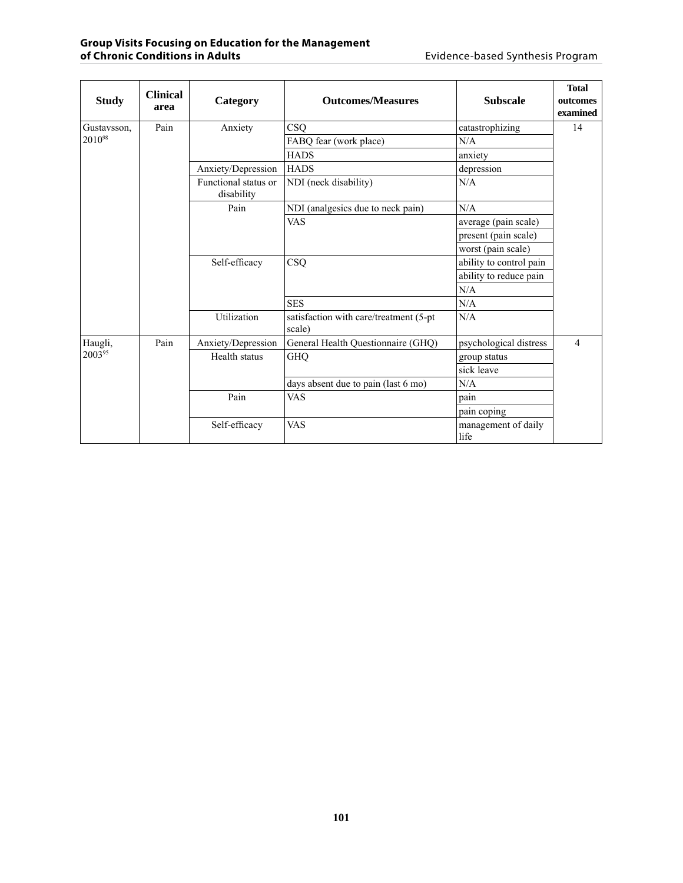| Study | Clinical area | Category | Outcomes/Measures | Subscale | Total outcomes examined |
|---|---|---|---|---|---|
| Gustavsson, 2010[98] | Pain | Anxiety | CSQ | catastrophizing | 14 |
| | | | FABQ fear (work place) | N/A | |
| | | | HADS | anxiety | |
| | | Anxiety/Depression | HADS | depression | |
| | | Functional status or disability | NDI (neck disability) | N/A | |
| | | Pain | NDI (analgesics due to neck pain) | N/A | |
| | | | VAS | average (pain scale) | |
| | | | | present (pain scale) | |
| | | | | worst (pain scale) | |
| | | Self-efficacy | CSQ | ability to control pain | |
| | | | | ability to reduce pain | |
| | | | | N/A | |
| | | | SES | N/A | |
| | | Utilization | satisfaction with care/treatment (5-pt scale) | N/A | |
| Haugli, 2003[95] | Pain | Anxiety/Depression | General Health Questionnaire (GHQ) | psychological distress | 4 |
| | | Health status | GHQ | group status | |
| | | | | sick leave | |
| | | | days absent due to pain (last 6 mo) | N/A | |
| | | Pain | VAS | pain | |
| | | | | pain coping | |
| | | Self-efficacy | VAS | management of daily life | |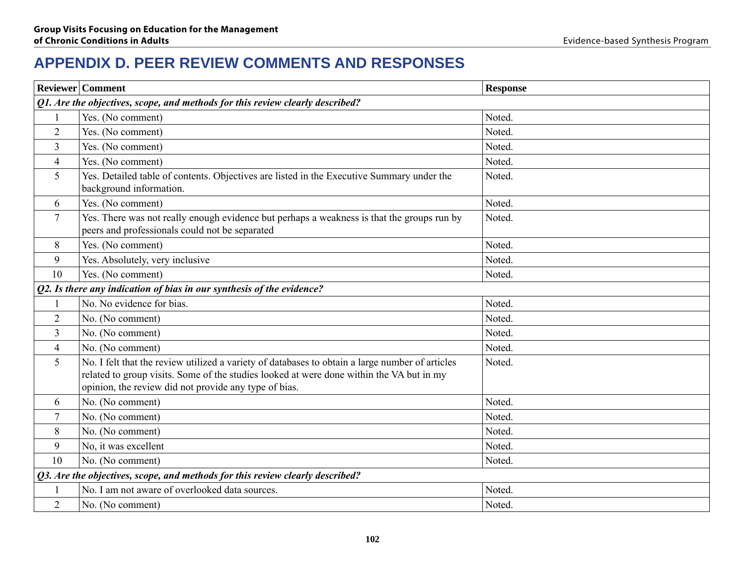# APPENDIX D. PEER REVIEW COMMENTS AND RESPONSES

| Reviewer | Comment | Response |
|---|---|---|
| ***Q1. Are the objectives, scope, and methods for this review clearly described?*** | | |
| 1 | Yes. (No comment) | Noted. |
| 2 | Yes. (No comment) | Noted. |
| 3 | Yes. (No comment) | Noted. |
| 4 | Yes. (No comment) | Noted. |
| 5 | Yes. Detailed table of contents. Objectives are listed in the Executive Summary under the background information. | Noted. |
| 6 | Yes. (No comment) | Noted. |
| 7 | Yes. There was not really enough evidence but perhaps a weakness is that the groups run by peers and professionals could not be separated | Noted. |
| 8 | Yes. (No comment) | Noted. |
| 9 | Yes. Absolutely, very inclusive | Noted. |
| 10 | Yes. (No comment) | Noted. |
| ***Q2. Is there any indication of bias in our synthesis of the evidence?*** | | |
| 1 | No. No evidence for bias. | Noted. |
| 2 | No. (No comment) | Noted. |
| 3 | No. (No comment) | Noted. |
| 4 | No. (No comment) | Noted. |
| 5 | No. I felt that the review utilized a variety of databases to obtain a large number of articles related to group visits. Some of the studies looked at were done within the VA but in my opinion, the review did not provide any type of bias. | Noted. |
| 6 | No. (No comment) | Noted. |
| 7 | No. (No comment) | Noted. |
| 8 | No. (No comment) | Noted. |
| 9 | No, it was excellent | Noted. |
| 10 | No. (No comment) | Noted. |
| ***Q3. Are the objectives, scope, and methods for this review clearly described?*** | | |
| 1 | No. I am not aware of overlooked data sources. | Noted. |
| 2 | No. (No comment) | Noted. |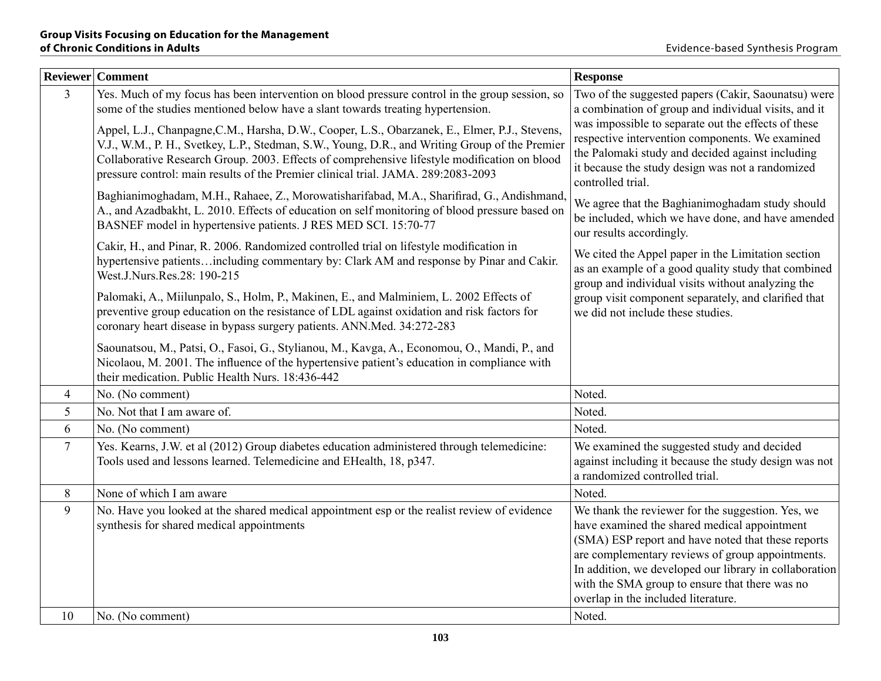| Reviewer | Comment | Response |
|---|---|---|
| 3 | Yes. Much of my focus has been intervention on blood pressure control in the group session, so some of the studies mentioned below have a slant towards treating hypertension.<br><br>Appel, L.J., Chanpagne,C.M., Harsha, D.W., Cooper, L.S., Obarzanek, E., Elmer, P.J., Stevens, V.J., W.M., P. H., Svetkey, L.P., Stedman, S.W., Young, D.R., and Writing Group of the Premier Collaborative Research Group. 2003. Effects of comprehensive lifestyle modification on blood pressure control: main results of the Premier clinical trial. JAMA. 289:2083-2093<br><br>Baghianimoghadam, M.H., Rahaee, Z., Morowatisharifabad, M.A., Sharifirad, G., Andishmand, A., and Azadbakht, L. 2010. Effects of education on self monitoring of blood pressure based on BASNEF model in hypertensive patients. J RES MED SCI. 15:70-77<br><br>Cakir, H., and Pinar, R. 2006. Randomized controlled trial on lifestyle modification in hypertensive patients…including commentary by: Clark AM and response by Pinar and Cakir. West.J.Nurs.Res.28: 190-215<br><br>Palomaki, A., Miilunpalo, S., Holm, P., Makinen, E., and Malminiem, L. 2002 Effects of preventive group education on the resistance of LDL against oxidation and risk factors for coronary heart disease in bypass surgery patients. ANN.Med. 34:272-283<br><br>Saounatsou, M., Patsi, O., Fasoi, G., Stylianou, M., Kavga, A., Economou, O., Mandi, P., and Nicolaou, M. 2001. The influence of the hypertensive patient's education in compliance with their medication. Public Health Nurs. 18:436-442 | Two of the suggested papers (Cakir, Saounatsu) were a combination of group and individual visits, and it was impossible to separate out the effects of these respective intervention components. We examined the Palomaki study and decided against including it because the study design was not a randomized controlled trial.<br><br>We agree that the Baghianimoghadam study should be included, which we have done, and have amended our results accordingly.<br><br>We cited the Appel paper in the Limitation section as an example of a good quality study that combined group and individual visits without analyzing the group visit component separately, and clarified that we did not include these studies. |
| 4 | No. (No comment) | Noted. |
| 5 | No. Not that I am aware of. | Noted. |
| 6 | No. (No comment) | Noted. |
| 7 | Yes. Kearns, J.W. et al (2012) Group diabetes education administered through telemedicine: Tools used and lessons learned. Telemedicine and EHealth, 18, p347. | We examined the suggested study and decided against including it because the study design was not a randomized controlled trial. |
| 8 | None of which I am aware | Noted. |
| 9 | No. Have you looked at the shared medical appointment esp or the realist review of evidence synthesis for shared medical appointments | We thank the reviewer for the suggestion. Yes, we have examined the shared medical appointment (SMA) ESP report and have noted that these reports are complementary reviews of group appointments. In addition, we developed our library in collaboration with the SMA group to ensure that there was no overlap in the included literature. |
| 10 | No. (No comment) | Noted. |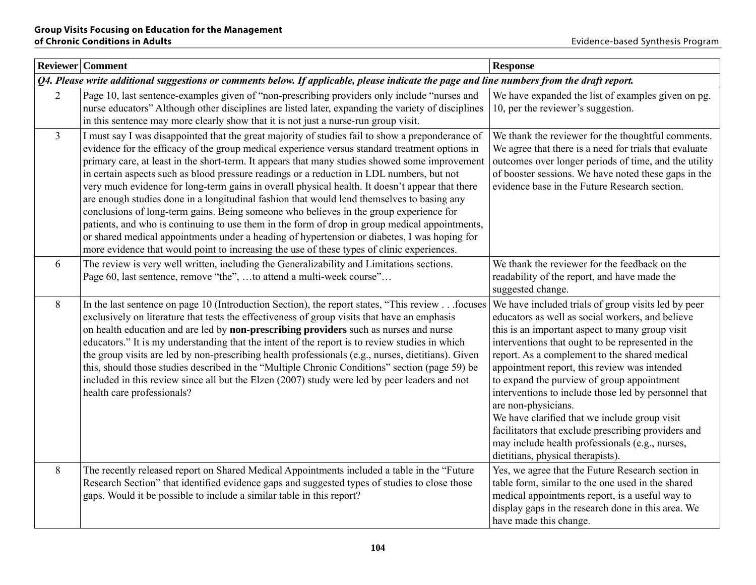| Reviewer | Comment | Response |
|---|---|---|
| *Q4. Please write additional suggestions or comments below. If applicable, please indicate the page and line numbers from the draft report.* | | |
| 2 | Page 10, last sentence-examples given of "non-prescribing providers only include "nurses and nurse educators" Although other disciplines are listed later, expanding the variety of disciplines in this sentence may more clearly show that it is not just a nurse-run group visit. | We have expanded the list of examples given on pg. 10, per the reviewer's suggestion. |
| 3 | I must say I was disappointed that the great majority of studies fail to show a preponderance of evidence for the efficacy of the group medical experience versus standard treatment options in primary care, at least in the short-term. It appears that many studies showed some improvement in certain aspects such as blood pressure readings or a reduction in LDL numbers, but not very much evidence for long-term gains in overall physical health. It doesn't appear that there are enough studies done in a longitudinal fashion that would lend themselves to basing any conclusions of long-term gains. Being someone who believes in the group experience for patients, and who is continuing to use them in the form of drop in group medical appointments, or shared medical appointments under a heading of hypertension or diabetes, I was hoping for more evidence that would point to increasing the use of these types of clinic experiences. | We thank the reviewer for the thoughtful comments. We agree that there is a need for trials that evaluate outcomes over longer periods of time, and the utility of booster sessions. We have noted these gaps in the evidence base in the Future Research section. |
| 6 | The review is very well written, including the Generalizability and Limitations sections. Page 60, last sentence, remove "the", …to attend a multi-week course"… | We thank the reviewer for the feedback on the readability of the report, and have made the suggested change. |
| 8 | In the last sentence on page 10 (Introduction Section), the report states, "This review . . .focuses exclusively on literature that tests the effectiveness of group visits that have an emphasis on health education and are led by **non-prescribing providers** such as nurses and nurse educators." It is my understanding that the intent of the report is to review studies in which the group visits are led by non-prescribing health professionals (e.g., nurses, dietitians). Given this, should those studies described in the "Multiple Chronic Conditions" section (page 59) be included in this review since all but the Elzen (2007) study were led by peer leaders and not health care professionals? | We have included trials of group visits led by peer educators as well as social workers, and believe this is an important aspect to many group visit interventions that ought to be represented in the report. As a complement to the shared medical appointment report, this review was intended to expand the purview of group appointment interventions to include those led by personnel that are non-physicians.<br>We have clarified that we include group visit facilitators that exclude prescribing providers and may include health professionals (e.g., nurses, dietitians, physical therapists). |
| 8 | The recently released report on Shared Medical Appointments included a table in the "Future Research Section" that identified evidence gaps and suggested types of studies to close those gaps. Would it be possible to include a similar table in this report? | Yes, we agree that the Future Research section in table form, similar to the one used in the shared medical appointments report, is a useful way to display gaps in the research done in this area. We have made this change. |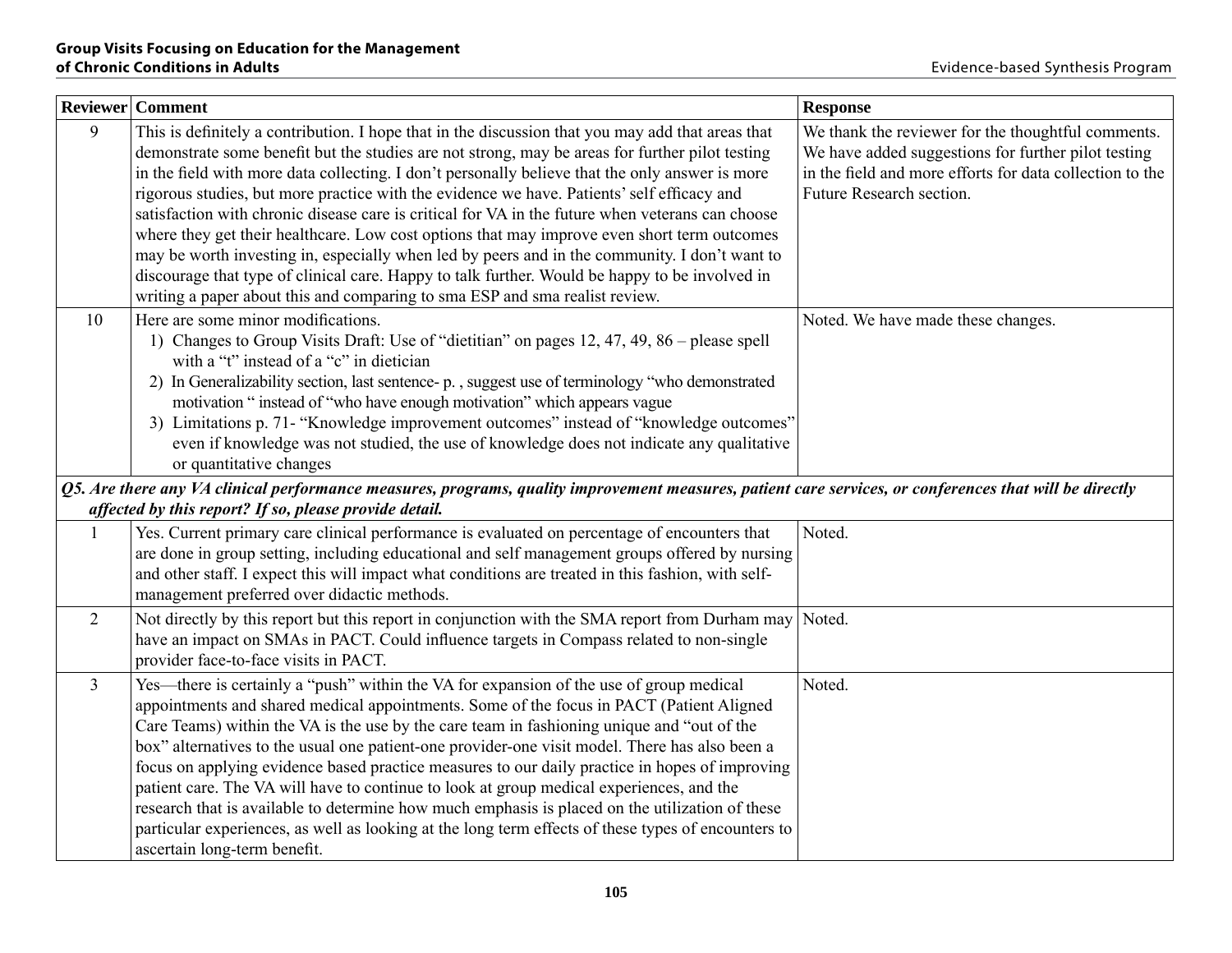| Reviewer | Comment | Response |
|---|---|---|
| 9 | This is definitely a contribution. I hope that in the discussion that you may add that areas that demonstrate some benefit but the studies are not strong, may be areas for further pilot testing in the field with more data collecting. I don't personally believe that the only answer is more rigorous studies, but more practice with the evidence we have. Patients' self efficacy and satisfaction with chronic disease care is critical for VA in the future when veterans can choose where they get their healthcare. Low cost options that may improve even short term outcomes may be worth investing in, especially when led by peers and in the community. I don't want to discourage that type of clinical care. Happy to talk further. Would be happy to be involved in writing a paper about this and comparing to sma ESP and sma realist review. | We thank the reviewer for the thoughtful comments. We have added suggestions for further pilot testing in the field and more efforts for data collection to the Future Research section. |
| 10 | Here are some minor modifications.<br>1) Changes to Group Visits Draft: Use of "dietitian" on pages 12, 47, 49, 86 – please spell with a "t" instead of a "c" in dietician<br>2) In Generalizability section, last sentence- p. , suggest use of terminology "who demonstrated motivation " instead of "who have enough motivation" which appears vague<br>3) Limitations p. 71- "Knowledge improvement outcomes" instead of "knowledge outcomes" even if knowledge was not studied, the use of knowledge does not indicate any qualitative or quantitative changes | Noted. We have made these changes. |
| ***Q5. Are there any VA clinical performance measures, programs, quality improvement measures, patient care services, or conferences that will be directly affected by this report? If so, please provide detail.*** | | |
| 1 | Yes. Current primary care clinical performance is evaluated on percentage of encounters that are done in group setting, including educational and self management groups offered by nursing and other staff. I expect this will impact what conditions are treated in this fashion, with self-management preferred over didactic methods. | Noted. |
| 2 | Not directly by this report but this report in conjunction with the SMA report from Durham may have an impact on SMAs in PACT. Could influence targets in Compass related to non-single provider face-to-face visits in PACT. | Noted. |
| 3 | Yes—there is certainly a "push" within the VA for expansion of the use of group medical appointments and shared medical appointments. Some of the focus in PACT (Patient Aligned Care Teams) within the VA is the use by the care team in fashioning unique and "out of the box" alternatives to the usual one patient-one provider-one visit model. There has also been a focus on applying evidence based practice measures to our daily practice in hopes of improving patient care. The VA will have to continue to look at group medical experiences, and the research that is available to determine how much emphasis is placed on the utilization of these particular experiences, as well as looking at the long term effects of these types of encounters to ascertain long-term benefit. | Noted. |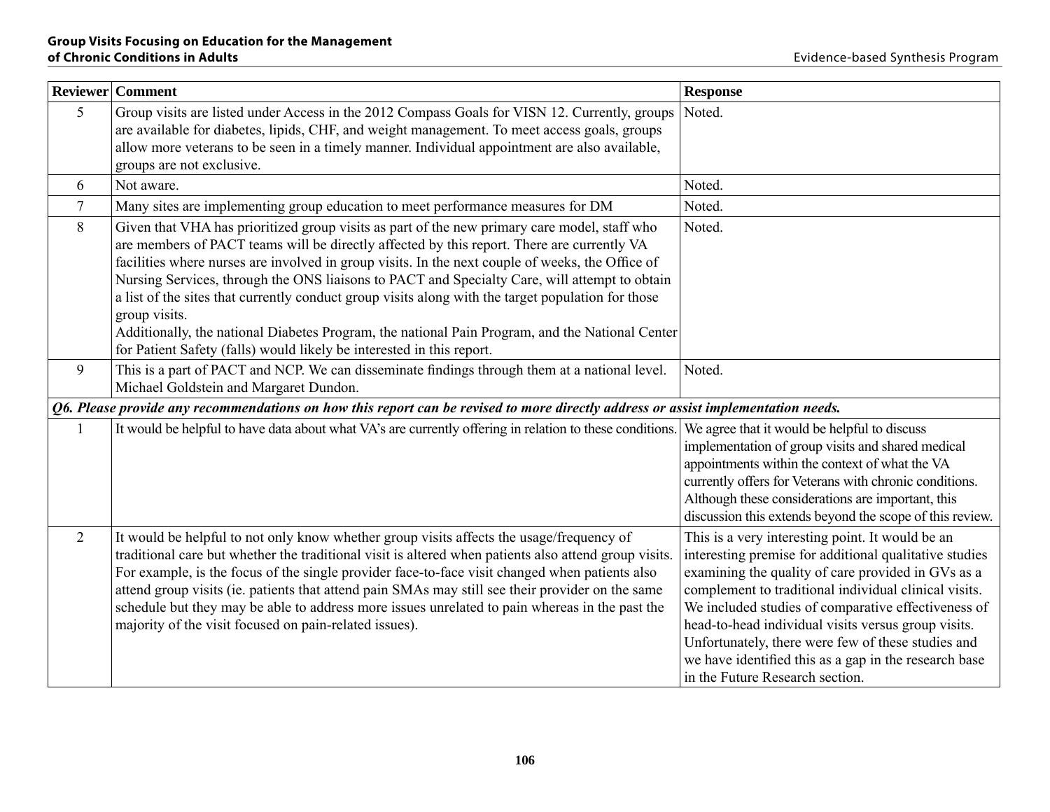| Reviewer | Comment | Response |
|---|---|---|
| 5 | Group visits are listed under Access in the 2012 Compass Goals for VISN 12. Currently, groups are available for diabetes, lipids, CHF, and weight management. To meet access goals, groups allow more veterans to be seen in a timely manner. Individual appointment are also available, groups are not exclusive. | Noted. |
| 6 | Not aware. | Noted. |
| 7 | Many sites are implementing group education to meet performance measures for DM | Noted. |
| 8 | Given that VHA has prioritized group visits as part of the new primary care model, staff who are members of PACT teams will be directly affected by this report. There are currently VA facilities where nurses are involved in group visits. In the next couple of weeks, the Office of Nursing Services, through the ONS liaisons to PACT and Specialty Care, will attempt to obtain a list of the sites that currently conduct group visits along with the target population for those group visits.<br>Additionally, the national Diabetes Program, the national Pain Program, and the National Center for Patient Safety (falls) would likely be interested in this report. | Noted. |
| 9 | This is a part of PACT and NCP. We can disseminate findings through them at a national level. Michael Goldstein and Margaret Dundon. | Noted. |
| ***Q6. Please provide any recommendations on how this report can be revised to more directly address or assist implementation needs.*** | | |
| 1 | It would be helpful to have data about what VA's are currently offering in relation to these conditions. | We agree that it would be helpful to discuss implementation of group visits and shared medical appointments within the context of what the VA currently offers for Veterans with chronic conditions. Although these considerations are important, this discussion this extends beyond the scope of this review. |
| 2 | It would be helpful to not only know whether group visits affects the usage/frequency of traditional care but whether the traditional visit is altered when patients also attend group visits. For example, is the focus of the single provider face-to-face visit changed when patients also attend group visits (ie. patients that attend pain SMAs may still see their provider on the same schedule but they may be able to address more issues unrelated to pain whereas in the past the majority of the visit focused on pain-related issues). | This is a very interesting point. It would be an interesting premise for additional qualitative studies examining the quality of care provided in GVs as a complement to traditional individual clinical visits. We included studies of comparative effectiveness of head-to-head individual visits versus group visits. Unfortunately, there were few of these studies and we have identified this as a gap in the research base in the Future Research section. |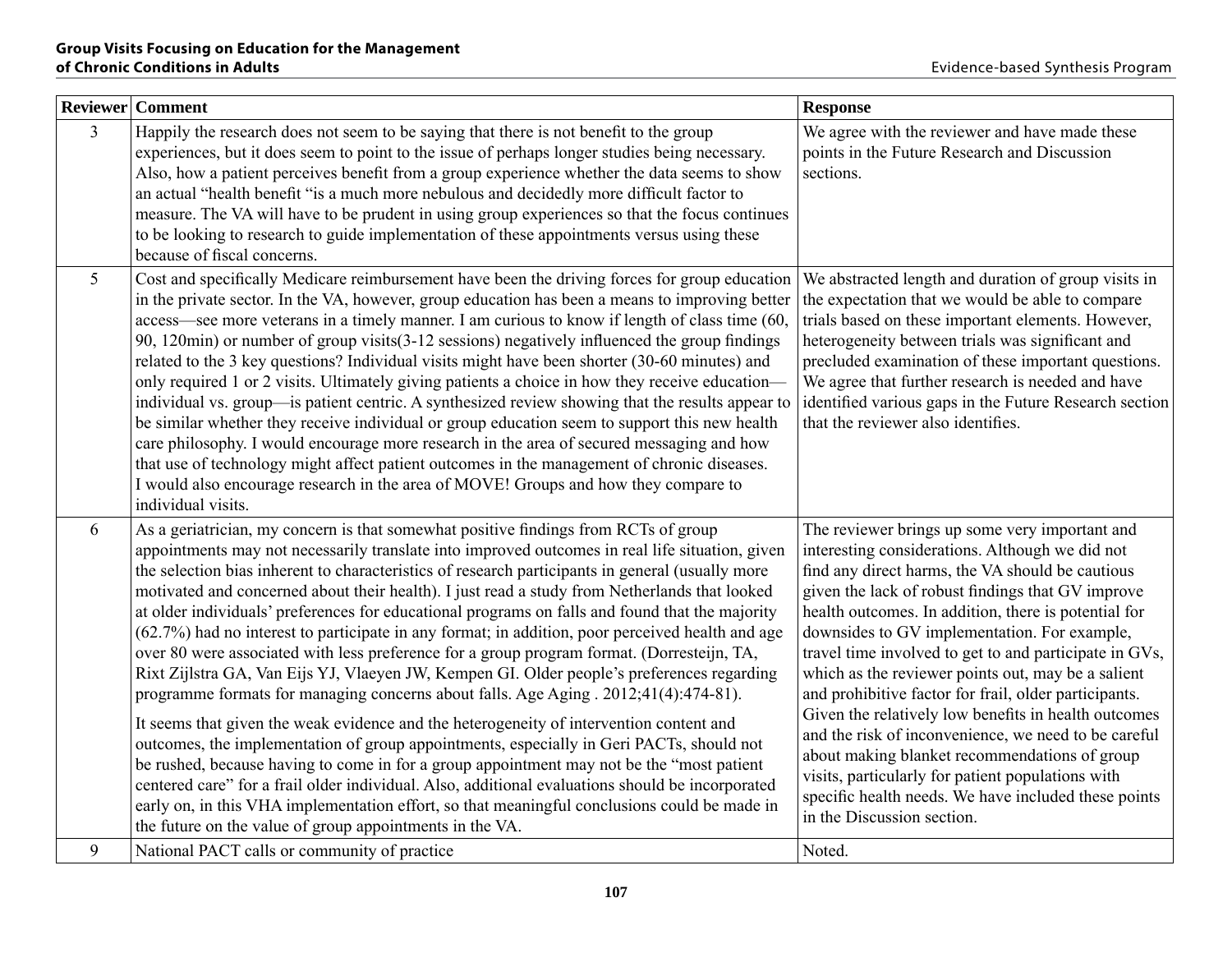| Reviewer | Comment | Response |
|---|---|---|
| 3 | Happily the research does not seem to be saying that there is not benefit to the group experiences, but it does seem to point to the issue of perhaps longer studies being necessary. Also, how a patient perceives benefit from a group experience whether the data seems to show an actual "health benefit "is a much more nebulous and decidedly more difficult factor to measure. The VA will have to be prudent in using group experiences so that the focus continues to be looking to research to guide implementation of these appointments versus using these because of fiscal concerns. | We agree with the reviewer and have made these points in the Future Research and Discussion sections. |
| 5 | Cost and specifically Medicare reimbursement have been the driving forces for group education in the private sector. In the VA, however, group education has been a means to improving better access—see more veterans in a timely manner. I am curious to know if length of class time (60, 90, 120min) or number of group visits(3-12 sessions) negatively influenced the group findings related to the 3 key questions? Individual visits might have been shorter (30-60 minutes) and only required 1 or 2 visits. Ultimately giving patients a choice in how they receive education—individual vs. group—is patient centric. A synthesized review showing that the results appear to be similar whether they receive individual or group education seem to support this new health care philosophy. I would encourage more research in the area of secured messaging and how that use of technology might affect patient outcomes in the management of chronic diseases. I would also encourage research in the area of MOVE! Groups and how they compare to individual visits. | We abstracted length and duration of group visits in the expectation that we would be able to compare trials based on these important elements. However, heterogeneity between trials was significant and precluded examination of these important questions. We agree that further research is needed and have identified various gaps in the Future Research section that the reviewer also identifies. |
| 6 | As a geriatrician, my concern is that somewhat positive findings from RCTs of group appointments may not necessarily translate into improved outcomes in real life situation, given the selection bias inherent to characteristics of research participants in general (usually more motivated and concerned about their health). I just read a study from Netherlands that looked at older individuals' preferences for educational programs on falls and found that the majority (62.7%) had no interest to participate in any format; in addition, poor perceived health and age over 80 were associated with less preference for a group program format. (Dorresteijn, TA, Rixt Zijlstra GA, Van Eijs YJ, Vlaeyen JW, Kempen GI. Older people's preferences regarding programme formats for managing concerns about falls. Age Aging . 2012;41(4):474-81).<br><br>It seems that given the weak evidence and the heterogeneity of intervention content and outcomes, the implementation of group appointments, especially in Geri PACTs, should not be rushed, because having to come in for a group appointment may not be the "most patient centered care" for a frail older individual. Also, additional evaluations should be incorporated early on, in this VHA implementation effort, so that meaningful conclusions could be made in the future on the value of group appointments in the VA. | The reviewer brings up some very important and interesting considerations. Although we did not find any direct harms, the VA should be cautious given the lack of robust findings that GV improve health outcomes. In addition, there is potential for downsides to GV implementation. For example, travel time involved to get to and participate in GVs, which as the reviewer points out, may be a salient and prohibitive factor for frail, older participants. Given the relatively low benefits in health outcomes and the risk of inconvenience, we need to be careful about making blanket recommendations of group visits, particularly for patient populations with specific health needs. We have included these points in the Discussion section. |
| 9 | National PACT calls or community of practice | Noted. |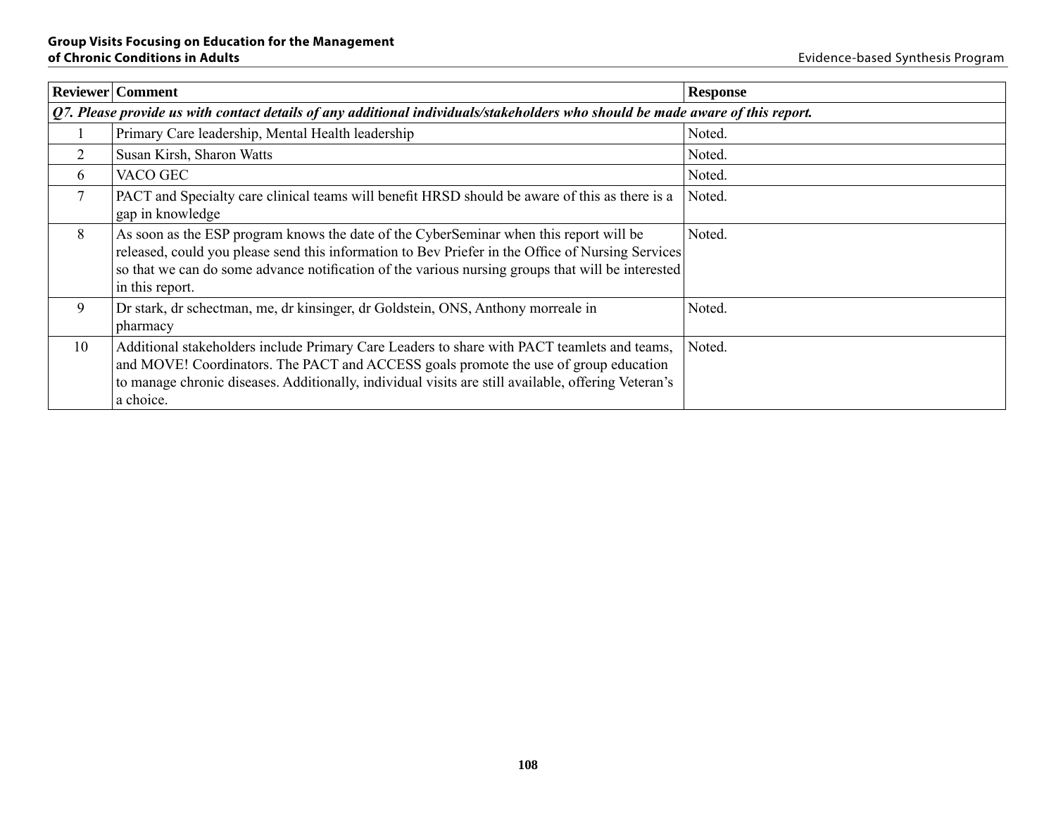| Reviewer | Comment | Response |
|---|---|---|
| *Q7. Please provide us with contact details of any additional individuals/stakeholders who should be made aware of this report.* | | |
| 1 | Primary Care leadership, Mental Health leadership | Noted. |
| 2 | Susan Kirsh, Sharon Watts | Noted. |
| 6 | VACO GEC | Noted. |
| 7 | PACT and Specialty care clinical teams will benefit HRSD should be aware of this as there is a gap in knowledge | Noted. |
| 8 | As soon as the ESP program knows the date of the CyberSeminar when this report will be released, could you please send this information to Bev Priefer in the Office of Nursing Services so that we can do some advance notification of the various nursing groups that will be interested in this report. | Noted. |
| 9 | Dr stark, dr schectman, me, dr kinsinger, dr Goldstein, ONS, Anthony morreale in pharmacy | Noted. |
| 10 | Additional stakeholders include Primary Care Leaders to share with PACT teamlets and teams, and MOVE! Coordinators. The PACT and ACCESS goals promote the use of group education to manage chronic diseases. Additionally, individual visits are still available, offering Veteran's a choice. | Noted. |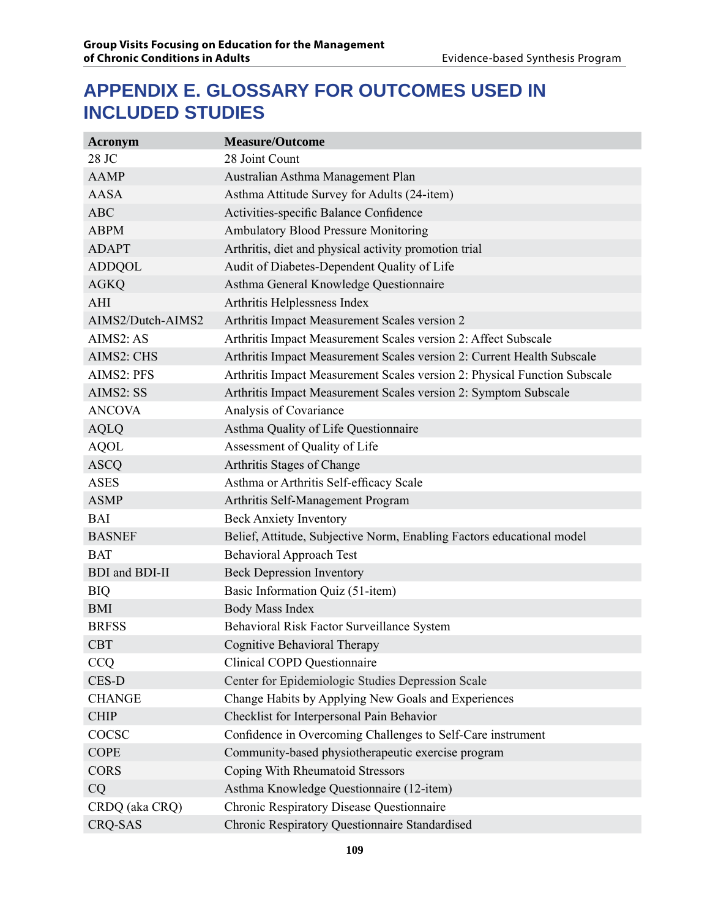# APPENDIX E. GLOSSARY FOR OUTCOMES USED IN INCLUDED STUDIES

| Acronym | Measure/Outcome |
|---|---|
| 28 JC | 28 Joint Count |
| AAMP | Australian Asthma Management Plan |
| AASA | Asthma Attitude Survey for Adults (24-item) |
| ABC | Activities-specific Balance Confidence |
| ABPM | Ambulatory Blood Pressure Monitoring |
| ADAPT | Arthritis, diet and physical activity promotion trial |
| ADDQOL | Audit of Diabetes-Dependent Quality of Life |
| AGKQ | Asthma General Knowledge Questionnaire |
| AHI | Arthritis Helplessness Index |
| AIMS2/Dutch-AIMS2 | Arthritis Impact Measurement Scales version 2 |
| AIMS2: AS | Arthritis Impact Measurement Scales version 2: Affect Subscale |
| AIMS2: CHS | Arthritis Impact Measurement Scales version 2: Current Health Subscale |
| AIMS2: PFS | Arthritis Impact Measurement Scales version 2: Physical Function Subscale |
| AIMS2: SS | Arthritis Impact Measurement Scales version 2: Symptom Subscale |
| ANCOVA | Analysis of Covariance |
| AQLQ | Asthma Quality of Life Questionnaire |
| AQOL | Assessment of Quality of Life |
| ASCQ | Arthritis Stages of Change |
| ASES | Asthma or Arthritis Self-efficacy Scale |
| ASMP | Arthritis Self-Management Program |
| BAI | Beck Anxiety Inventory |
| BASNEF | Belief, Attitude, Subjective Norm, Enabling Factors educational model |
| BAT | Behavioral Approach Test |
| BDI and BDI-II | Beck Depression Inventory |
| BIQ | Basic Information Quiz (51-item) |
| BMI | Body Mass Index |
| BRFSS | Behavioral Risk Factor Surveillance System |
| CBT | Cognitive Behavioral Therapy |
| CCQ | Clinical COPD Questionnaire |
| CES-D | Center for Epidemiologic Studies Depression Scale |
| CHANGE | Change Habits by Applying New Goals and Experiences |
| CHIP | Checklist for Interpersonal Pain Behavior |
| COCSC | Confidence in Overcoming Challenges to Self-Care instrument |
| COPE | Community-based physiotherapeutic exercise program |
| CORS | Coping With Rheumatoid Stressors |
| CQ | Asthma Knowledge Questionnaire (12-item) |
| CRDQ (aka CRQ) | Chronic Respiratory Disease Questionnaire |
| CRQ-SAS | Chronic Respiratory Questionnaire Standardised |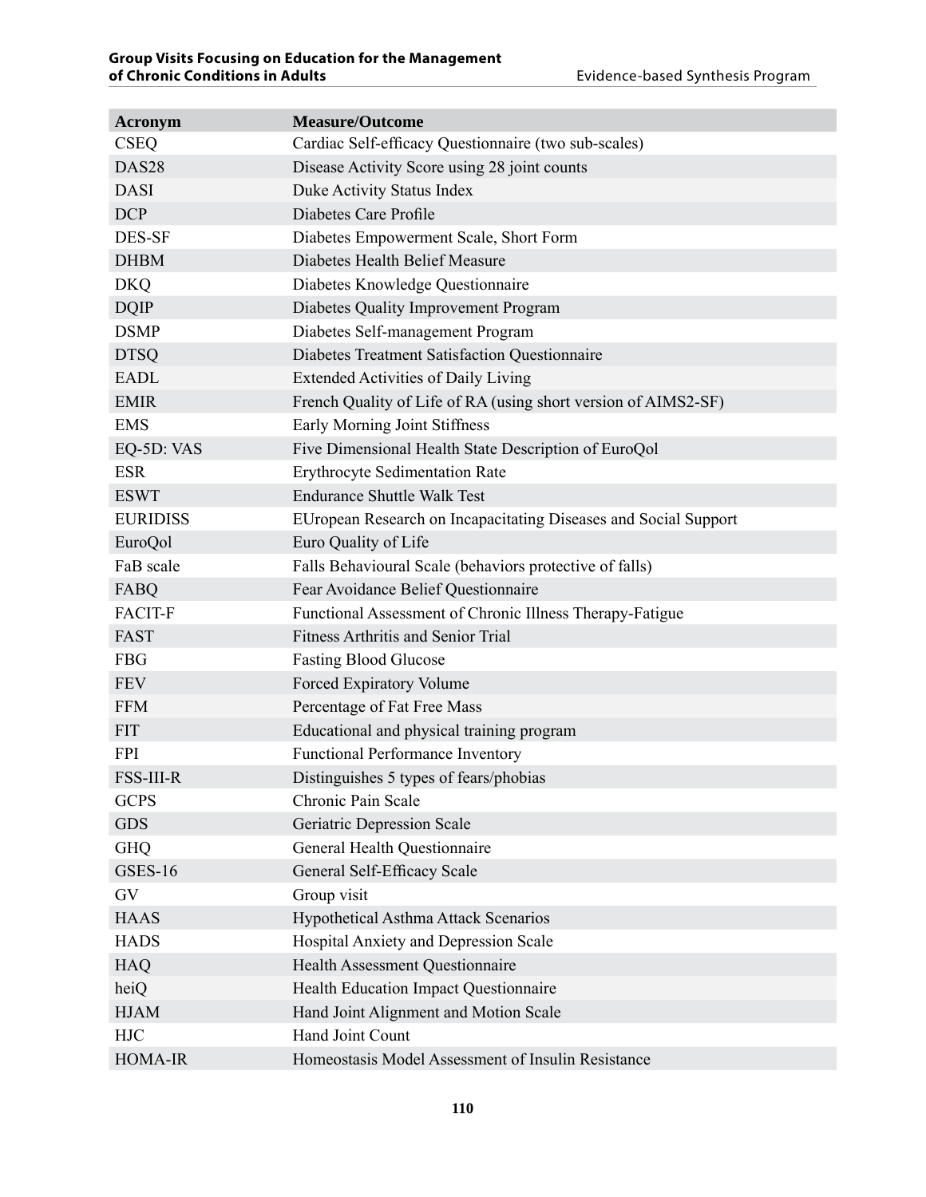| Acronym | Measure/Outcome |
| --- | --- |
| CSEQ | Cardiac Self-efficacy Questionnaire (two sub-scales) |
| DAS28 | Disease Activity Score using 28 joint counts |
| DASI | Duke Activity Status Index |
| DCP | Diabetes Care Profile |
| DES-SF | Diabetes Empowerment Scale, Short Form |
| DHBM | Diabetes Health Belief Measure |
| DKQ | Diabetes Knowledge Questionnaire |
| DQIP | Diabetes Quality Improvement Program |
| DSMP | Diabetes Self-management Program |
| DTSQ | Diabetes Treatment Satisfaction Questionnaire |
| EADL | Extended Activities of Daily Living |
| EMIR | French Quality of Life of RA (using short version of AIMS2-SF) |
| EMS | Early Morning Joint Stiffness |
| EQ-5D: VAS | Five Dimensional Health State Description of EuroQol |
| ESR | Erythrocyte Sedimentation Rate |
| ESWT | Endurance Shuttle Walk Test |
| EURIDISS | EUropean Research on Incapacitating Diseases and Social Support |
| EuroQol | Euro Quality of Life |
| FaB scale | Falls Behavioural Scale (behaviors protective of falls) |
| FABQ | Fear Avoidance Belief Questionnaire |
| FACIT-F | Functional Assessment of Chronic Illness Therapy-Fatigue |
| FAST | Fitness Arthritis and Senior Trial |
| FBG | Fasting Blood Glucose |
| FEV | Forced Expiratory Volume |
| FFM | Percentage of Fat Free Mass |
| FIT | Educational and physical training program |
| FPI | Functional Performance Inventory |
| FSS-III-R | Distinguishes 5 types of fears/phobias |
| GCPS | Chronic Pain Scale |
| GDS | Geriatric Depression Scale |
| GHQ | General Health Questionnaire |
| GSES-16 | General Self-Efficacy Scale |
| GV | Group visit |
| HAAS | Hypothetical Asthma Attack Scenarios |
| HADS | Hospital Anxiety and Depression Scale |
| HAQ | Health Assessment Questionnaire |
| heiQ | Health Education Impact Questionnaire |
| HJAM | Hand Joint Alignment and Motion Scale |
| HJC | Hand Joint Count |
| HOMA-IR | Homeostasis Model Assessment of Insulin Resistance |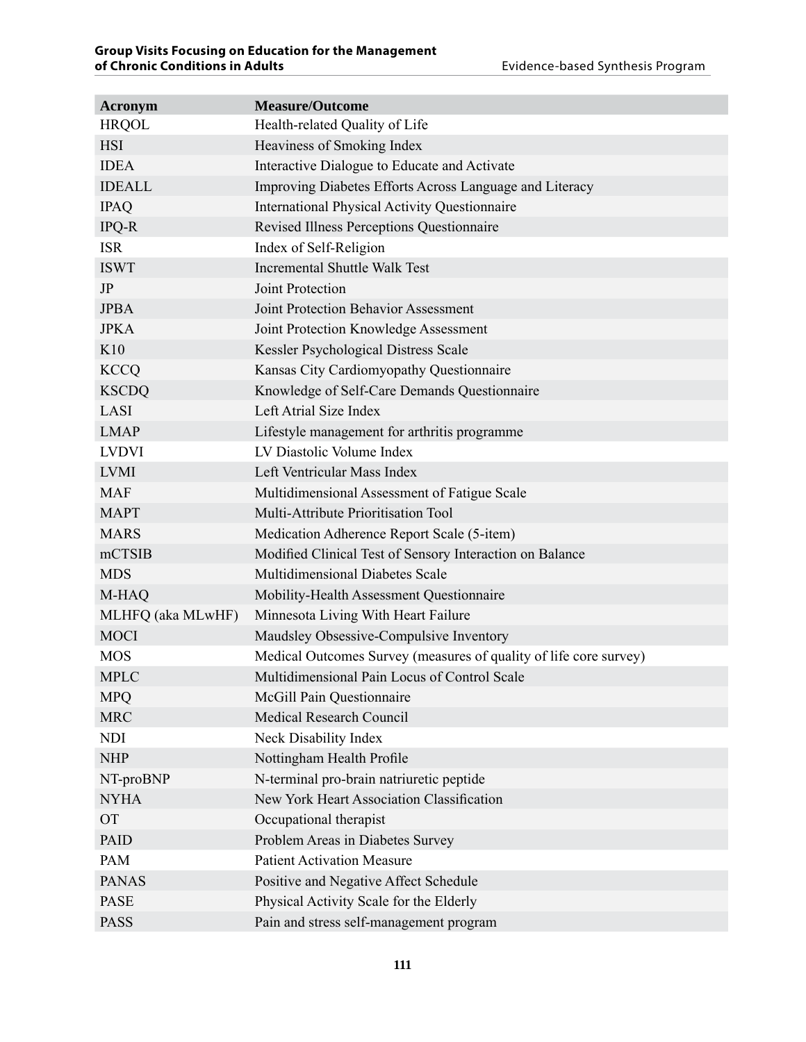| Acronym | Measure/Outcome |
|---|---|
| HRQOL | Health-related Quality of Life |
| HSI | Heaviness of Smoking Index |
| IDEA | Interactive Dialogue to Educate and Activate |
| IDEALL | Improving Diabetes Efforts Across Language and Literacy |
| IPAQ | International Physical Activity Questionnaire |
| IPQ-R | Revised Illness Perceptions Questionnaire |
| ISR | Index of Self-Religion |
| ISWT | Incremental Shuttle Walk Test |
| JP | Joint Protection |
| JPBA | Joint Protection Behavior Assessment |
| JPKA | Joint Protection Knowledge Assessment |
| K10 | Kessler Psychological Distress Scale |
| KCCQ | Kansas City Cardiomyopathy Questionnaire |
| KSCDQ | Knowledge of Self-Care Demands Questionnaire |
| LASI | Left Atrial Size Index |
| LMAP | Lifestyle management for arthritis programme |
| LVDVI | LV Diastolic Volume Index |
| LVMI | Left Ventricular Mass Index |
| MAF | Multidimensional Assessment of Fatigue Scale |
| MAPT | Multi-Attribute Prioritisation Tool |
| MARS | Medication Adherence Report Scale (5-item) |
| mCTSIB | Modified Clinical Test of Sensory Interaction on Balance |
| MDS | Multidimensional Diabetes Scale |
| M-HAQ | Mobility-Health Assessment Questionnaire |
| MLHFQ (aka MLwHF) | Minnesota Living With Heart Failure |
| MOCI | Maudsley Obsessive-Compulsive Inventory |
| MOS | Medical Outcomes Survey (measures of quality of life core survey) |
| MPLC | Multidimensional Pain Locus of Control Scale |
| MPQ | McGill Pain Questionnaire |
| MRC | Medical Research Council |
| NDI | Neck Disability Index |
| NHP | Nottingham Health Profile |
| NT-proBNP | N-terminal pro-brain natriuretic peptide |
| NYHA | New York Heart Association Classification |
| OT | Occupational therapist |
| PAID | Problem Areas in Diabetes Survey |
| PAM | Patient Activation Measure |
| PANAS | Positive and Negative Affect Schedule |
| PASE | Physical Activity Scale for the Elderly |
| PASS | Pain and stress self-management program |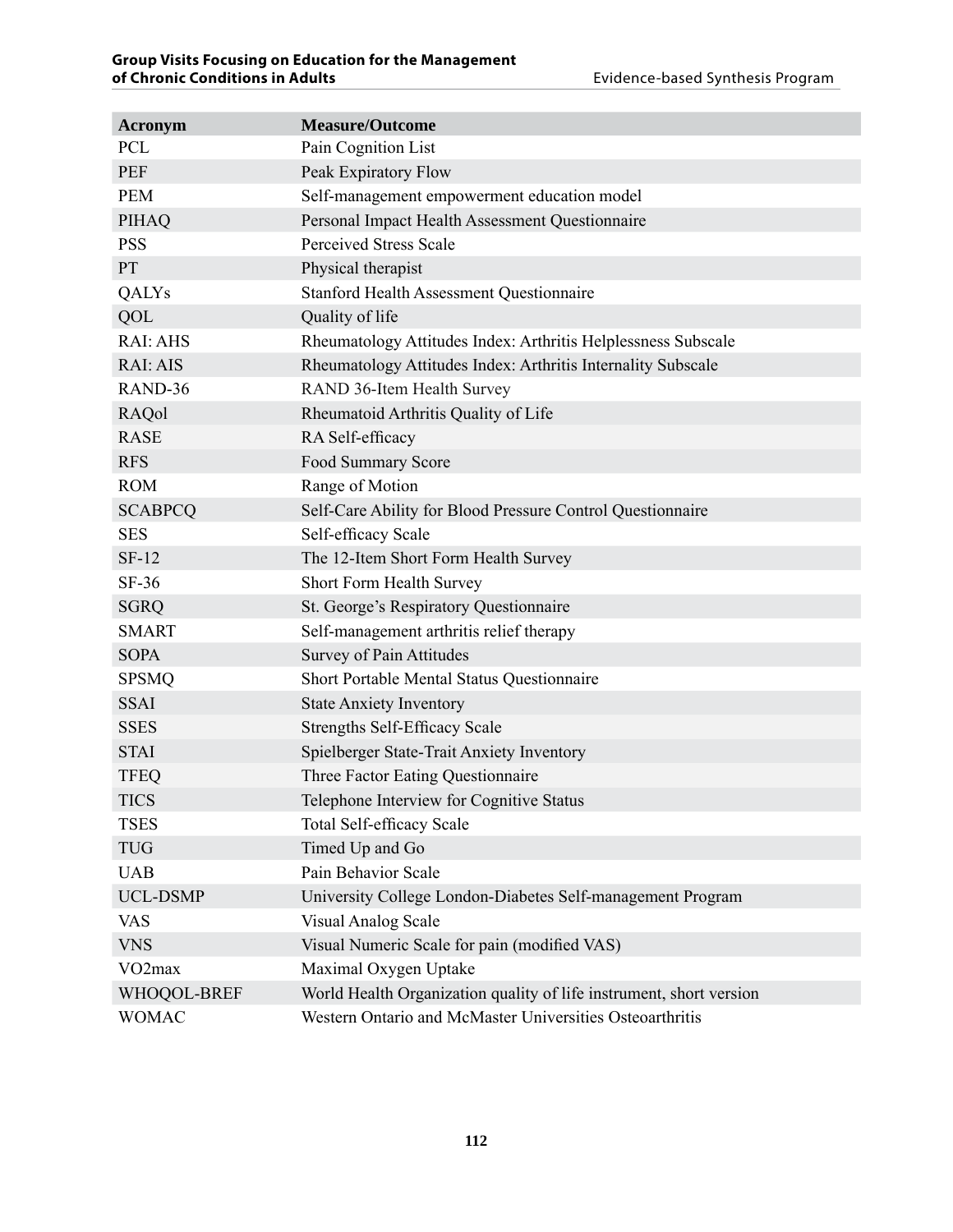| Acronym | Measure/Outcome |
|---|---|
| PCL | Pain Cognition List |
| PEF | Peak Expiratory Flow |
| PEM | Self-management empowerment education model |
| PIHAQ | Personal Impact Health Assessment Questionnaire |
| PSS | Perceived Stress Scale |
| PT | Physical therapist |
| QALYs | Stanford Health Assessment Questionnaire |
| QOL | Quality of life |
| RAI: AHS | Rheumatology Attitudes Index: Arthritis Helplessness Subscale |
| RAI: AIS | Rheumatology Attitudes Index: Arthritis Internality Subscale |
| RAND-36 | RAND 36-Item Health Survey |
| RAQol | Rheumatoid Arthritis Quality of Life |
| RASE | RA Self-efficacy |
| RFS | Food Summary Score |
| ROM | Range of Motion |
| SCABPCQ | Self-Care Ability for Blood Pressure Control Questionnaire |
| SES | Self-efficacy Scale |
| SF-12 | The 12-Item Short Form Health Survey |
| SF-36 | Short Form Health Survey |
| SGRQ | St. George's Respiratory Questionnaire |
| SMART | Self-management arthritis relief therapy |
| SOPA | Survey of Pain Attitudes |
| SPSMQ | Short Portable Mental Status Questionnaire |
| SSAI | State Anxiety Inventory |
| SSES | Strengths Self-Efficacy Scale |
| STAI | Spielberger State-Trait Anxiety Inventory |
| TFEQ | Three Factor Eating Questionnaire |
| TICS | Telephone Interview for Cognitive Status |
| TSES | Total Self-efficacy Scale |
| TUG | Timed Up and Go |
| UAB | Pain Behavior Scale |
| UCL-DSMP | University College London-Diabetes Self-management Program |
| VAS | Visual Analog Scale |
| VNS | Visual Numeric Scale for pain (modified VAS) |
| VO2max | Maximal Oxygen Uptake |
| WHOQOL-BREF | World Health Organization quality of life instrument, short version |
| WOMAC | Western Ontario and McMaster Universities Osteoarthritis |